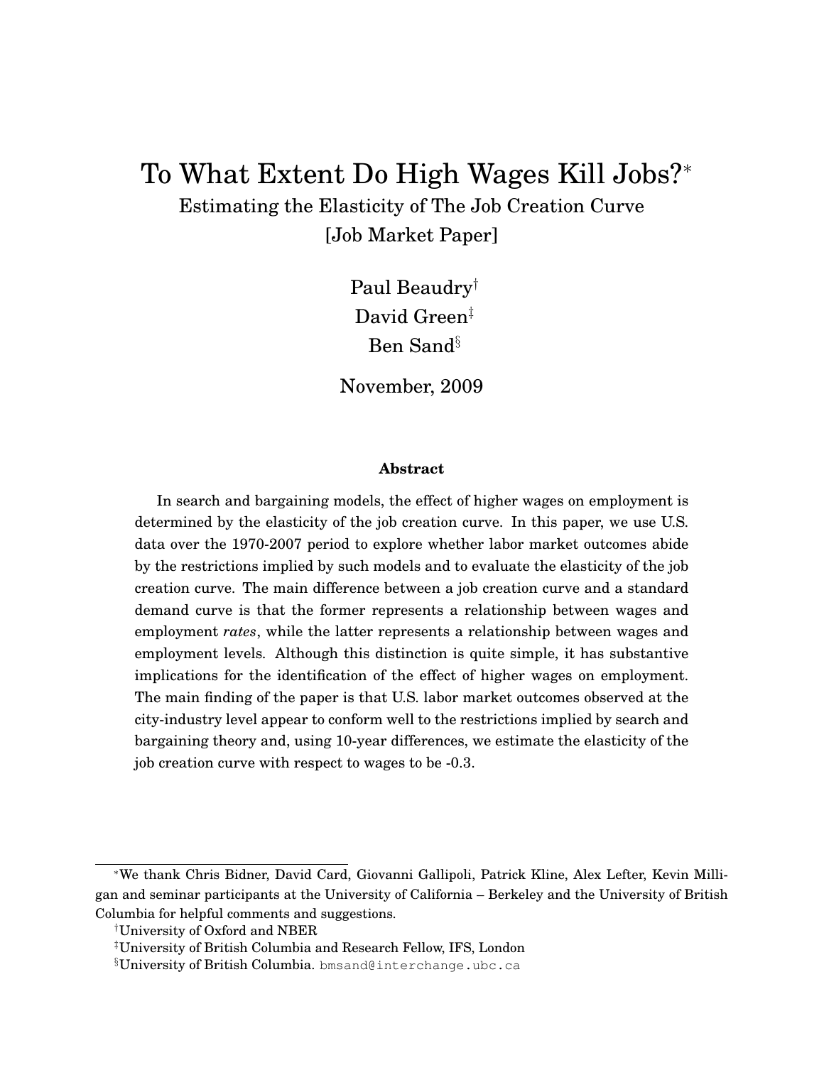# To What Extent Do High Wages Kill Jobs?[*]

## Estimating the Elasticity of The Job Creation Curve

## [Job Market Paper]

Paul Beaudry[†]

David Green[‡]

Ben Sand[§]

November, 2009

**Abstract**

In search and bargaining models, the effect of higher wages on employment is determined by the elasticity of the job creation curve. In this paper, we use U.S. data over the 1970-2007 period to explore whether labor market outcomes abide by the restrictions implied by such models and to evaluate the elasticity of the job creation curve. The main difference between a job creation curve and a standard demand curve is that the former represents a relationship between wages and employment *rates*, while the latter represents a relationship between wages and employment levels. Although this distinction is quite simple, it has substantive implications for the identification of the effect of higher wages on employment. The main finding of the paper is that U.S. labor market outcomes observed at the city-industry level appear to conform well to the restrictions implied by search and bargaining theory and, using 10-year differences, we estimate the elasticity of the job creation curve with respect to wages to be -0.3.

---

[*] We thank Chris Bidner, David Card, Giovanni Gallipoli, Patrick Kline, Alex Lefter, Kevin Milligan and seminar participants at the University of California – Berkeley and the University of British Columbia for helpful comments and suggestions.

[†] University of Oxford and NBER

[‡] University of British Columbia and Research Fellow, IFS, London

[§] University of British Columbia. bmsand@interchange.ubc.ca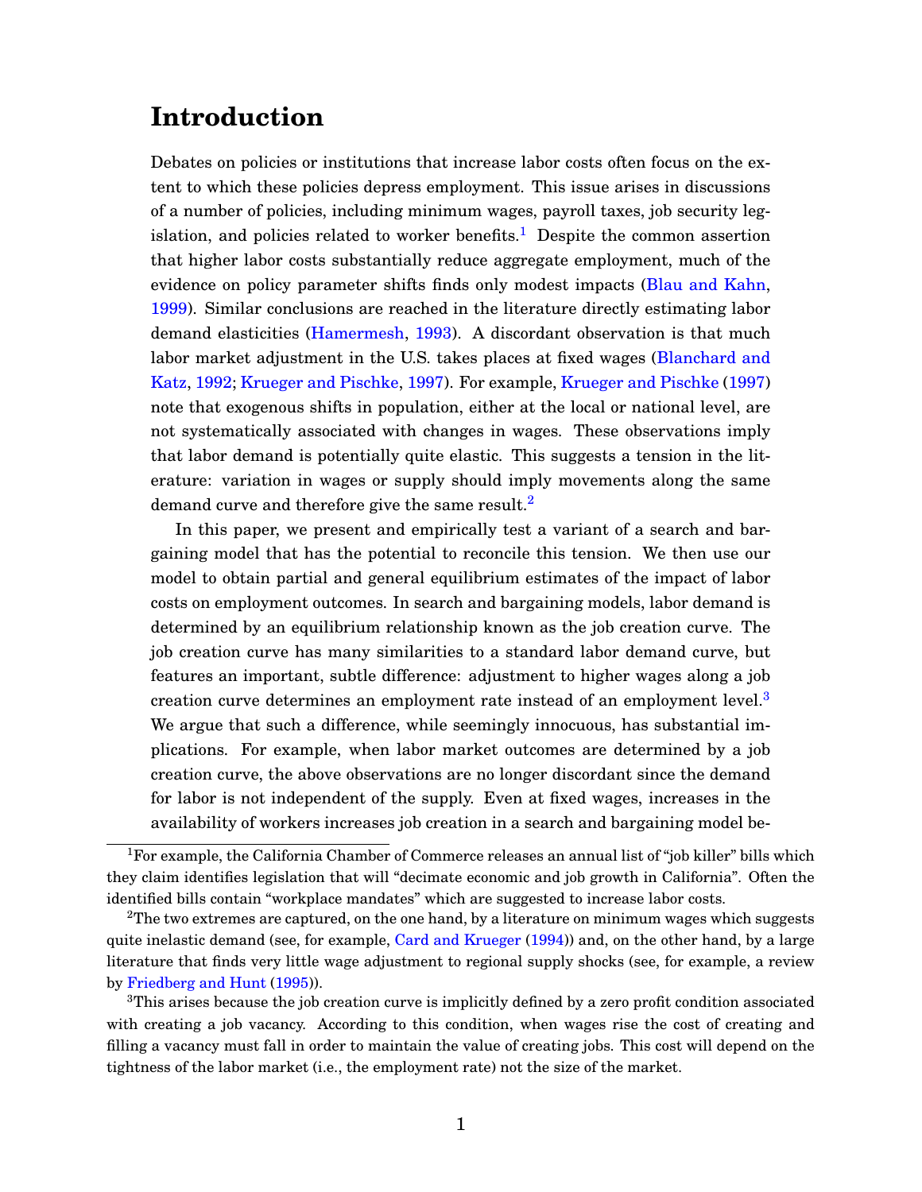# Introduction

Debates on policies or institutions that increase labor costs often focus on the extent to which these policies depress employment. This issue arises in discussions of a number of policies, including minimum wages, payroll taxes, job security legislation, and policies related to worker benefits.[1] Despite the common assertion that higher labor costs substantially reduce aggregate employment, much of the evidence on policy parameter shifts finds only modest impacts (Blau and Kahn, 1999). Similar conclusions are reached in the literature directly estimating labor demand elasticities (Hamermesh, 1993). A discordant observation is that much labor market adjustment in the U.S. takes places at fixed wages (Blanchard and Katz, 1992; Krueger and Pischke, 1997). For example, Krueger and Pischke (1997) note that exogenous shifts in population, either at the local or national level, are not systematically associated with changes in wages. These observations imply that labor demand is potentially quite elastic. This suggests a tension in the literature: variation in wages or supply should imply movements along the same demand curve and therefore give the same result.[2]

In this paper, we present and empirically test a variant of a search and bargaining model that has the potential to reconcile this tension. We then use our model to obtain partial and general equilibrium estimates of the impact of labor costs on employment outcomes. In search and bargaining models, labor demand is determined by an equilibrium relationship known as the job creation curve. The job creation curve has many similarities to a standard labor demand curve, but features an important, subtle difference: adjustment to higher wages along a job creation curve determines an employment rate instead of an employment level.[3] We argue that such a difference, while seemingly innocuous, has substantial implications. For example, when labor market outcomes are determined by a job creation curve, the above observations are no longer discordant since the demand for labor is not independent of the supply. Even at fixed wages, increases in the availability of workers increases job creation in a search and bargaining model be-

[1] For example, the California Chamber of Commerce releases an annual list of "job killer" bills which they claim identifies legislation that will "decimate economic and job growth in California". Often the identified bills contain "workplace mandates" which are suggested to increase labor costs.

[2] The two extremes are captured, on the one hand, by a literature on minimum wages which suggests quite inelastic demand (see, for example, Card and Krueger (1994)) and, on the other hand, by a large literature that finds very little wage adjustment to regional supply shocks (see, for example, a review by Friedberg and Hunt (1995)).

[3] This arises because the job creation curve is implicitly defined by a zero profit condition associated with creating a job vacancy. According to this condition, when wages rise the cost of creating and filling a vacancy must fall in order to maintain the value of creating jobs. This cost will depend on the tightness of the labor market (i.e., the employment rate) not the size of the market.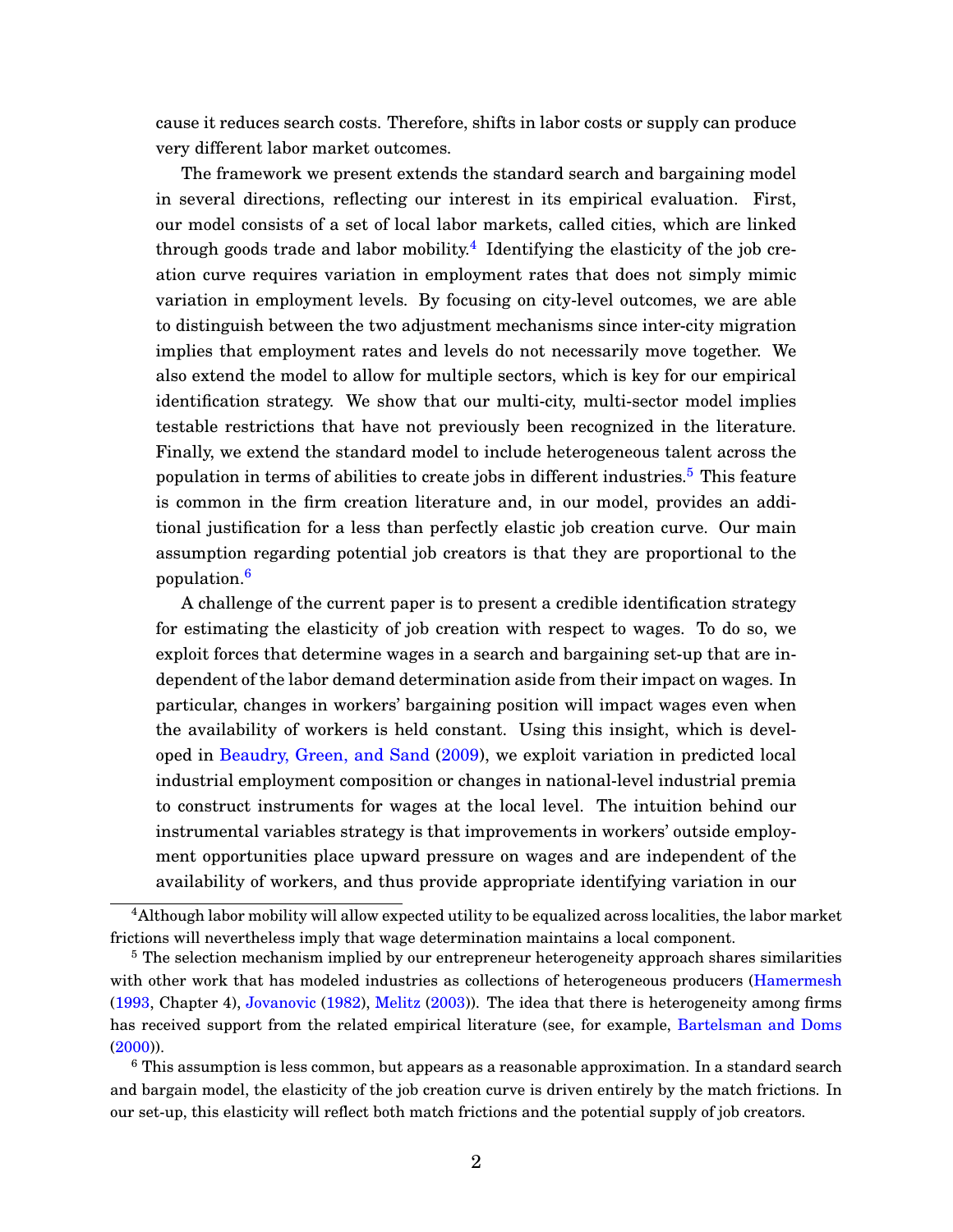cause it reduces search costs. Therefore, shifts in labor costs or supply can produce very different labor market outcomes.

The framework we present extends the standard search and bargaining model in several directions, reflecting our interest in its empirical evaluation. First, our model consists of a set of local labor markets, called cities, which are linked through goods trade and labor mobility.[4] Identifying the elasticity of the job creation curve requires variation in employment rates that does not simply mimic variation in employment levels. By focusing on city-level outcomes, we are able to distinguish between the two adjustment mechanisms since inter-city migration implies that employment rates and levels do not necessarily move together. We also extend the model to allow for multiple sectors, which is key for our empirical identification strategy. We show that our multi-city, multi-sector model implies testable restrictions that have not previously been recognized in the literature. Finally, we extend the standard model to include heterogeneous talent across the population in terms of abilities to create jobs in different industries.[5] This feature is common in the firm creation literature and, in our model, provides an additional justification for a less than perfectly elastic job creation curve. Our main assumption regarding potential job creators is that they are proportional to the population.[6]

A challenge of the current paper is to present a credible identification strategy for estimating the elasticity of job creation with respect to wages. To do so, we exploit forces that determine wages in a search and bargaining set-up that are independent of the labor demand determination aside from their impact on wages. In particular, changes in workers' bargaining position will impact wages even when the availability of workers is held constant. Using this insight, which is developed in Beaudry, Green, and Sand (2009), we exploit variation in predicted local industrial employment composition or changes in national-level industrial premia to construct instruments for wages at the local level. The intuition behind our instrumental variables strategy is that improvements in workers' outside employment opportunities place upward pressure on wages and are independent of the availability of workers, and thus provide appropriate identifying variation in our

[4] Although labor mobility will allow expected utility to be equalized across localities, the labor market frictions will nevertheless imply that wage determination maintains a local component.

[5] The selection mechanism implied by our entrepreneur heterogeneity approach shares similarities with other work that has modeled industries as collections of heterogeneous producers (Hamermesh (1993, Chapter 4), Jovanovic (1982), Melitz (2003)). The idea that there is heterogeneity among firms has received support from the related empirical literature (see, for example, Bartelsman and Doms (2000)).

[6] This assumption is less common, but appears as a reasonable approximation. In a standard search and bargain model, the elasticity of the job creation curve is driven entirely by the match frictions. In our set-up, this elasticity will reflect both match frictions and the potential supply of job creators.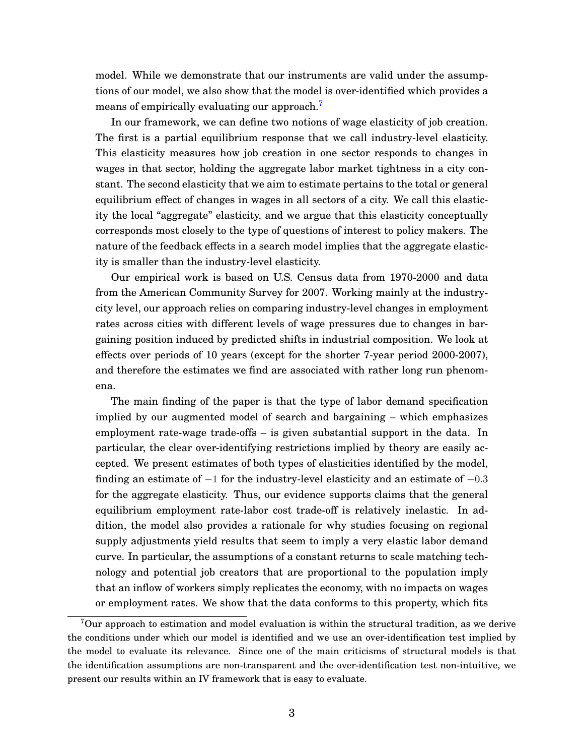model. While we demonstrate that our instruments are valid under the assumptions of our model, we also show that the model is over-identified which provides a means of empirically evaluating our approach.[7]

In our framework, we can define two notions of wage elasticity of job creation. The first is a partial equilibrium response that we call industry-level elasticity. This elasticity measures how job creation in one sector responds to changes in wages in that sector, holding the aggregate labor market tightness in a city constant. The second elasticity that we aim to estimate pertains to the total or general equilibrium effect of changes in wages in all sectors of a city. We call this elasticity the local "aggregate" elasticity, and we argue that this elasticity conceptually corresponds most closely to the type of questions of interest to policy makers. The nature of the feedback effects in a search model implies that the aggregate elasticity is smaller than the industry-level elasticity.

Our empirical work is based on U.S. Census data from 1970-2000 and data from the American Community Survey for 2007. Working mainly at the industry-city level, our approach relies on comparing industry-level changes in employment rates across cities with different levels of wage pressures due to changes in bargaining position induced by predicted shifts in industrial composition. We look at effects over periods of 10 years (except for the shorter 7-year period 2000-2007), and therefore the estimates we find are associated with rather long run phenomena.

The main finding of the paper is that the type of labor demand specification implied by our augmented model of search and bargaining – which emphasizes employment rate-wage trade-offs – is given substantial support in the data. In particular, the clear over-identifying restrictions implied by theory are easily accepted. We present estimates of both types of elasticities identified by the model, finding an estimate of $-1$ for the industry-level elasticity and an estimate of $-0.3$ for the aggregate elasticity. Thus, our evidence supports claims that the general equilibrium employment rate-labor cost trade-off is relatively inelastic. In addition, the model also provides a rationale for why studies focusing on regional supply adjustments yield results that seem to imply a very elastic labor demand curve. In particular, the assumptions of a constant returns to scale matching technology and potential job creators that are proportional to the population imply that an inflow of workers simply replicates the economy, with no impacts on wages or employment rates. We show that the data conforms to this property, which fits

[7]Our approach to estimation and model evaluation is within the structural tradition, as we derive the conditions under which our model is identified and we use an over-identification test implied by the model to evaluate its relevance. Since one of the main criticisms of structural models is that the identification assumptions are non-transparent and the over-identification test non-intuitive, we present our results within an IV framework that is easy to evaluate.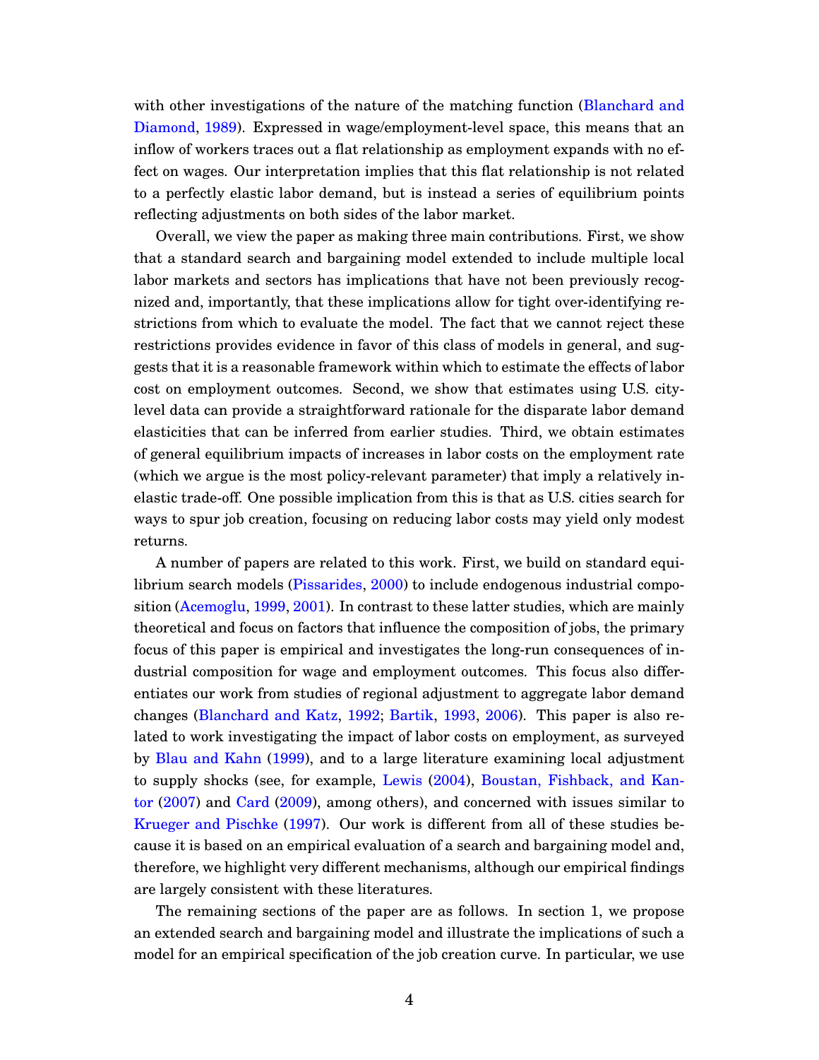with other investigations of the nature of the matching function (Blanchard and Diamond, 1989). Expressed in wage/employment-level space, this means that an inflow of workers traces out a flat relationship as employment expands with no effect on wages. Our interpretation implies that this flat relationship is not related to a perfectly elastic labor demand, but is instead a series of equilibrium points reflecting adjustments on both sides of the labor market.

Overall, we view the paper as making three main contributions. First, we show that a standard search and bargaining model extended to include multiple local labor markets and sectors has implications that have not been previously recognized and, importantly, that these implications allow for tight over-identifying restrictions from which to evaluate the model. The fact that we cannot reject these restrictions provides evidence in favor of this class of models in general, and suggests that it is a reasonable framework within which to estimate the effects of labor cost on employment outcomes. Second, we show that estimates using U.S. city-level data can provide a straightforward rationale for the disparate labor demand elasticities that can be inferred from earlier studies. Third, we obtain estimates of general equilibrium impacts of increases in labor costs on the employment rate (which we argue is the most policy-relevant parameter) that imply a relatively inelastic trade-off. One possible implication from this is that as U.S. cities search for ways to spur job creation, focusing on reducing labor costs may yield only modest returns.

A number of papers are related to this work. First, we build on standard equilibrium search models (Pissarides, 2000) to include endogenous industrial composition (Acemoglu, 1999, 2001). In contrast to these latter studies, which are mainly theoretical and focus on factors that influence the composition of jobs, the primary focus of this paper is empirical and investigates the long-run consequences of industrial composition for wage and employment outcomes. This focus also differentiates our work from studies of regional adjustment to aggregate labor demand changes (Blanchard and Katz, 1992; Bartik, 1993, 2006). This paper is also related to work investigating the impact of labor costs on employment, as surveyed by Blau and Kahn (1999), and to a large literature examining local adjustment to supply shocks (see, for example, Lewis (2004), Boustan, Fishback, and Kantor (2007) and Card (2009), among others), and concerned with issues similar to Krueger and Pischke (1997). Our work is different from all of these studies because it is based on an empirical evaluation of a search and bargaining model and, therefore, we highlight very different mechanisms, although our empirical findings are largely consistent with these literatures.

The remaining sections of the paper are as follows. In section 1, we propose an extended search and bargaining model and illustrate the implications of such a model for an empirical specification of the job creation curve. In particular, we use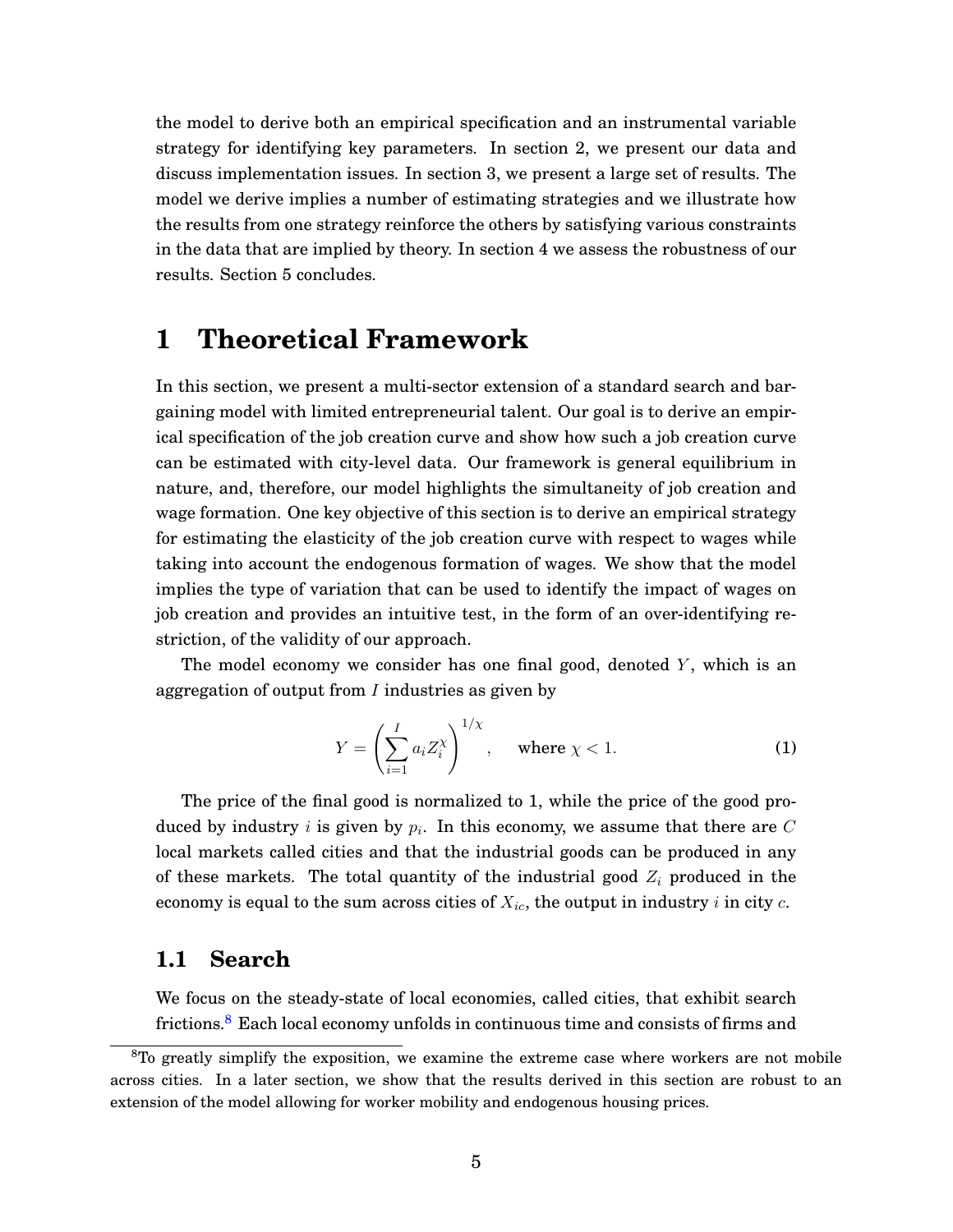the model to derive both an empirical specification and an instrumental variable strategy for identifying key parameters. In section 2, we present our data and discuss implementation issues. In section 3, we present a large set of results. The model we derive implies a number of estimating strategies and we illustrate how the results from one strategy reinforce the others by satisfying various constraints in the data that are implied by theory. In section 4 we assess the robustness of our results. Section 5 concludes.

# 1 Theoretical Framework

In this section, we present a multi-sector extension of a standard search and bargaining model with limited entrepreneurial talent. Our goal is to derive an empirical specification of the job creation curve and show how such a job creation curve can be estimated with city-level data. Our framework is general equilibrium in nature, and, therefore, our model highlights the simultaneity of job creation and wage formation. One key objective of this section is to derive an empirical strategy for estimating the elasticity of the job creation curve with respect to wages while taking into account the endogenous formation of wages. We show that the model implies the type of variation that can be used to identify the impact of wages on job creation and provides an intuitive test, in the form of an over-identifying restriction, of the validity of our approach.

The model economy we consider has one final good, denoted $Y$, which is an aggregation of output from $I$ industries as given by

$$Y = \left( \sum_{i=1}^{I} a_i Z_i^{\chi} \right)^{1/\chi}, \quad \text{where } \chi < 1. \tag{1}$$

The price of the final good is normalized to 1, while the price of the good produced by industry $i$ is given by $p_i$. In this economy, we assume that there are $C$ local markets called cities and that the industrial goods can be produced in any of these markets. The total quantity of the industrial good $Z_i$ produced in the economy is equal to the sum across cities of $X_{ic}$, the output in industry $i$ in city $c$.

## 1.1 Search

We focus on the steady-state of local economies, called cities, that exhibit search frictions.[8] Each local economy unfolds in continuous time and consists of firms and

[8] To greatly simplify the exposition, we examine the extreme case where workers are not mobile across cities. In a later section, we show that the results derived in this section are robust to an extension of the model allowing for worker mobility and endogenous housing prices.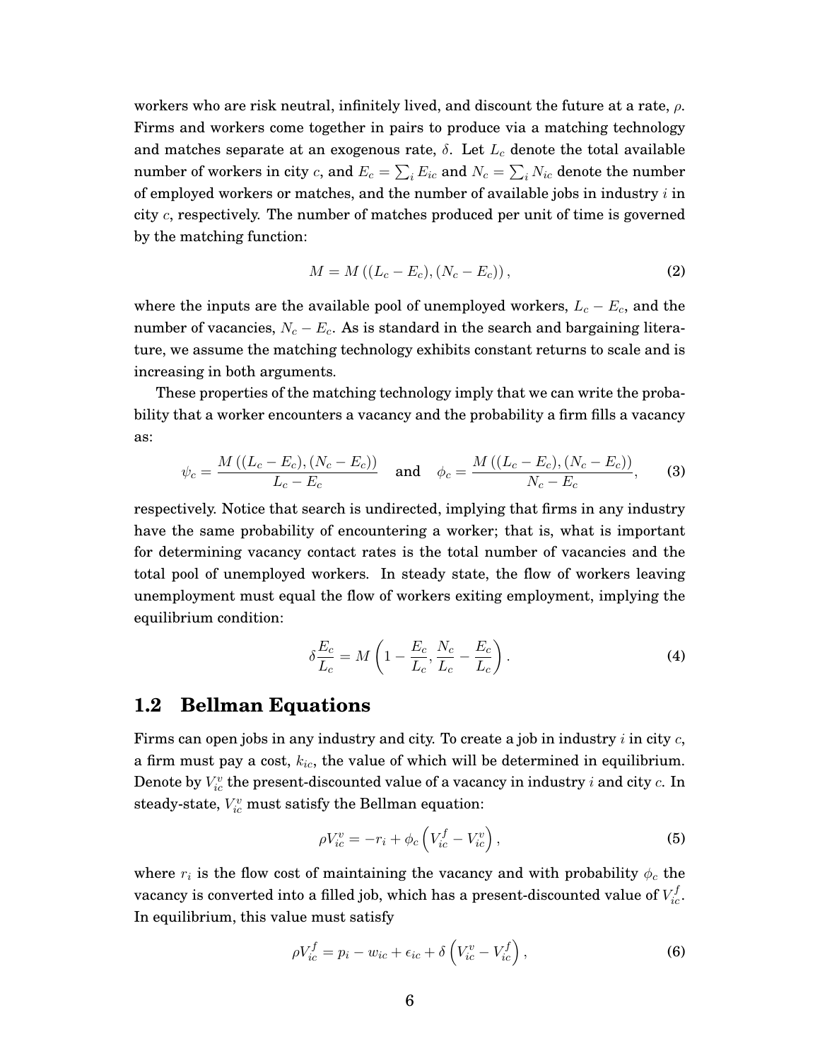workers who are risk neutral, infinitely lived, and discount the future at a rate, $\rho$. Firms and workers come together in pairs to produce via a matching technology and matches separate at an exogenous rate, $\delta$. Let $L_c$ denote the total available number of workers in city $c$, and $E_c = \sum_i E_{ic}$ and $N_c = \sum_i N_{ic}$ denote the number of employed workers or matches, and the number of available jobs in industry $i$ in city $c$, respectively. The number of matches produced per unit of time is governed by the matching function:

$$M = M\left((L_c - E_c), (N_c - E_c)\right), \tag{2}$$

where the inputs are the available pool of unemployed workers, $L_c - E_c$, and the number of vacancies, $N_c - E_c$. As is standard in the search and bargaining literature, we assume the matching technology exhibits constant returns to scale and is increasing in both arguments.

These properties of the matching technology imply that we can write the probability that a worker encounters a vacancy and the probability a firm fills a vacancy as:

$$\psi_c = \frac{M\left((L_c - E_c), (N_c - E_c)\right)}{L_c - E_c} \quad \text{and} \quad \phi_c = \frac{M\left((L_c - E_c), (N_c - E_c)\right)}{N_c - E_c}, \tag{3}$$

respectively. Notice that search is undirected, implying that firms in any industry have the same probability of encountering a worker; that is, what is important for determining vacancy contact rates is the total number of vacancies and the total pool of unemployed workers. In steady state, the flow of workers leaving unemployment must equal the flow of workers exiting employment, implying the equilibrium condition:

$$\delta \frac{E_c}{L_c} = M\left(1 - \frac{E_c}{L_c}, \frac{N_c}{L_c} - \frac{E_c}{L_c}\right). \tag{4}$$

## 1.2 Bellman Equations

Firms can open jobs in any industry and city. To create a job in industry $i$ in city $c$, a firm must pay a cost, $k_{ic}$, the value of which will be determined in equilibrium. Denote by $V_{ic}^v$ the present-discounted value of a vacancy in industry $i$ and city $c$. In steady-state, $V_{ic}^v$ must satisfy the Bellman equation:

$$\rho V_{ic}^v = -r_i + \phi_c \left(V_{ic}^f - V_{ic}^v\right), \tag{5}$$

where $r_i$ is the flow cost of maintaining the vacancy and with probability $\phi_c$ the vacancy is converted into a filled job, which has a present-discounted value of $V_{ic}^f$. In equilibrium, this value must satisfy

$$\rho V_{ic}^f = p_i - w_{ic} + \epsilon_{ic} + \delta \left(V_{ic}^v - V_{ic}^f\right), \tag{6}$$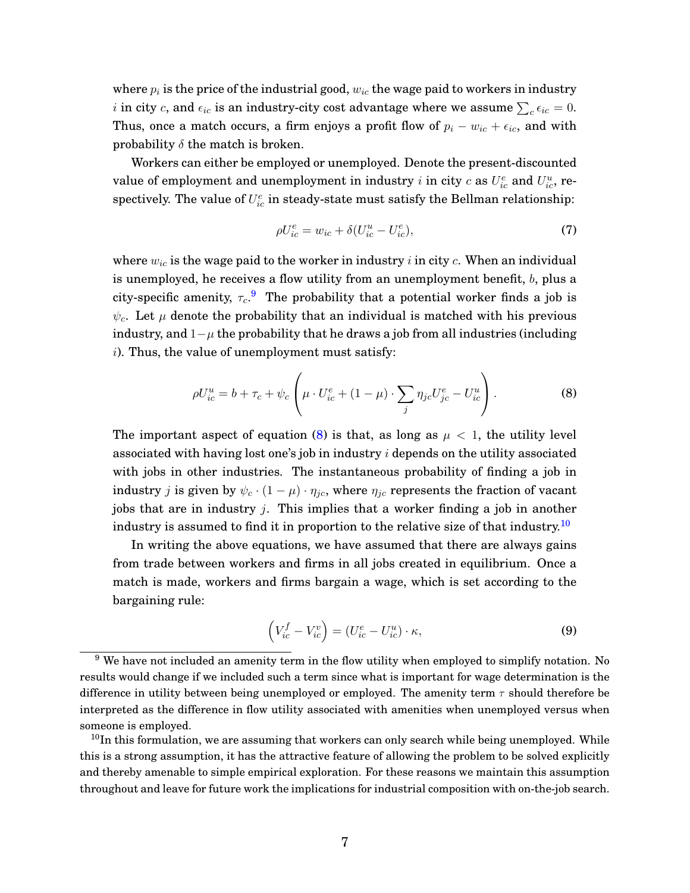where $p_i$ is the price of the industrial good, $w_{ic}$ the wage paid to workers in industry $i$ in city $c$, and $\epsilon_{ic}$ is an industry-city cost advantage where we assume $\sum_c \epsilon_{ic} = 0$. Thus, once a match occurs, a firm enjoys a profit flow of $p_i - w_{ic} + \epsilon_{ic}$, and with probability $\delta$ the match is broken.

Workers can either be employed or unemployed. Denote the present-discounted value of employment and unemployment in industry $i$ in city $c$ as $U^e_{ic}$ and $U^u_{ic}$, respectively. The value of $U^e_{ic}$ in steady-state must satisfy the Bellman relationship:

$$\rho U^e_{ic} = w_{ic} + \delta(U^u_{ic} - U^e_{ic}), \tag{7}$$

where $w_{ic}$ is the wage paid to the worker in industry $i$ in city $c$. When an individual is unemployed, he receives a flow utility from an unemployment benefit, $b$, plus a city-specific amenity, $\tau_c$.[9] The probability that a potential worker finds a job is $\psi_c$. Let $\mu$ denote the probability that an individual is matched with his previous industry, and $1-\mu$ the probability that he draws a job from all industries (including $i$). Thus, the value of unemployment must satisfy:

$$\rho U^u_{ic} = b + \tau_c + \psi_c \left( \mu \cdot U^e_{ic} + (1-\mu) \cdot \sum_j \eta_{jc} U^e_{jc} - U^u_{ic} \right). \tag{8}$$

The important aspect of equation (8) is that, as long as $\mu < 1$, the utility level associated with having lost one's job in industry $i$ depends on the utility associated with jobs in other industries. The instantaneous probability of finding a job in industry $j$ is given by $\psi_c \cdot (1-\mu) \cdot \eta_{jc}$, where $\eta_{jc}$ represents the fraction of vacant jobs that are in industry $j$. This implies that a worker finding a job in another industry is assumed to find it in proportion to the relative size of that industry.[10]

In writing the above equations, we have assumed that there are always gains from trade between workers and firms in all jobs created in equilibrium. Once a match is made, workers and firms bargain a wage, which is set according to the bargaining rule:

$$\left( V^f_{ic} - V^v_{ic} \right) = (U^e_{ic} - U^u_{ic}) \cdot \kappa, \tag{9}$$

[9] We have not included an amenity term in the flow utility when employed to simplify notation. No results would change if we included such a term since what is important for wage determination is the difference in utility between being unemployed or employed. The amenity term $\tau$ should therefore be interpreted as the difference in flow utility associated with amenities when unemployed versus when someone is employed.

[10] In this formulation, we are assuming that workers can only search while being unemployed. While this is a strong assumption, it has the attractive feature of allowing the problem to be solved explicitly and thereby amenable to simple empirical exploration. For these reasons we maintain this assumption throughout and leave for future work the implications for industrial composition with on-the-job search.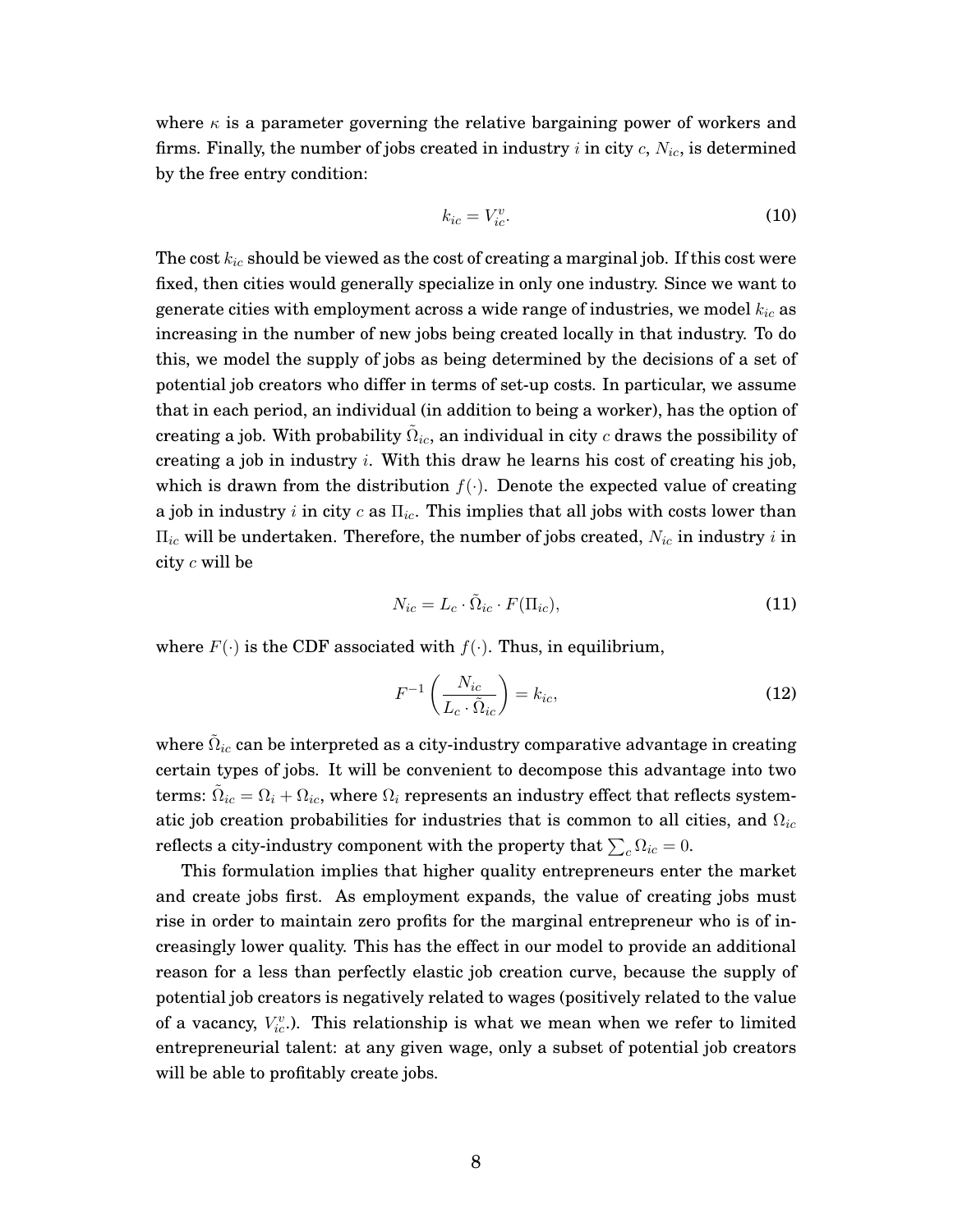where $\kappa$ is a parameter governing the relative bargaining power of workers and firms. Finally, the number of jobs created in industry $i$ in city $c$, $N_{ic}$, is determined by the free entry condition:

$$k_{ic} = V^{v}_{ic}. \tag{10}$$

The cost $k_{ic}$ should be viewed as the cost of creating a marginal job. If this cost were fixed, then cities would generally specialize in only one industry. Since we want to generate cities with employment across a wide range of industries, we model $k_{ic}$ as increasing in the number of new jobs being created locally in that industry. To do this, we model the supply of jobs as being determined by the decisions of a set of potential job creators who differ in terms of set-up costs. In particular, we assume that in each period, an individual (in addition to being a worker), has the option of creating a job. With probability $\tilde{\Omega}_{ic}$, an individual in city $c$ draws the possibility of creating a job in industry $i$. With this draw he learns his cost of creating his job, which is drawn from the distribution $f(\cdot)$. Denote the expected value of creating a job in industry $i$ in city $c$ as $\Pi_{ic}$. This implies that all jobs with costs lower than $\Pi_{ic}$ will be undertaken. Therefore, the number of jobs created, $N_{ic}$ in industry $i$ in city $c$ will be

$$N_{ic} = L_c \cdot \tilde{\Omega}_{ic} \cdot F(\Pi_{ic}), \tag{11}$$

where $F(\cdot)$ is the CDF associated with $f(\cdot)$. Thus, in equilibrium,

$$F^{-1}\left(\frac{N_{ic}}{L_c \cdot \tilde{\Omega}_{ic}}\right) = k_{ic}, \tag{12}$$

where $\tilde{\Omega}_{ic}$ can be interpreted as a city-industry comparative advantage in creating certain types of jobs. It will be convenient to decompose this advantage into two terms: $\tilde{\Omega}_{ic} = \Omega_i + \Omega_{ic}$, where $\Omega_i$ represents an industry effect that reflects systematic job creation probabilities for industries that is common to all cities, and $\Omega_{ic}$ reflects a city-industry component with the property that $\sum_c \Omega_{ic} = 0$.

This formulation implies that higher quality entrepreneurs enter the market and create jobs first. As employment expands, the value of creating jobs must rise in order to maintain zero profits for the marginal entrepreneur who is of increasingly lower quality. This has the effect in our model to provide an additional reason for a less than perfectly elastic job creation curve, because the supply of potential job creators is negatively related to wages (positively related to the value of a vacancy, $V^{v}_{ic}$.). This relationship is what we mean when we refer to limited entrepreneurial talent: at any given wage, only a subset of potential job creators will be able to profitably create jobs.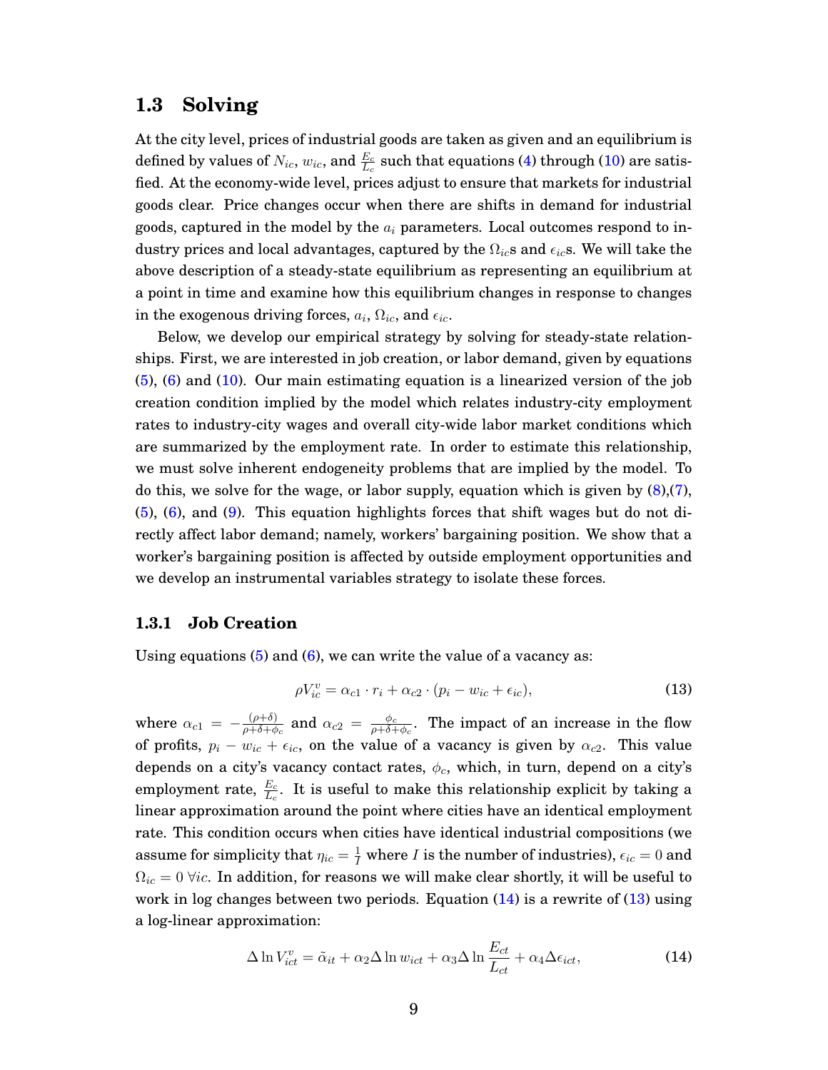## 1.3 Solving

At the city level, prices of industrial goods are taken as given and an equilibrium is defined by values of $N_{ic}$, $w_{ic}$, and $\frac{E_c}{L_c}$ such that equations (4) through (10) are satisfied. At the economy-wide level, prices adjust to ensure that markets for industrial goods clear. Price changes occur when there are shifts in demand for industrial goods, captured in the model by the $a_i$ parameters. Local outcomes respond to industry prices and local advantages, captured by the $\Omega_{ic}$s and $\epsilon_{ic}$s. We will take the above description of a steady-state equilibrium as representing an equilibrium at a point in time and examine how this equilibrium changes in response to changes in the exogenous driving forces, $a_i$, $\Omega_{ic}$, and $\epsilon_{ic}$.

Below, we develop our empirical strategy by solving for steady-state relationships. First, we are interested in job creation, or labor demand, given by equations (5), (6) and (10). Our main estimating equation is a linearized version of the job creation condition implied by the model which relates industry-city employment rates to industry-city wages and overall city-wide labor market conditions which are summarized by the employment rate. In order to estimate this relationship, we must solve inherent endogeneity problems that are implied by the model. To do this, we solve for the wage, or labor supply, equation which is given by (8),(7), (5), (6), and (9). This equation highlights forces that shift wages but do not directly affect labor demand; namely, workers' bargaining position. We show that a worker's bargaining position is affected by outside employment opportunities and we develop an instrumental variables strategy to isolate these forces.

### 1.3.1 Job Creation

Using equations (5) and (6), we can write the value of a vacancy as:

$$\rho V_{ic}^{v} = \alpha_{c1} \cdot r_i + \alpha_{c2} \cdot (p_i - w_{ic} + \epsilon_{ic}), \tag{13}$$

where $\alpha_{c1} = -\frac{(\rho+\delta)}{\rho+\delta+\phi_c}$ and $\alpha_{c2} = \frac{\phi_c}{\rho+\delta+\phi_c}$. The impact of an increase in the flow of profits, $p_i - w_{ic} + \epsilon_{ic}$, on the value of a vacancy is given by $\alpha_{c2}$. This value depends on a city's vacancy contact rates, $\phi_c$, which, in turn, depend on a city's employment rate, $\frac{E_c}{L_c}$. It is useful to make this relationship explicit by taking a linear approximation around the point where cities have an identical employment rate. This condition occurs when cities have identical industrial compositions (we assume for simplicity that $\eta_{ic} = \frac{1}{I}$ where $I$ is the number of industries), $\epsilon_{ic} = 0$ and $\Omega_{ic} = 0 \; \forall ic$. In addition, for reasons we will make clear shortly, it will be useful to work in log changes between two periods. Equation (14) is a rewrite of (13) using a log-linear approximation:

$$\Delta \ln V_{ict}^{v} = \tilde{\alpha}_{it} + \alpha_2 \Delta \ln w_{ict} + \alpha_3 \Delta \ln \frac{E_{ct}}{L_{ct}} + \alpha_4 \Delta \epsilon_{ict}, \tag{14}$$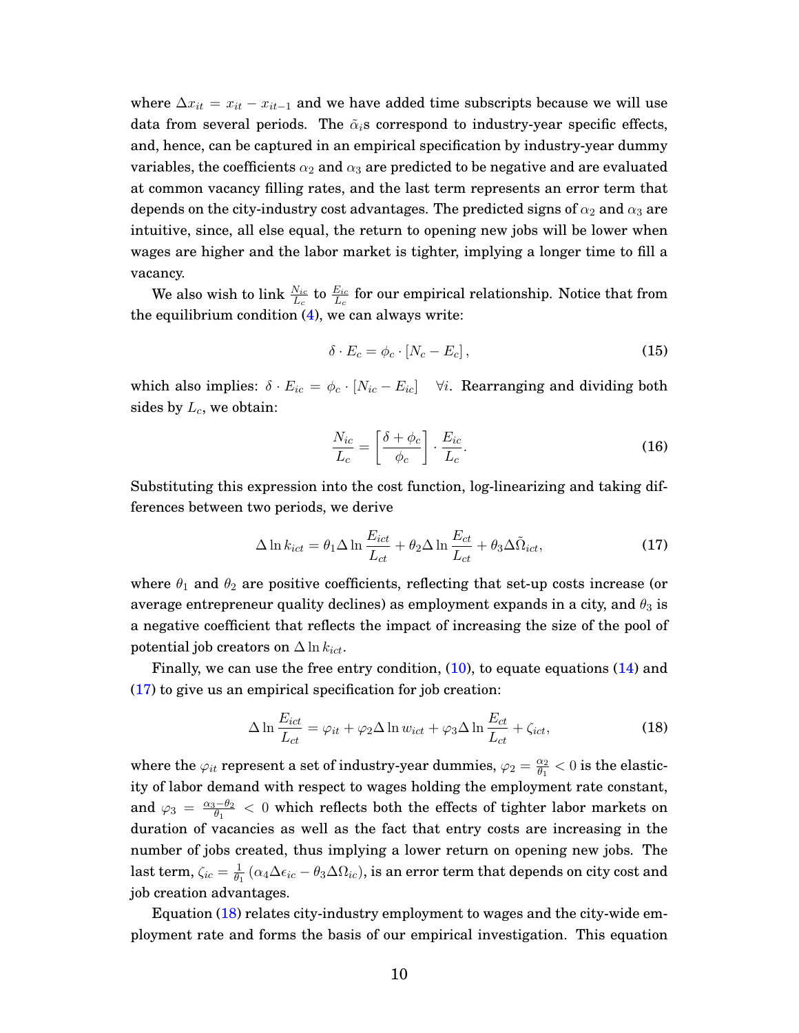where $\Delta x_{it} = x_{it} - x_{it-1}$ and we have added time subscripts because we will use data from several periods. The $\tilde{\alpha}_i$s correspond to industry-year specific effects, and, hence, can be captured in an empirical specification by industry-year dummy variables, the coefficients $\alpha_2$ and $\alpha_3$ are predicted to be negative and are evaluated at common vacancy filling rates, and the last term represents an error term that depends on the city-industry cost advantages. The predicted signs of $\alpha_2$ and $\alpha_3$ are intuitive, since, all else equal, the return to opening new jobs will be lower when wages are higher and the labor market is tighter, implying a longer time to fill a vacancy.

We also wish to link $\frac{N_{ic}}{L_c}$ to $\frac{E_{ic}}{L_c}$ for our empirical relationship. Notice that from the equilibrium condition (4), we can always write:

$$\delta \cdot E_c = \phi_c \cdot [N_c - E_c], \tag{15}$$

which also implies: $\delta \cdot E_{ic} = \phi_c \cdot [N_{ic} - E_{ic}] \quad \forall i$. Rearranging and dividing both sides by $L_c$, we obtain:

$$\frac{N_{ic}}{L_c} = \left[\frac{\delta + \phi_c}{\phi_c}\right] \cdot \frac{E_{ic}}{L_c}. \tag{16}$$

Substituting this expression into the cost function, log-linearizing and taking differences between two periods, we derive

$$\Delta \ln k_{ict} = \theta_1 \Delta \ln \frac{E_{ict}}{L_{ct}} + \theta_2 \Delta \ln \frac{E_{ct}}{L_{ct}} + \theta_3 \Delta \tilde{\Omega}_{ict}, \tag{17}$$

where $\theta_1$ and $\theta_2$ are positive coefficients, reflecting that set-up costs increase (or average entrepreneur quality declines) as employment expands in a city, and $\theta_3$ is a negative coefficient that reflects the impact of increasing the size of the pool of potential job creators on $\Delta \ln k_{ict}$.

Finally, we can use the free entry condition, (10), to equate equations (14) and (17) to give us an empirical specification for job creation:

$$\Delta \ln \frac{E_{ict}}{L_{ct}} = \varphi_{it} + \varphi_2 \Delta \ln w_{ict} + \varphi_3 \Delta \ln \frac{E_{ct}}{L_{ct}} + \zeta_{ict}, \tag{18}$$

where the $\varphi_{it}$ represent a set of industry-year dummies, $\varphi_2 = \frac{\alpha_2}{\theta_1} < 0$ is the elasticity of labor demand with respect to wages holding the employment rate constant, and $\varphi_3 = \frac{\alpha_3 - \theta_2}{\theta_1} < 0$ which reflects both the effects of tighter labor markets on duration of vacancies as well as the fact that entry costs are increasing in the number of jobs created, thus implying a lower return on opening new jobs. The last term, $\zeta_{ic} = \frac{1}{\theta_1}(\alpha_4 \Delta \epsilon_{ic} - \theta_3 \Delta \Omega_{ic})$, is an error term that depends on city cost and job creation advantages.

Equation (18) relates city-industry employment to wages and the city-wide employment rate and forms the basis of our empirical investigation. This equation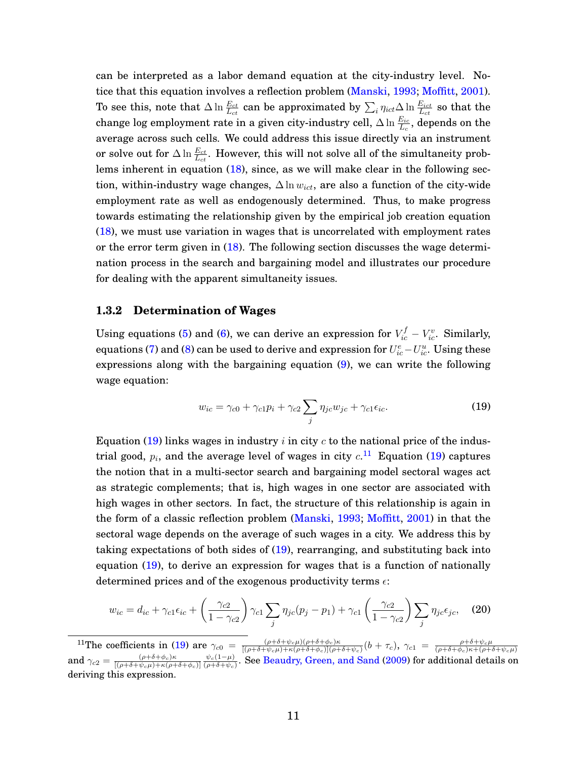can be interpreted as a labor demand equation at the city-industry level. Notice that this equation involves a reflection problem (Manski, 1993; Moffitt, 2001). To see this, note that $\Delta \ln \frac{E_{ct}}{L_{ct}}$ can be approximated by $\sum_i \eta_{ict} \Delta \ln \frac{E_{ict}}{L_{ct}}$ so that the change log employment rate in a given city-industry cell, $\Delta \ln \frac{E_{ic}}{L_c}$, depends on the average across such cells. We could address this issue directly via an instrument or solve out for $\Delta \ln \frac{E_{ct}}{L_{ct}}$. However, this will not solve all of the simultaneity problems inherent in equation (18), since, as we will make clear in the following section, within-industry wage changes, $\Delta \ln w_{ict}$, are also a function of the city-wide employment rate as well as endogenously determined. Thus, to make progress towards estimating the relationship given by the empirical job creation equation (18), we must use variation in wages that is uncorrelated with employment rates or the error term given in (18). The following section discusses the wage determination process in the search and bargaining model and illustrates our procedure for dealing with the apparent simultaneity issues.

### 1.3.2 Determination of Wages

Using equations (5) and (6), we can derive an expression for $V_{ic}^f - V_{ic}^v$. Similarly, equations (7) and (8) can be used to derive and expression for $U_{ic}^e - U_{ic}^u$. Using these expressions along with the bargaining equation (9), we can write the following wage equation:

$$w_{ic} = \gamma_{c0} + \gamma_{c1} p_i + \gamma_{c2} \sum_j \eta_{jc} w_{jc} + \gamma_{c1} \epsilon_{ic}. \tag{19}$$

Equation (19) links wages in industry $i$ in city $c$ to the national price of the industrial good, $p_i$, and the average level of wages in city $c$.[11] Equation (19) captures the notion that in a multi-sector search and bargaining model sectoral wages act as strategic complements; that is, high wages in one sector are associated with high wages in other sectors. In fact, the structure of this relationship is again in the form of a classic reflection problem (Manski, 1993; Moffitt, 2001) in that the sectoral wage depends on the average of such wages in a city. We address this by taking expectations of both sides of (19), rearranging, and substituting back into equation (19), to derive an expression for wages that is a function of nationally determined prices and of the exogenous productivity terms $\epsilon$:

$$w_{ic} = d_{ic} + \gamma_{c1} \epsilon_{ic} + \left( \frac{\gamma_{c2}}{1 - \gamma_{c2}} \right) \gamma_{c1} \sum_j \eta_{jc} (p_j - p_1) + \gamma_{c1} \left( \frac{\gamma_{c2}}{1 - \gamma_{c2}} \right) \sum_j \eta_{jc} \epsilon_{jc}, \tag{20}$$

[11] The coefficients in (19) are $\gamma_{c0} = \frac{(\rho+\delta+\psi_c\mu)(\rho+\delta+\phi_c)\kappa}{[(\rho+\delta+\psi_c\mu)+\kappa(\rho+\delta+\phi_c)](\rho+\delta+\psi_c)}(b+\tau_c)$, $\gamma_{c1} = \frac{\rho+\delta+\psi_c\mu}{(\rho+\delta+\phi_c)\kappa+(\rho+\delta+\psi_c\mu)}$ and $\gamma_{c2} = \frac{(\rho+\delta+\phi_c)\kappa}{[(\rho+\delta+\psi_c\mu)+\kappa(\rho+\delta+\phi_c)]} \frac{\psi_c(1-\mu)}{(\rho+\delta+\psi_c)}$. See Beaudry, Green, and Sand (2009) for additional details on deriving this expression.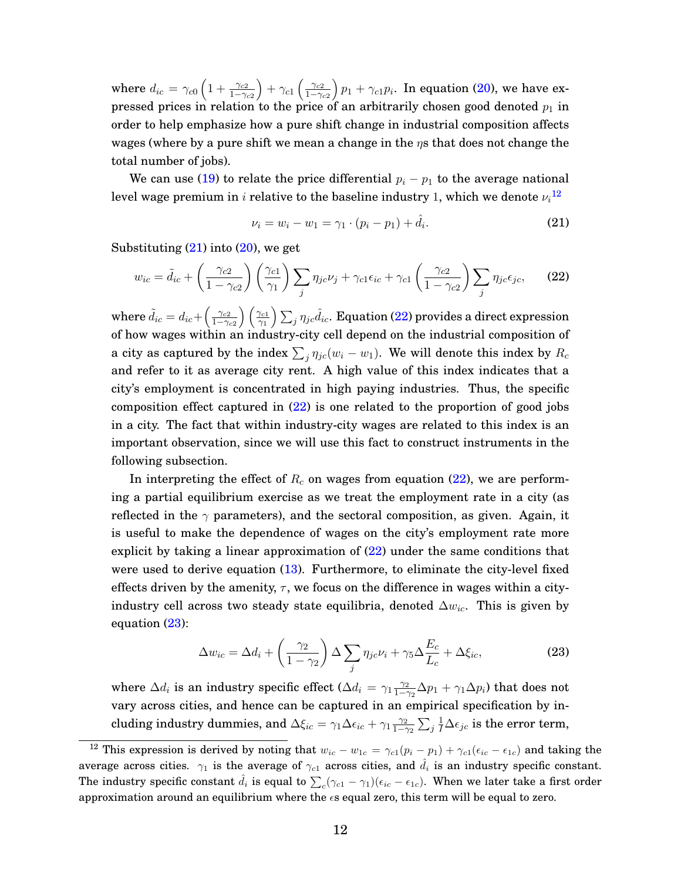where $d_{ic} = \gamma_{c0}\left(1+\frac{\gamma_{c2}}{1-\gamma_{c2}}\right)+\gamma_{c1}\left(\frac{\gamma_{c2}}{1-\gamma_{c2}}\right)p_1+\gamma_{c1}p_i$. In equation (20), we have expressed prices in relation to the price of an arbitrarily chosen good denoted $p_1$ in order to help emphasize how a pure shift change in industrial composition affects wages (where by a pure shift we mean a change in the $\eta$s that does not change the total number of jobs).

We can use (19) to relate the price differential $p_i - p_1$ to the average national level wage premium in $i$ relative to the baseline industry 1, which we denote $\nu_i$[12]

$$\nu_i = w_i - w_1 = \gamma_1 \cdot (p_i - p_1) + \hat{d}_i. \tag{21}$$

Substituting (21) into (20), we get

$$w_{ic} = \tilde{d}_{ic} + \left(\frac{\gamma_{c2}}{1-\gamma_{c2}}\right)\left(\frac{\gamma_{c1}}{\gamma_1}\right)\sum_j \eta_{jc}\nu_j + \gamma_{c1}\epsilon_{ic} + \gamma_{c1}\left(\frac{\gamma_{c2}}{1-\gamma_{c2}}\right)\sum_j \eta_{jc}\epsilon_{jc}, \tag{22}$$

where $\tilde{d}_{ic} = d_{ic} + \left(\frac{\gamma_{c2}}{1-\gamma_{c2}}\right)\left(\frac{\gamma_{c1}}{\gamma_1}\right)\sum_j \eta_{jc}\hat{d}_{ic}$. Equation (22) provides a direct expression of how wages within an industry-city cell depend on the industrial composition of a city as captured by the index $\sum_j \eta_{jc}(w_i - w_1)$. We will denote this index by $R_c$ and refer to it as average city rent. A high value of this index indicates that a city's employment is concentrated in high paying industries. Thus, the specific composition effect captured in (22) is one related to the proportion of good jobs in a city. The fact that within industry-city wages are related to this index is an important observation, since we will use this fact to construct instruments in the following subsection.

In interpreting the effect of $R_c$ on wages from equation (22), we are performing a partial equilibrium exercise as we treat the employment rate in a city (as reflected in the $\gamma$ parameters), and the sectoral composition, as given. Again, it is useful to make the dependence of wages on the city's employment rate more explicit by taking a linear approximation of (22) under the same conditions that were used to derive equation (13). Furthermore, to eliminate the city-level fixed effects driven by the amenity, $\tau$, we focus on the difference in wages within a city-industry cell across two steady state equilibria, denoted $\Delta w_{ic}$. This is given by equation (23):

$$\Delta w_{ic} = \Delta d_i + \left(\frac{\gamma_2}{1-\gamma_2}\right)\Delta\sum_j \eta_{jc}\nu_i + \gamma_5\Delta\frac{E_c}{L_c} + \Delta\xi_{ic}, \tag{23}$$

where $\Delta d_i$ is an industry specific effect ($\Delta d_i = \gamma_1\frac{\gamma_2}{1-\gamma_2}\Delta p_1 + \gamma_1\Delta p_i$) that does not vary across cities, and hence can be captured in an empirical specification by including industry dummies, and $\Delta\xi_{ic} = \gamma_1\Delta\epsilon_{ic} + \gamma_1\frac{\gamma_2}{1-\gamma_2}\sum_j \frac{1}{I}\Delta\epsilon_{jc}$ is the error term,

[12] This expression is derived by noting that $w_{ic} - w_{1c} = \gamma_{c1}(p_i - p_1) + \gamma_{c1}(\epsilon_{ic} - \epsilon_{1c})$ and taking the average across cities. $\gamma_1$ is the average of $\gamma_{c1}$ across cities, and $\hat{d}_i$ is an industry specific constant. The industry specific constant $\hat{d}_i$ is equal to $\sum_c(\gamma_{c1} - \gamma_1)(\epsilon_{ic} - \epsilon_{1c})$. When we later take a first order approximation around an equilibrium where the $\epsilon$s equal zero, this term will be equal to zero.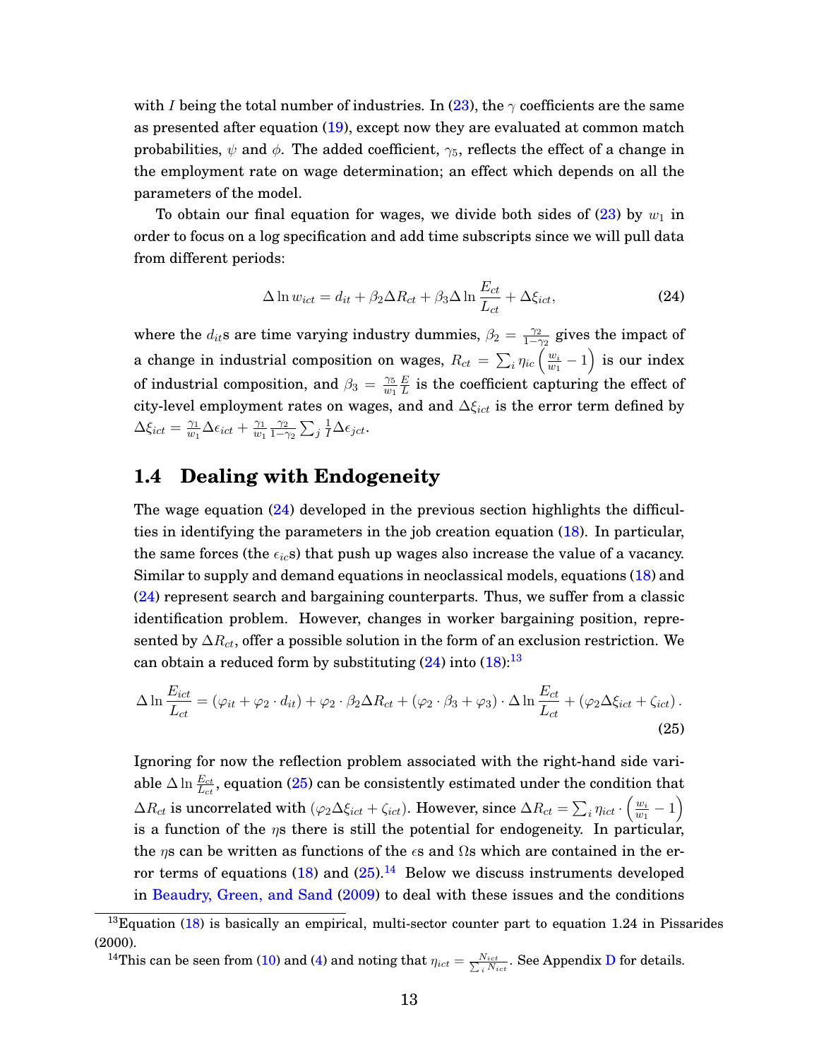with $I$ being the total number of industries. In (23), the $\gamma$ coefficients are the same as presented after equation (19), except now they are evaluated at common match probabilities, $\psi$ and $\phi$. The added coefficient, $\gamma_5$, reflects the effect of a change in the employment rate on wage determination; an effect which depends on all the parameters of the model.

To obtain our final equation for wages, we divide both sides of (23) by $w_1$ in order to focus on a log specification and add time subscripts since we will pull data from different periods:

$$\Delta \ln w_{ict} = d_{it} + \beta_2 \Delta R_{ct} + \beta_3 \Delta \ln \frac{E_{ct}}{L_{ct}} + \Delta \xi_{ict}, \tag{24}$$

where the $d_{it}$s are time varying industry dummies, $\beta_2 = \frac{\gamma_2}{1-\gamma_2}$ gives the impact of a change in industrial composition on wages, $R_{ct} = \sum_i \eta_{ic} \left( \frac{w_i}{w_1} - 1 \right)$ is our index of industrial composition, and $\beta_3 = \frac{\gamma_5}{w_1} \frac{E}{L}$ is the coefficient capturing the effect of city-level employment rates on wages, and $\Delta \xi_{ict}$ is the error term defined by $\Delta \xi_{ict} = \frac{\gamma_1}{w_1} \Delta \epsilon_{ict} + \frac{\gamma_1}{w_1} \frac{\gamma_2}{1-\gamma_2} \sum_j \frac{1}{I} \Delta \epsilon_{jct}$.

## 1.4 Dealing with Endogeneity

The wage equation (24) developed in the previous section highlights the difficulties in identifying the parameters in the job creation equation (18). In particular, the same forces (the $\epsilon_{ic}$s) that push up wages also increase the value of a vacancy. Similar to supply and demand equations in neoclassical models, equations (18) and (24) represent search and bargaining counterparts. Thus, we suffer from a classic identification problem. However, changes in worker bargaining position, represented by $\Delta R_{ct}$, offer a possible solution in the form of an exclusion restriction. We can obtain a reduced form by substituting (24) into (18):[13]

$$\Delta \ln \frac{E_{ict}}{L_{ct}} = (\varphi_{it} + \varphi_2 \cdot d_{it}) + \varphi_2 \cdot \beta_2 \Delta R_{ct} + (\varphi_2 \cdot \beta_3 + \varphi_3) \cdot \Delta \ln \frac{E_{ct}}{L_{ct}} + (\varphi_2 \Delta \xi_{ict} + \zeta_{ict}). \tag{25}$$

Ignoring for now the reflection problem associated with the right-hand side variable $\Delta \ln \frac{E_{ct}}{L_{ct}}$, equation (25) can be consistently estimated under the condition that $\Delta R_{ct}$ is uncorrelated with $(\varphi_2 \Delta \xi_{ict} + \zeta_{ict})$. However, since $\Delta R_{ct} = \sum_i \eta_{ict} \cdot \left( \frac{w_i}{w_1} - 1 \right)$ is a function of the $\eta$s there is still the potential for endogeneity. In particular, the $\eta$s can be written as functions of the $\epsilon$s and $\Omega$s which are contained in the error terms of equations (18) and (25).[14] Below we discuss instruments developed in Beaudry, Green, and Sand (2009) to deal with these issues and the conditions

[13] Equation (18) is basically an empirical, multi-sector counter part to equation 1.24 in Pissarides (2000).

[14] This can be seen from (10) and (4) and noting that $\eta_{ict} = \frac{N_{ict}}{\sum_i N_{ict}}$. See Appendix D for details.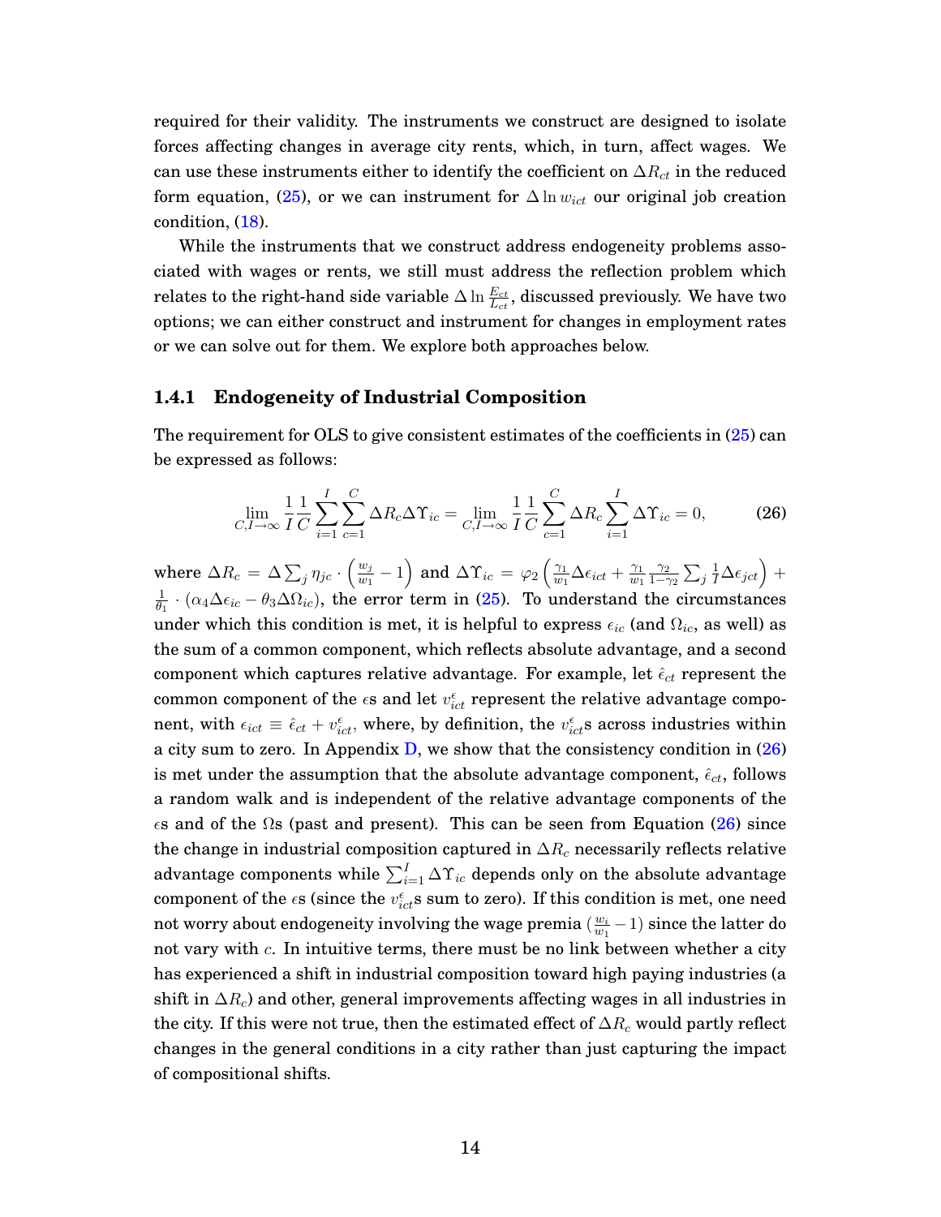required for their validity. The instruments we construct are designed to isolate forces affecting changes in average city rents, which, in turn, affect wages. We can use these instruments either to identify the coefficient on $\Delta R_{ct}$ in the reduced form equation, (25), or we can instrument for $\Delta \ln w_{ict}$ our original job creation condition, (18).

While the instruments that we construct address endogeneity problems associated with wages or rents, we still must address the reflection problem which relates to the right-hand side variable $\Delta \ln \frac{E_{ct}}{L_{ct}}$, discussed previously. We have two options; we can either construct and instrument for changes in employment rates or we can solve out for them. We explore both approaches below.

### 1.4.1 Endogeneity of Industrial Composition

The requirement for OLS to give consistent estimates of the coefficients in (25) can be expressed as follows:

$$\lim_{C,I\to\infty} \frac{1}{I}\frac{1}{C}\sum_{i=1}^{I}\sum_{c=1}^{C}\Delta R_c \Delta\Upsilon_{ic} = \lim_{C,I\to\infty} \frac{1}{I}\frac{1}{C}\sum_{c=1}^{C}\Delta R_c \sum_{i=1}^{I}\Delta\Upsilon_{ic} = 0, \tag{26}$$

where $\Delta R_c = \Delta \sum_j \eta_{jc} \cdot \left(\frac{w_j}{w_1} - 1\right)$ and $\Delta\Upsilon_{ic} = \varphi_2 \left(\frac{\gamma_1}{w_1}\Delta\epsilon_{ict} + \frac{\gamma_1}{w_1}\frac{\gamma_2}{1-\gamma_2}\sum_j \frac{1}{I}\Delta\epsilon_{jct}\right) + \frac{1}{\theta_1}\cdot(\alpha_4\Delta\epsilon_{ic} - \theta_3\Delta\Omega_{ic})$, the error term in (25). To understand the circumstances under which this condition is met, it is helpful to express $\epsilon_{ic}$ (and $\Omega_{ic}$, as well) as the sum of a common component, which reflects absolute advantage, and a second component which captures relative advantage. For example, let $\hat{\epsilon}_{ct}$ represent the common component of the $\epsilon$s and let $v^{\epsilon}_{ict}$ represent the relative advantage component, with $\epsilon_{ict} \equiv \hat{\epsilon}_{ct} + v^{\epsilon}_{ict}$, where, by definition, the $v^{\epsilon}_{ict}$s across industries within a city sum to zero. In Appendix D, we show that the consistency condition in (26) is met under the assumption that the absolute advantage component, $\hat{\epsilon}_{ct}$, follows a random walk and is independent of the relative advantage components of the $\epsilon$s and of the $\Omega$s (past and present). This can be seen from Equation (26) since the change in industrial composition captured in $\Delta R_c$ necessarily reflects relative advantage components while $\sum_{i=1}^{I}\Delta\Upsilon_{ic}$ depends only on the absolute advantage component of the $\epsilon$s (since the $v^{\epsilon}_{ict}$s sum to zero). If this condition is met, one need not worry about endogeneity involving the wage premia ($\frac{w_i}{w_1} - 1$) since the latter do not vary with $c$. In intuitive terms, there must be no link between whether a city has experienced a shift in industrial composition toward high paying industries (a shift in $\Delta R_c$) and other, general improvements affecting wages in all industries in the city. If this were not true, then the estimated effect of $\Delta R_c$ would partly reflect changes in the general conditions in a city rather than just capturing the impact of compositional shifts.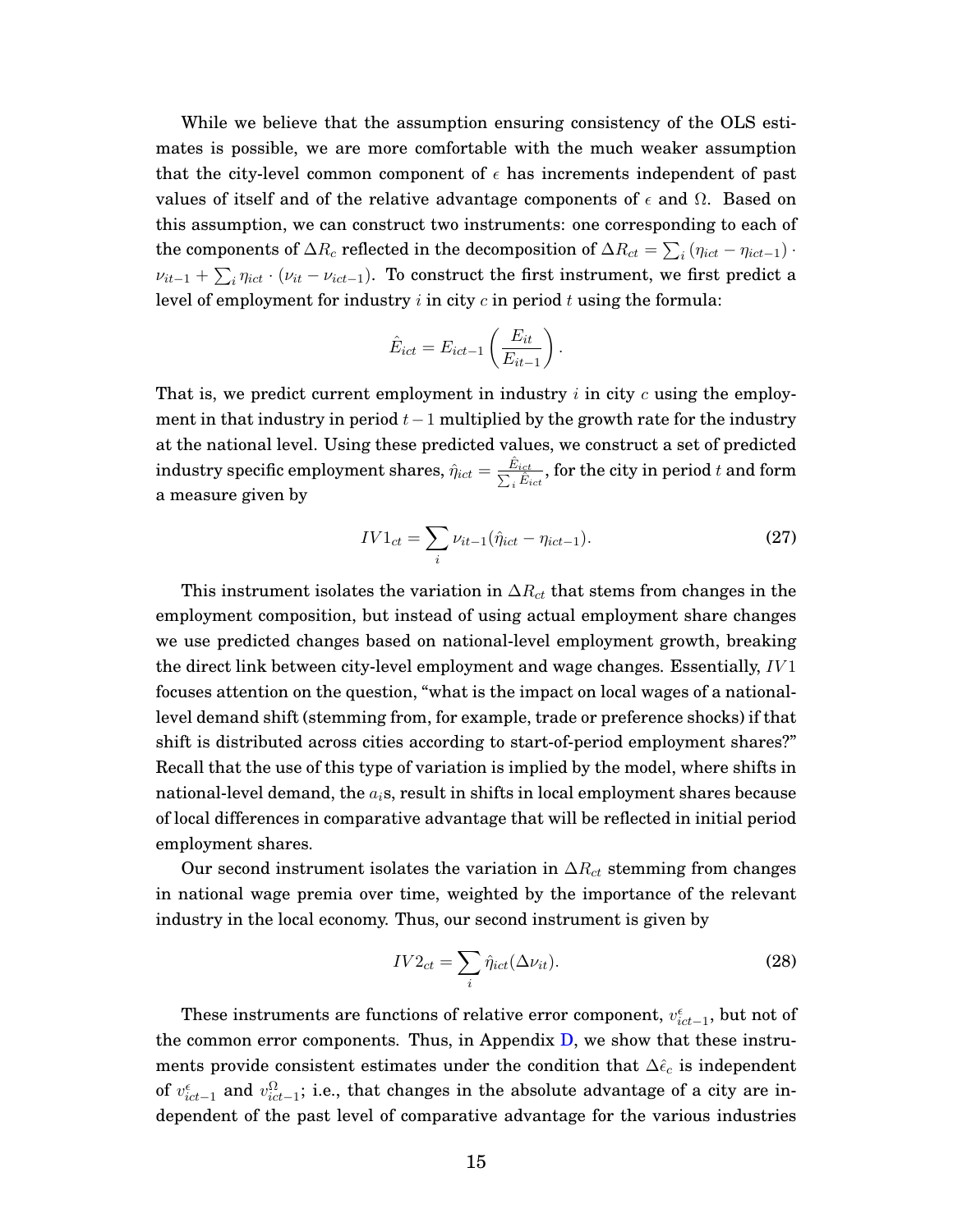While we believe that the assumption ensuring consistency of the OLS estimates is possible, we are more comfortable with the much weaker assumption that the city-level common component of $\epsilon$ has increments independent of past values of itself and of the relative advantage components of $\epsilon$ and $\Omega$. Based on this assumption, we can construct two instruments: one corresponding to each of the components of $\Delta R_c$ reflected in the decomposition of $\Delta R_{ct} = \sum_i (\eta_{ict} - \eta_{ict-1}) \cdot \nu_{it-1} + \sum_i \eta_{ict} \cdot (\nu_{it} - \nu_{ict-1})$. To construct the first instrument, we first predict a level of employment for industry $i$ in city $c$ in period $t$ using the formula:

$$\hat{E}_{ict} = E_{ict-1}\left(\frac{E_{it}}{E_{it-1}}\right).$$

That is, we predict current employment in industry $i$ in city $c$ using the employment in that industry in period $t-1$ multiplied by the growth rate for the industry at the national level. Using these predicted values, we construct a set of predicted industry specific employment shares, $\hat{\eta}_{ict} = \frac{\hat{E}_{ict}}{\sum_i \hat{E}_{ict}}$, for the city in period $t$ and form a measure given by

$$IV1_{ct} = \sum_i \nu_{it-1}(\hat{\eta}_{ict} - \eta_{ict-1}). \tag{27}$$

This instrument isolates the variation in $\Delta R_{ct}$ that stems from changes in the employment composition, but instead of using actual employment share changes we use predicted changes based on national-level employment growth, breaking the direct link between city-level employment and wage changes. Essentially, $IV1$ focuses attention on the question, "what is the impact on local wages of a national-level demand shift (stemming from, for example, trade or preference shocks) if that shift is distributed across cities according to start-of-period employment shares?" Recall that the use of this type of variation is implied by the model, where shifts in national-level demand, the $a_i$s, result in shifts in local employment shares because of local differences in comparative advantage that will be reflected in initial period employment shares.

Our second instrument isolates the variation in $\Delta R_{ct}$ stemming from changes in national wage premia over time, weighted by the importance of the relevant industry in the local economy. Thus, our second instrument is given by

$$IV2_{ct} = \sum_i \hat{\eta}_{ict}(\Delta\nu_{it}). \tag{28}$$

These instruments are functions of relative error component, $v^{\epsilon}_{ict-1}$, but not of the common error components. Thus, in Appendix D, we show that these instruments provide consistent estimates under the condition that $\Delta\hat{\epsilon}_c$ is independent of $v^{\epsilon}_{ict-1}$ and $v^{\Omega}_{ict-1}$; i.e., that changes in the absolute advantage of a city are independent of the past level of comparative advantage for the various industries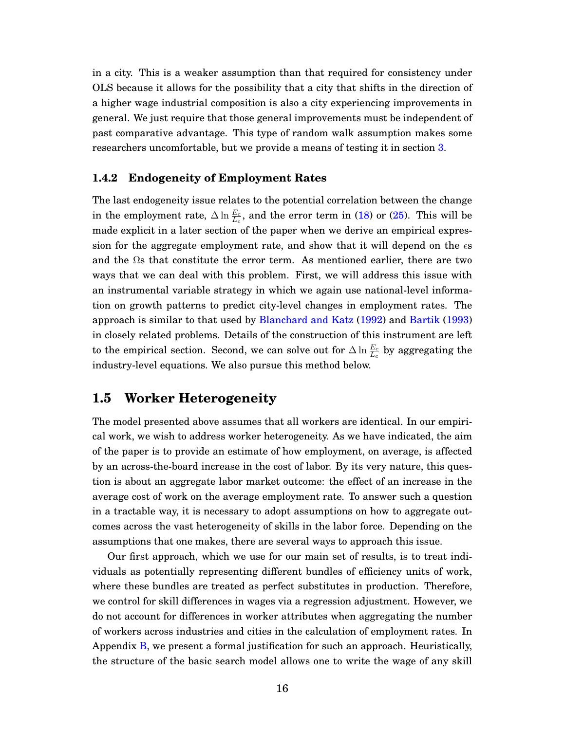in a city. This is a weaker assumption than that required for consistency under OLS because it allows for the possibility that a city that shifts in the direction of a higher wage industrial composition is also a city experiencing improvements in general. We just require that those general improvements must be independent of past comparative advantage. This type of random walk assumption makes some researchers uncomfortable, but we provide a means of testing it in section 3.

### 1.4.2 Endogeneity of Employment Rates

The last endogeneity issue relates to the potential correlation between the change in the employment rate, $\Delta \ln \frac{E_c}{L_c}$, and the error term in (18) or (25). This will be made explicit in a later section of the paper when we derive an empirical expression for the aggregate employment rate, and show that it will depend on the $\epsilon$s and the $\Omega$s that constitute the error term. As mentioned earlier, there are two ways that we can deal with this problem. First, we will address this issue with an instrumental variable strategy in which we again use national-level information on growth patterns to predict city-level changes in employment rates. The approach is similar to that used by Blanchard and Katz (1992) and Bartik (1993) in closely related problems. Details of the construction of this instrument are left to the empirical section. Second, we can solve out for $\Delta \ln \frac{E_c}{L_c}$ by aggregating the industry-level equations. We also pursue this method below.

## 1.5 Worker Heterogeneity

The model presented above assumes that all workers are identical. In our empirical work, we wish to address worker heterogeneity. As we have indicated, the aim of the paper is to provide an estimate of how employment, on average, is affected by an across-the-board increase in the cost of labor. By its very nature, this question is about an aggregate labor market outcome: the effect of an increase in the average cost of work on the average employment rate. To answer such a question in a tractable way, it is necessary to adopt assumptions on how to aggregate outcomes across the vast heterogeneity of skills in the labor force. Depending on the assumptions that one makes, there are several ways to approach this issue.

Our first approach, which we use for our main set of results, is to treat individuals as potentially representing different bundles of efficiency units of work, where these bundles are treated as perfect substitutes in production. Therefore, we control for skill differences in wages via a regression adjustment. However, we do not account for differences in worker attributes when aggregating the number of workers across industries and cities in the calculation of employment rates. In Appendix B, we present a formal justification for such an approach. Heuristically, the structure of the basic search model allows one to write the wage of any skill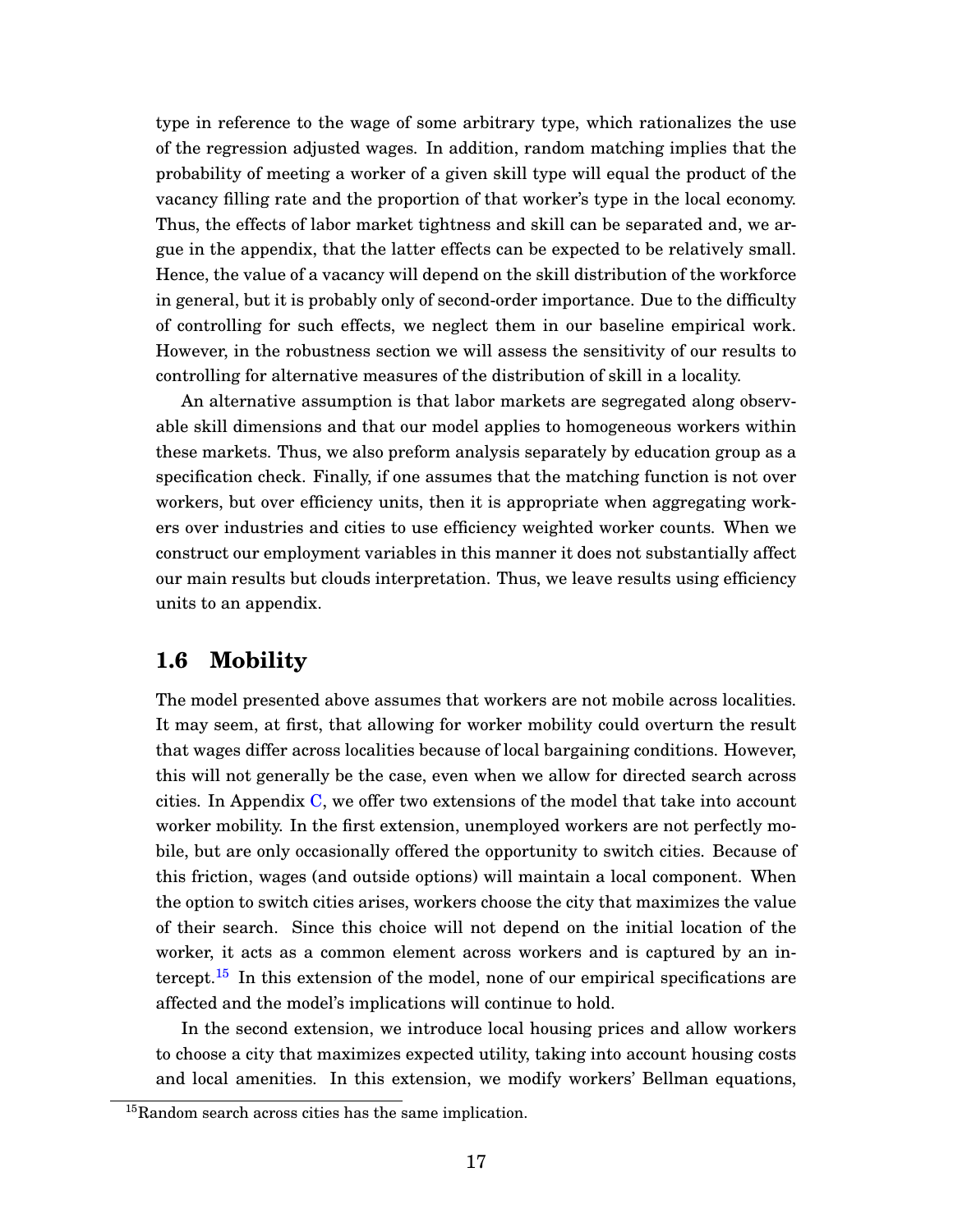type in reference to the wage of some arbitrary type, which rationalizes the use of the regression adjusted wages. In addition, random matching implies that the probability of meeting a worker of a given skill type will equal the product of the vacancy filling rate and the proportion of that worker's type in the local economy. Thus, the effects of labor market tightness and skill can be separated and, we argue in the appendix, that the latter effects can be expected to be relatively small. Hence, the value of a vacancy will depend on the skill distribution of the workforce in general, but it is probably only of second-order importance. Due to the difficulty of controlling for such effects, we neglect them in our baseline empirical work. However, in the robustness section we will assess the sensitivity of our results to controlling for alternative measures of the distribution of skill in a locality.

An alternative assumption is that labor markets are segregated along observable skill dimensions and that our model applies to homogeneous workers within these markets. Thus, we also preform analysis separately by education group as a specification check. Finally, if one assumes that the matching function is not over workers, but over efficiency units, then it is appropriate when aggregating workers over industries and cities to use efficiency weighted worker counts. When we construct our employment variables in this manner it does not substantially affect our main results but clouds interpretation. Thus, we leave results using efficiency units to an appendix.

## 1.6 Mobility

The model presented above assumes that workers are not mobile across localities. It may seem, at first, that allowing for worker mobility could overturn the result that wages differ across localities because of local bargaining conditions. However, this will not generally be the case, even when we allow for directed search across cities. In Appendix C, we offer two extensions of the model that take into account worker mobility. In the first extension, unemployed workers are not perfectly mobile, but are only occasionally offered the opportunity to switch cities. Because of this friction, wages (and outside options) will maintain a local component. When the option to switch cities arises, workers choose the city that maximizes the value of their search. Since this choice will not depend on the initial location of the worker, it acts as a common element across workers and is captured by an intercept.[15] In this extension of the model, none of our empirical specifications are affected and the model's implications will continue to hold.

In the second extension, we introduce local housing prices and allow workers to choose a city that maximizes expected utility, taking into account housing costs and local amenities. In this extension, we modify workers' Bellman equations,

[15]Random search across cities has the same implication.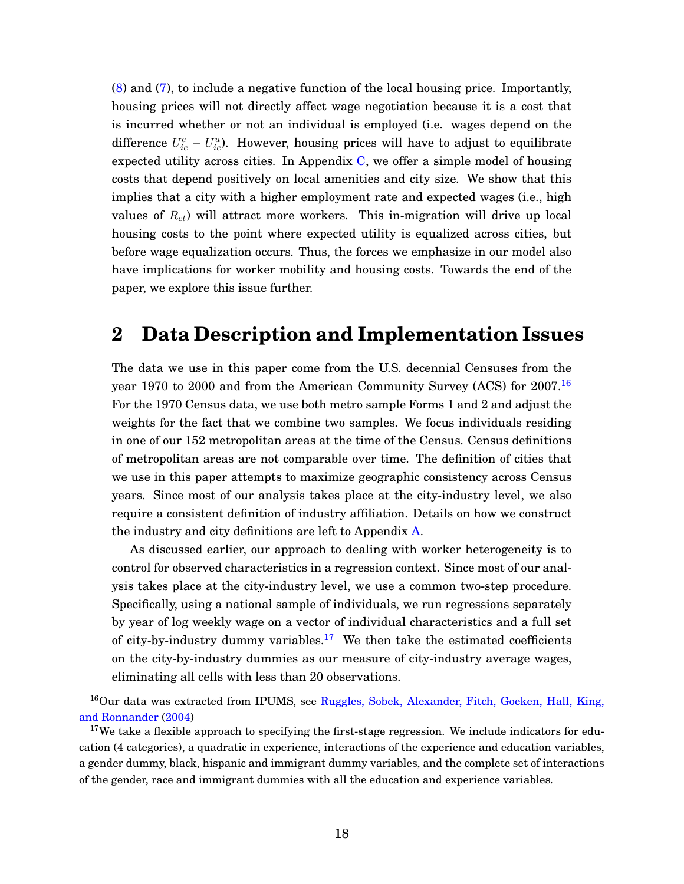(8) and (7), to include a negative function of the local housing price. Importantly, housing prices will not directly affect wage negotiation because it is a cost that is incurred whether or not an individual is employed (i.e. wages depend on the difference $U^e_{ic} - U^u_{ic}$). However, housing prices will have to adjust to equilibrate expected utility across cities. In Appendix C, we offer a simple model of housing costs that depend positively on local amenities and city size. We show that this implies that a city with a higher employment rate and expected wages (i.e., high values of $R_{ct}$) will attract more workers. This in-migration will drive up local housing costs to the point where expected utility is equalized across cities, but before wage equalization occurs. Thus, the forces we emphasize in our model also have implications for worker mobility and housing costs. Towards the end of the paper, we explore this issue further.

# 2 Data Description and Implementation Issues

The data we use in this paper come from the U.S. decennial Censuses from the year 1970 to 2000 and from the American Community Survey (ACS) for 2007.[16] For the 1970 Census data, we use both metro sample Forms 1 and 2 and adjust the weights for the fact that we combine two samples. We focus individuals residing in one of our 152 metropolitan areas at the time of the Census. Census definitions of metropolitan areas are not comparable over time. The definition of cities that we use in this paper attempts to maximize geographic consistency across Census years. Since most of our analysis takes place at the city-industry level, we also require a consistent definition of industry affiliation. Details on how we construct the industry and city definitions are left to Appendix A.

As discussed earlier, our approach to dealing with worker heterogeneity is to control for observed characteristics in a regression context. Since most of our analysis takes place at the city-industry level, we use a common two-step procedure. Specifically, using a national sample of individuals, we run regressions separately by year of log weekly wage on a vector of individual characteristics and a full set of city-by-industry dummy variables.[17] We then take the estimated coefficients on the city-by-industry dummies as our measure of city-industry average wages, eliminating all cells with less than 20 observations.

[16] Our data was extracted from IPUMS, see Ruggles, Sobek, Alexander, Fitch, Goeken, Hall, King, and Ronnander (2004)

[17] We take a flexible approach to specifying the first-stage regression. We include indicators for education (4 categories), a quadratic in experience, interactions of the experience and education variables, a gender dummy, black, hispanic and immigrant dummy variables, and the complete set of interactions of the gender, race and immigrant dummies with all the education and experience variables.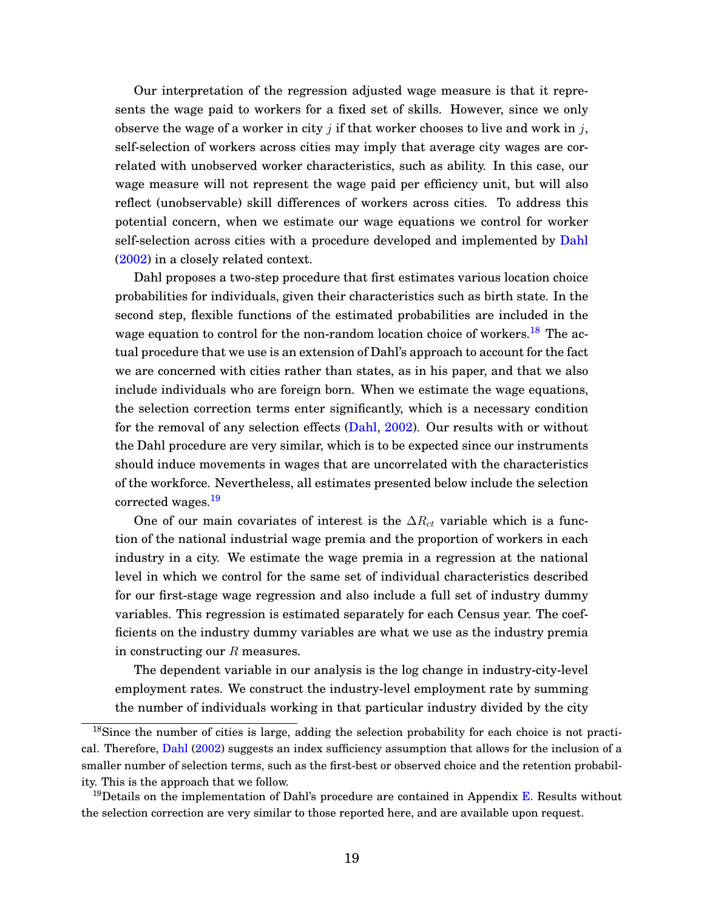Our interpretation of the regression adjusted wage measure is that it represents the wage paid to workers for a fixed set of skills. However, since we only observe the wage of a worker in city $j$ if that worker chooses to live and work in $j$, self-selection of workers across cities may imply that average city wages are correlated with unobserved worker characteristics, such as ability. In this case, our wage measure will not represent the wage paid per efficiency unit, but will also reflect (unobservable) skill differences of workers across cities. To address this potential concern, when we estimate our wage equations we control for worker self-selection across cities with a procedure developed and implemented by Dahl (2002) in a closely related context.

Dahl proposes a two-step procedure that first estimates various location choice probabilities for individuals, given their characteristics such as birth state. In the second step, flexible functions of the estimated probabilities are included in the wage equation to control for the non-random location choice of workers.[18] The actual procedure that we use is an extension of Dahl's approach to account for the fact we are concerned with cities rather than states, as in his paper, and that we also include individuals who are foreign born. When we estimate the wage equations, the selection correction terms enter significantly, which is a necessary condition for the removal of any selection effects (Dahl, 2002). Our results with or without the Dahl procedure are very similar, which is to be expected since our instruments should induce movements in wages that are uncorrelated with the characteristics of the workforce. Nevertheless, all estimates presented below include the selection corrected wages.[19]

One of our main covariates of interest is the $\Delta R_{ct}$ variable which is a function of the national industrial wage premia and the proportion of workers in each industry in a city. We estimate the wage premia in a regression at the national level in which we control for the same set of individual characteristics described for our first-stage wage regression and also include a full set of industry dummy variables. This regression is estimated separately for each Census year. The coefficients on the industry dummy variables are what we use as the industry premia in constructing our $R$ measures.

The dependent variable in our analysis is the log change in industry-city-level employment rates. We construct the industry-level employment rate by summing the number of individuals working in that particular industry divided by the city

[18] Since the number of cities is large, adding the selection probability for each choice is not practical. Therefore, Dahl (2002) suggests an index sufficiency assumption that allows for the inclusion of a smaller number of selection terms, such as the first-best or observed choice and the retention probability. This is the approach that we follow.

[19] Details on the implementation of Dahl's procedure are contained in Appendix E. Results without the selection correction are very similar to those reported here, and are available upon request.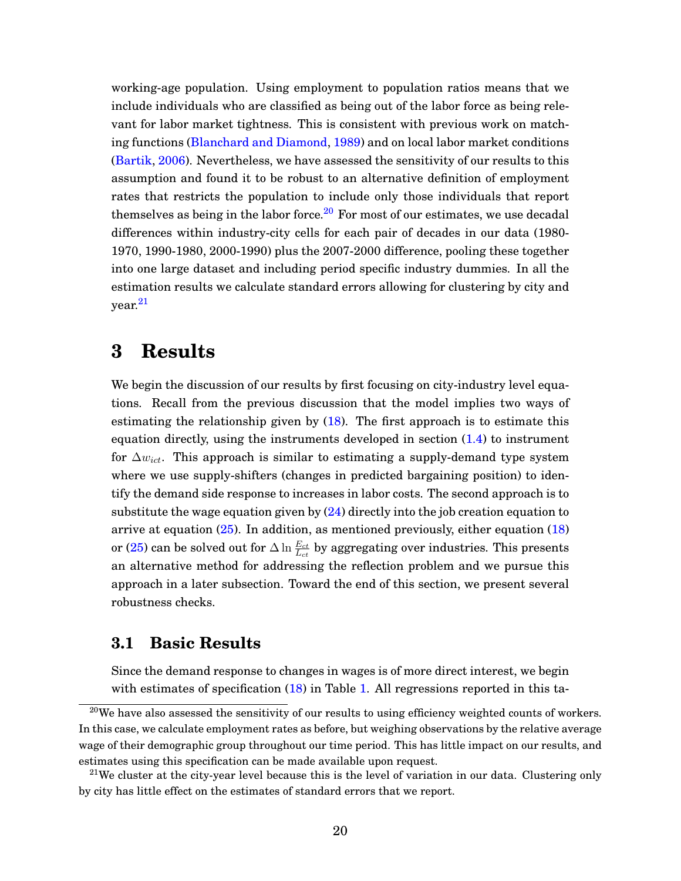working-age population. Using employment to population ratios means that we include individuals who are classified as being out of the labor force as being relevant for labor market tightness. This is consistent with previous work on matching functions (Blanchard and Diamond, 1989) and on local labor market conditions (Bartik, 2006). Nevertheless, we have assessed the sensitivity of our results to this assumption and found it to be robust to an alternative definition of employment rates that restricts the population to include only those individuals that report themselves as being in the labor force.[20] For most of our estimates, we use decadal differences within industry-city cells for each pair of decades in our data (1980-1970, 1990-1980, 2000-1990) plus the 2007-2000 difference, pooling these together into one large dataset and including period specific industry dummies. In all the estimation results we calculate standard errors allowing for clustering by city and year.[21]

# 3 Results

We begin the discussion of our results by first focusing on city-industry level equations. Recall from the previous discussion that the model implies two ways of estimating the relationship given by (18). The first approach is to estimate this equation directly, using the instruments developed in section (1.4) to instrument for $\Delta w_{ict}$. This approach is similar to estimating a supply-demand type system where we use supply-shifters (changes in predicted bargaining position) to identify the demand side response to increases in labor costs. The second approach is to substitute the wage equation given by (24) directly into the job creation equation to arrive at equation (25). In addition, as mentioned previously, either equation (18) or (25) can be solved out for $\Delta \ln \frac{E_{ct}}{L_{ct}}$ by aggregating over industries. This presents an alternative method for addressing the reflection problem and we pursue this approach in a later subsection. Toward the end of this section, we present several robustness checks.

## 3.1 Basic Results

Since the demand response to changes in wages is of more direct interest, we begin with estimates of specification (18) in Table 1. All regressions reported in this ta-

[20] We have also assessed the sensitivity of our results to using efficiency weighted counts of workers. In this case, we calculate employment rates as before, but weighing observations by the relative average wage of their demographic group throughout our time period. This has little impact on our results, and estimates using this specification can be made available upon request.

[21] We cluster at the city-year level because this is the level of variation in our data. Clustering only by city has little effect on the estimates of standard errors that we report.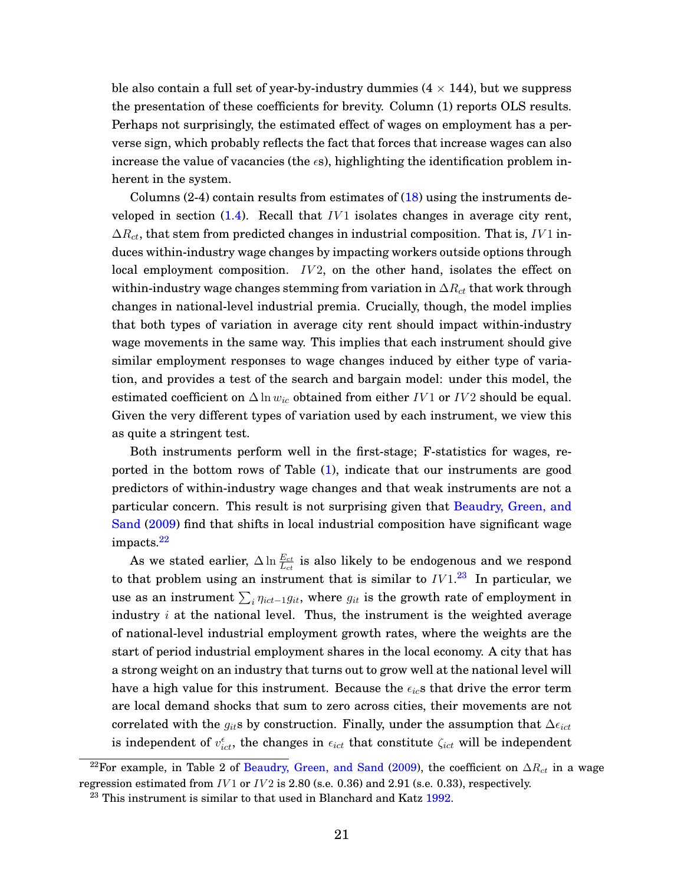ble also contain a full set of year-by-industry dummies ($4 \times 144$), but we suppress the presentation of these coefficients for brevity. Column (1) reports OLS results. Perhaps not surprisingly, the estimated effect of wages on employment has a perverse sign, which probably reflects the fact that forces that increase wages can also increase the value of vacancies (the $\epsilon$s), highlighting the identification problem inherent in the system.

Columns (2-4) contain results from estimates of (18) using the instruments developed in section (1.4). Recall that $IV1$ isolates changes in average city rent, $\Delta R_{ct}$, that stem from predicted changes in industrial composition. That is, $IV1$ induces within-industry wage changes by impacting workers outside options through local employment composition. $IV2$, on the other hand, isolates the effect on within-industry wage changes stemming from variation in $\Delta R_{ct}$ that work through changes in national-level industrial premia. Crucially, though, the model implies that both types of variation in average city rent should impact within-industry wage movements in the same way. This implies that each instrument should give similar employment responses to wage changes induced by either type of variation, and provides a test of the search and bargain model: under this model, the estimated coefficient on $\Delta \ln w_{ic}$ obtained from either $IV1$ or $IV2$ should be equal. Given the very different types of variation used by each instrument, we view this as quite a stringent test.

Both instruments perform well in the first-stage; F-statistics for wages, reported in the bottom rows of Table (1), indicate that our instruments are good predictors of within-industry wage changes and that weak instruments are not a particular concern. This result is not surprising given that Beaudry, Green, and Sand (2009) find that shifts in local industrial composition have significant wage impacts.[22]

As we stated earlier, $\Delta \ln \frac{E_{ct}}{L_{ct}}$ is also likely to be endogenous and we respond to that problem using an instrument that is similar to $IV1$.[23] In particular, we use as an instrument $\sum_i \eta_{ict-1} g_{it}$, where $g_{it}$ is the growth rate of employment in industry $i$ at the national level. Thus, the instrument is the weighted average of national-level industrial employment growth rates, where the weights are the start of period industrial employment shares in the local economy. A city that has a strong weight on an industry that turns out to grow well at the national level will have a high value for this instrument. Because the $\epsilon_{ic}$s that drive the error term are local demand shocks that sum to zero across cities, their movements are not correlated with the $g_{it}$s by construction. Finally, under the assumption that $\Delta\epsilon_{ict}$ is independent of $v^{\epsilon}_{ict}$, the changes in $\epsilon_{ict}$ that constitute $\zeta_{ict}$ will be independent

[22]For example, in Table 2 of Beaudry, Green, and Sand (2009), the coefficient on $\Delta R_{ct}$ in a wage regression estimated from $IV1$ or $IV2$ is 2.80 (s.e. 0.36) and 2.91 (s.e. 0.33), respectively.

[23] This instrument is similar to that used in Blanchard and Katz 1992.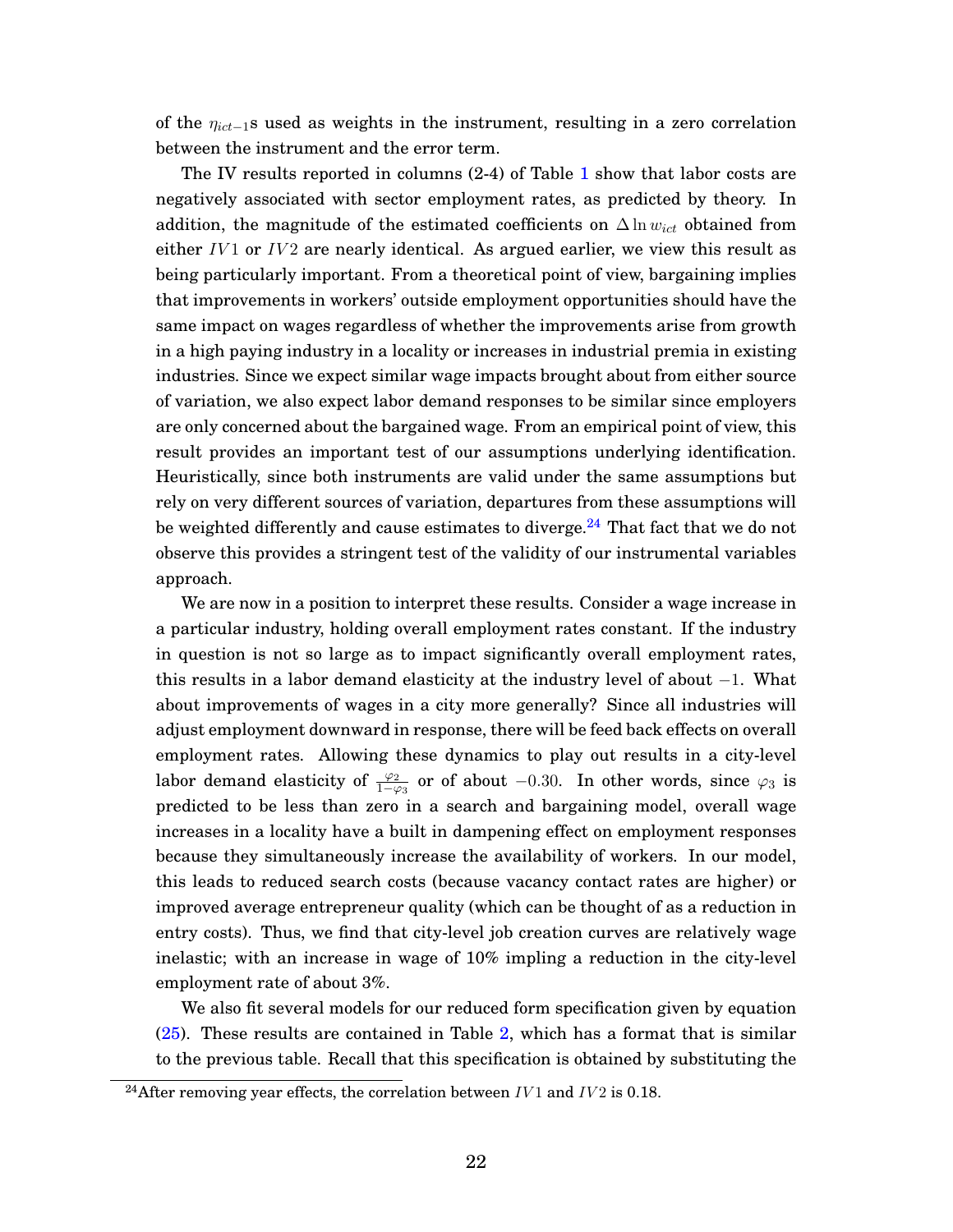of the $\eta_{ict-1}$s used as weights in the instrument, resulting in a zero correlation between the instrument and the error term.

The IV results reported in columns (2-4) of Table 1 show that labor costs are negatively associated with sector employment rates, as predicted by theory. In addition, the magnitude of the estimated coefficients on $\Delta \ln w_{ict}$ obtained from either $IV1$ or $IV2$ are nearly identical. As argued earlier, we view this result as being particularly important. From a theoretical point of view, bargaining implies that improvements in workers' outside employment opportunities should have the same impact on wages regardless of whether the improvements arise from growth in a high paying industry in a locality or increases in industrial premia in existing industries. Since we expect similar wage impacts brought about from either source of variation, we also expect labor demand responses to be similar since employers are only concerned about the bargained wage. From an empirical point of view, this result provides an important test of our assumptions underlying identification. Heuristically, since both instruments are valid under the same assumptions but rely on very different sources of variation, departures from these assumptions will be weighted differently and cause estimates to diverge.[24] That fact that we do not observe this provides a stringent test of the validity of our instrumental variables approach.

We are now in a position to interpret these results. Consider a wage increase in a particular industry, holding overall employment rates constant. If the industry in question is not so large as to impact significantly overall employment rates, this results in a labor demand elasticity at the industry level of about $-1$. What about improvements of wages in a city more generally? Since all industries will adjust employment downward in response, there will be feed back effects on overall employment rates. Allowing these dynamics to play out results in a city-level labor demand elasticity of $\frac{\varphi_2}{1-\varphi_3}$ or of about $-0.30$. In other words, since $\varphi_3$ is predicted to be less than zero in a search and bargaining model, overall wage increases in a locality have a built in dampening effect on employment responses because they simultaneously increase the availability of workers. In our model, this leads to reduced search costs (because vacancy contact rates are higher) or improved average entrepreneur quality (which can be thought of as a reduction in entry costs). Thus, we find that city-level job creation curves are relatively wage inelastic; with an increase in wage of 10% impling a reduction in the city-level employment rate of about 3%.

We also fit several models for our reduced form specification given by equation (25). These results are contained in Table 2, which has a format that is similar to the previous table. Recall that this specification is obtained by substituting the

[24] After removing year effects, the correlation between $IV1$ and $IV2$ is 0.18.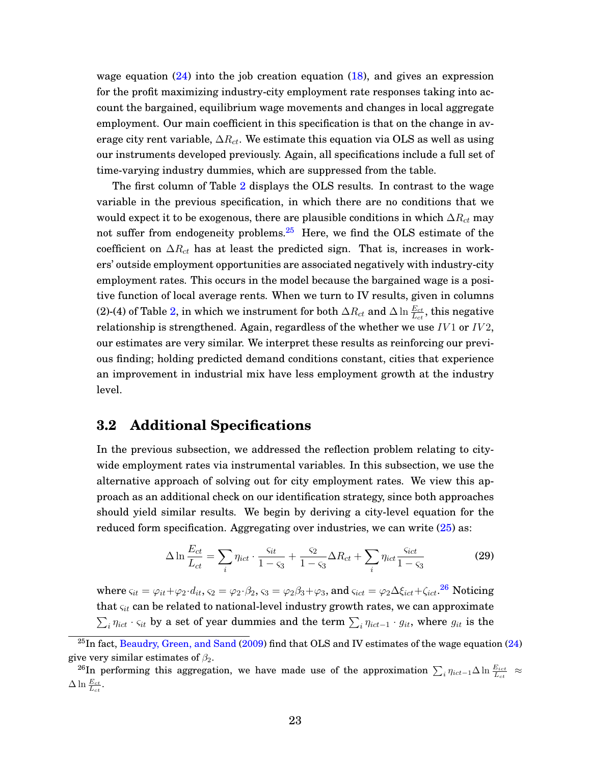wage equation (24) into the job creation equation (18), and gives an expression for the profit maximizing industry-city employment rate responses taking into account the bargained, equilibrium wage movements and changes in local aggregate employment. Our main coefficient in this specification is that on the change in average city rent variable, $\Delta R_{ct}$. We estimate this equation via OLS as well as using our instruments developed previously. Again, all specifications include a full set of time-varying industry dummies, which are suppressed from the table.

The first column of Table 2 displays the OLS results. In contrast to the wage variable in the previous specification, in which there are no conditions that we would expect it to be exogenous, there are plausible conditions in which $\Delta R_{ct}$ may not suffer from endogeneity problems.[25] Here, we find the OLS estimate of the coefficient on $\Delta R_{ct}$ has at least the predicted sign. That is, increases in workers' outside employment opportunities are associated negatively with industry-city employment rates. This occurs in the model because the bargained wage is a positive function of local average rents. When we turn to IV results, given in columns (2)-(4) of Table 2, in which we instrument for both $\Delta R_{ct}$ and $\Delta \ln \frac{E_{ct}}{L_{ct}}$, this negative relationship is strengthened. Again, regardless of the whether we use $IV1$ or $IV2$, our estimates are very similar. We interpret these results as reinforcing our previous finding; holding predicted demand conditions constant, cities that experience an improvement in industrial mix have less employment growth at the industry level.

## 3.2 Additional Specifications

In the previous subsection, we addressed the reflection problem relating to city-wide employment rates via instrumental variables. In this subsection, we use the alternative approach of solving out for city employment rates. We view this approach as an additional check on our identification strategy, since both approaches should yield similar results. We begin by deriving a city-level equation for the reduced form specification. Aggregating over industries, we can write (25) as:

$$\Delta \ln \frac{E_{ct}}{L_{ct}} = \sum_i \eta_{ict} \cdot \frac{\varsigma_{it}}{1-\varsigma_3} + \frac{\varsigma_2}{1-\varsigma_3}\Delta R_{ct} + \sum_i \eta_{ict} \frac{\varsigma_{ict}}{1-\varsigma_3} \tag{29}$$

where $\varsigma_{it} = \varphi_{it} + \varphi_2 \cdot d_{it}$, $\varsigma_2 = \varphi_2 \cdot \beta_2$, $\varsigma_3 = \varphi_2 \beta_3 + \varphi_3$, and $\varsigma_{ict} = \varphi_2 \Delta \xi_{ict} + \zeta_{ict}$.[26] Noticing that $\varsigma_{it}$ can be related to national-level industry growth rates, we can approximate $\sum_i \eta_{ict} \cdot \varsigma_{it}$ by a set of year dummies and the term $\sum_i \eta_{ict-1} \cdot g_{it}$, where $g_{it}$ is the

[25] In fact, Beaudry, Green, and Sand (2009) find that OLS and IV estimates of the wage equation (24) give very similar estimates of $\beta_2$.

[26] In performing this aggregation, we have made use of the approximation $\sum_i \eta_{ict-1} \Delta \ln \frac{E_{ict}}{L_{ct}} \approx \Delta \ln \frac{E_{ct}}{L_{ct}}$.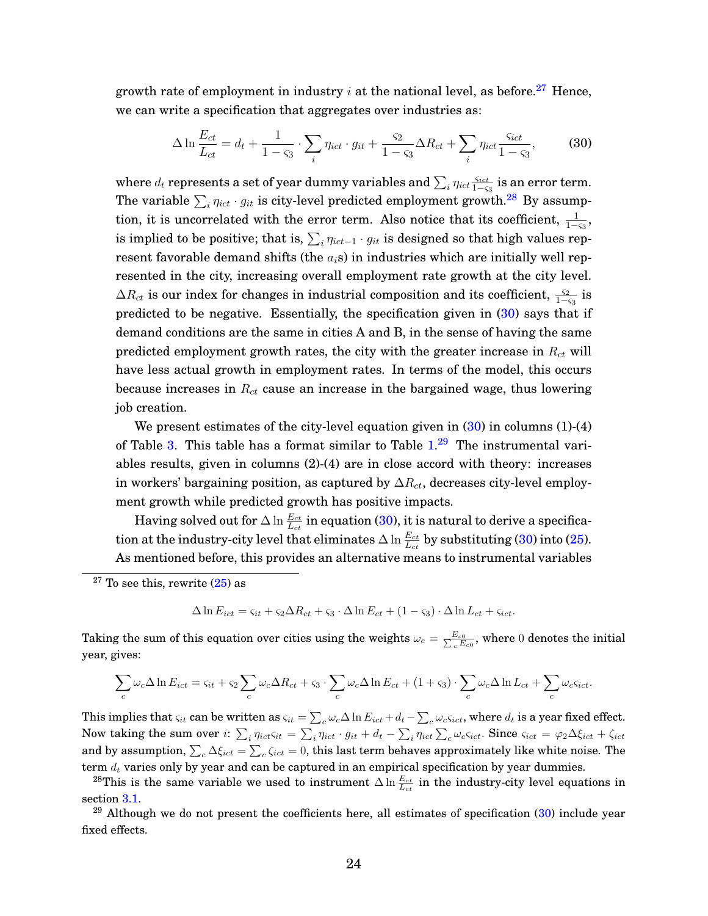growth rate of employment in industry $i$ at the national level, as before.[27] Hence, we can write a specification that aggregates over industries as:

$$\Delta \ln \frac{E_{ct}}{L_{ct}} = d_t + \frac{1}{1-\varsigma_3} \cdot \sum_i \eta_{ict} \cdot g_{it} + \frac{\varsigma_2}{1-\varsigma_3} \Delta R_{ct} + \sum_i \eta_{ict} \frac{\varsigma_{ict}}{1-\varsigma_3}, \tag{30}$$

where $d_t$ represents a set of year dummy variables and $\sum_i \eta_{ict} \frac{\varsigma_{ict}}{1-\varsigma_3}$ is an error term. The variable $\sum_i \eta_{ict} \cdot g_{it}$ is city-level predicted employment growth.[28] By assumption, it is uncorrelated with the error term. Also notice that its coefficient, $\frac{1}{1-\varsigma_3}$, is implied to be positive; that is, $\sum_i \eta_{ict-1} \cdot g_{it}$ is designed so that high values represent favorable demand shifts (the $a_i$s) in industries which are initially well represented in the city, increasing overall employment rate growth at the city level. $\Delta R_{ct}$ is our index for changes in industrial composition and its coefficient, $\frac{\varsigma_2}{1-\varsigma_3}$ is predicted to be negative. Essentially, the specification given in (30) says that if demand conditions are the same in cities A and B, in the sense of having the same predicted employment growth rates, the city with the greater increase in $R_{ct}$ will have less actual growth in employment rates. In terms of the model, this occurs because increases in $R_{ct}$ cause an increase in the bargained wage, thus lowering job creation.

We present estimates of the city-level equation given in (30) in columns (1)-(4) of Table 3. This table has a format similar to Table 1.[29] The instrumental variables results, given in columns (2)-(4) are in close accord with theory: increases in workers' bargaining position, as captured by $\Delta R_{ct}$, decreases city-level employment growth while predicted growth has positive impacts.

Having solved out for $\Delta \ln \frac{E_{ct}}{L_{ct}}$ in equation (30), it is natural to derive a specification at the industry-city level that eliminates $\Delta \ln \frac{E_{ct}}{L_{ct}}$ by substituting (30) into (25). As mentioned before, this provides an alternative means to instrumental variables

---

[27] To see this, rewrite (25) as

$$\Delta \ln E_{ict} = \varsigma_{it} + \varsigma_2 \Delta R_{ct} + \varsigma_3 \cdot \Delta \ln E_{ct} + (1-\varsigma_3) \cdot \Delta \ln L_{ct} + \varsigma_{ict}.$$

Taking the sum of this equation over cities using the weights $\omega_c = \frac{E_{c0}}{\sum_c E_{c0}}$, where $0$ denotes the initial year, gives:

$$\sum_c \omega_c \Delta \ln E_{ict} = \varsigma_{it} + \varsigma_2 \sum_c \omega_c \Delta R_{ct} + \varsigma_3 \cdot \sum_c \omega_c \Delta \ln E_{ct} + (1+\varsigma_3) \cdot \sum_c \omega_c \Delta \ln L_{ct} + \sum_c \omega_c \varsigma_{ict}.$$

This implies that $\varsigma_{it}$ can be written as $\varsigma_{it} = \sum_c \omega_c \Delta \ln E_{ict} + d_t - \sum_c \omega_c \varsigma_{ict}$, where $d_t$ is a year fixed effect. Now taking the sum over $i$: $\sum_i \eta_{ict} \varsigma_{it} = \sum_i \eta_{ict} \cdot g_{it} + d_t - \sum_i \eta_{ict} \sum_c \omega_c \varsigma_{ict}$. Since $\varsigma_{ict} = \varphi_2 \Delta \xi_{ict} + \zeta_{ict}$ and by assumption, $\sum_c \Delta \xi_{ict} = \sum_c \zeta_{ict} = 0$, this last term behaves approximately like white noise. The term $d_t$ varies only by year and can be captured in an empirical specification by year dummies.

[28] This is the same variable we used to instrument $\Delta \ln \frac{E_{ct}}{L_{ct}}$ in the industry-city level equations in section 3.1.

[29] Although we do not present the coefficients here, all estimates of specification (30) include year fixed effects.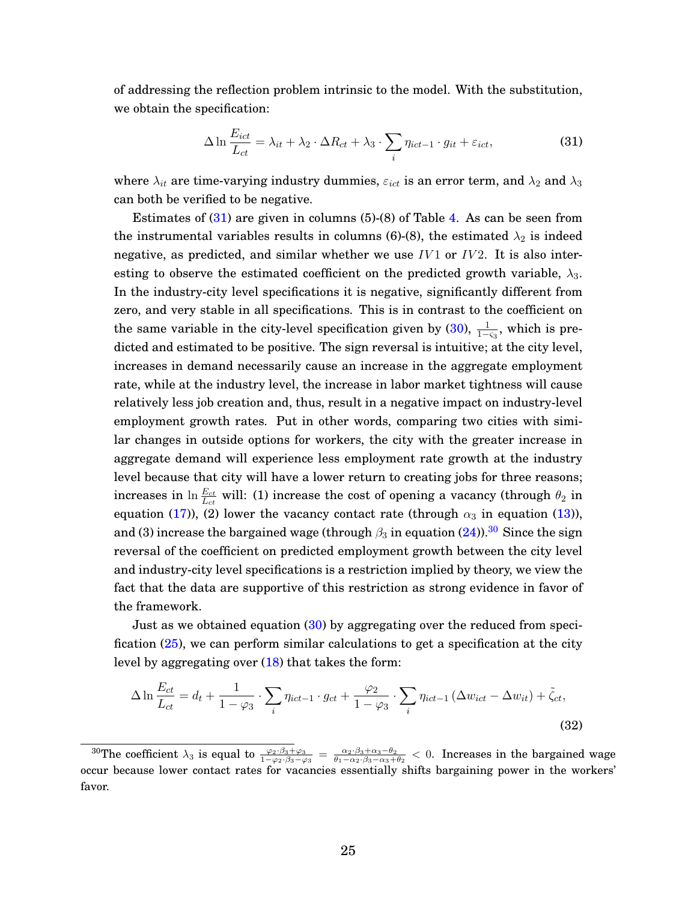of addressing the reflection problem intrinsic to the model. With the substitution, we obtain the specification:

$$\Delta \ln \frac{E_{ict}}{L_{ct}} = \lambda_{it} + \lambda_2 \cdot \Delta R_{ct} + \lambda_3 \cdot \sum_i \eta_{ict-1} \cdot g_{it} + \varepsilon_{ict}, \tag{31}$$

where $\lambda_{it}$ are time-varying industry dummies, $\varepsilon_{ict}$ is an error term, and $\lambda_2$ and $\lambda_3$ can both be verified to be negative.

Estimates of (31) are given in columns (5)-(8) of Table 4. As can be seen from the instrumental variables results in columns (6)-(8), the estimated $\lambda_2$ is indeed negative, as predicted, and similar whether we use $IV1$ or $IV2$. It is also interesting to observe the estimated coefficient on the predicted growth variable, $\lambda_3$. In the industry-city level specifications it is negative, significantly different from zero, and very stable in all specifications. This is in contrast to the coefficient on the same variable in the city-level specification given by (30), $\frac{1}{1-\varsigma_3}$, which is predicted and estimated to be positive. The sign reversal is intuitive; at the city level, increases in demand necessarily cause an increase in the aggregate employment rate, while at the industry level, the increase in labor market tightness will cause relatively less job creation and, thus, result in a negative impact on industry-level employment growth rates. Put in other words, comparing two cities with similar changes in outside options for workers, the city with the greater increase in aggregate demand will experience less employment rate growth at the industry level because that city will have a lower return to creating jobs for three reasons; increases in $\ln \frac{E_{ct}}{L_{ct}}$ will: (1) increase the cost of opening a vacancy (through $\theta_2$ in equation (17)), (2) lower the vacancy contact rate (through $\alpha_3$ in equation (13)), and (3) increase the bargained wage (through $\beta_3$ in equation (24)).[30] Since the sign reversal of the coefficient on predicted employment growth between the city level and industry-city level specifications is a restriction implied by theory, we view the fact that the data are supportive of this restriction as strong evidence in favor of the framework.

Just as we obtained equation (30) by aggregating over the reduced from specification (25), we can perform similar calculations to get a specification at the city level by aggregating over (18) that takes the form:

$$\Delta \ln \frac{E_{ct}}{L_{ct}} = d_t + \frac{1}{1-\varphi_3} \cdot \sum_i \eta_{ict-1} \cdot g_{ct} + \frac{\varphi_2}{1-\varphi_3} \cdot \sum_i \eta_{ict-1} \left( \Delta w_{ict} - \Delta w_{it} \right) + \tilde{\zeta}_{ct}, \tag{32}$$

[30] The coefficient $\lambda_3$ is equal to $\frac{\varphi_2 \cdot \beta_3 + \varphi_3}{1-\varphi_2 \cdot \beta_3 - \varphi_3} = \frac{\alpha_2 \cdot \beta_3 + \alpha_3 - \theta_2}{\theta_1 - \alpha_2 \cdot \beta_3 - \alpha_3 + \theta_2} < 0$. Increases in the bargained wage occur because lower contact rates for vacancies essentially shifts bargaining power in the workers' favor.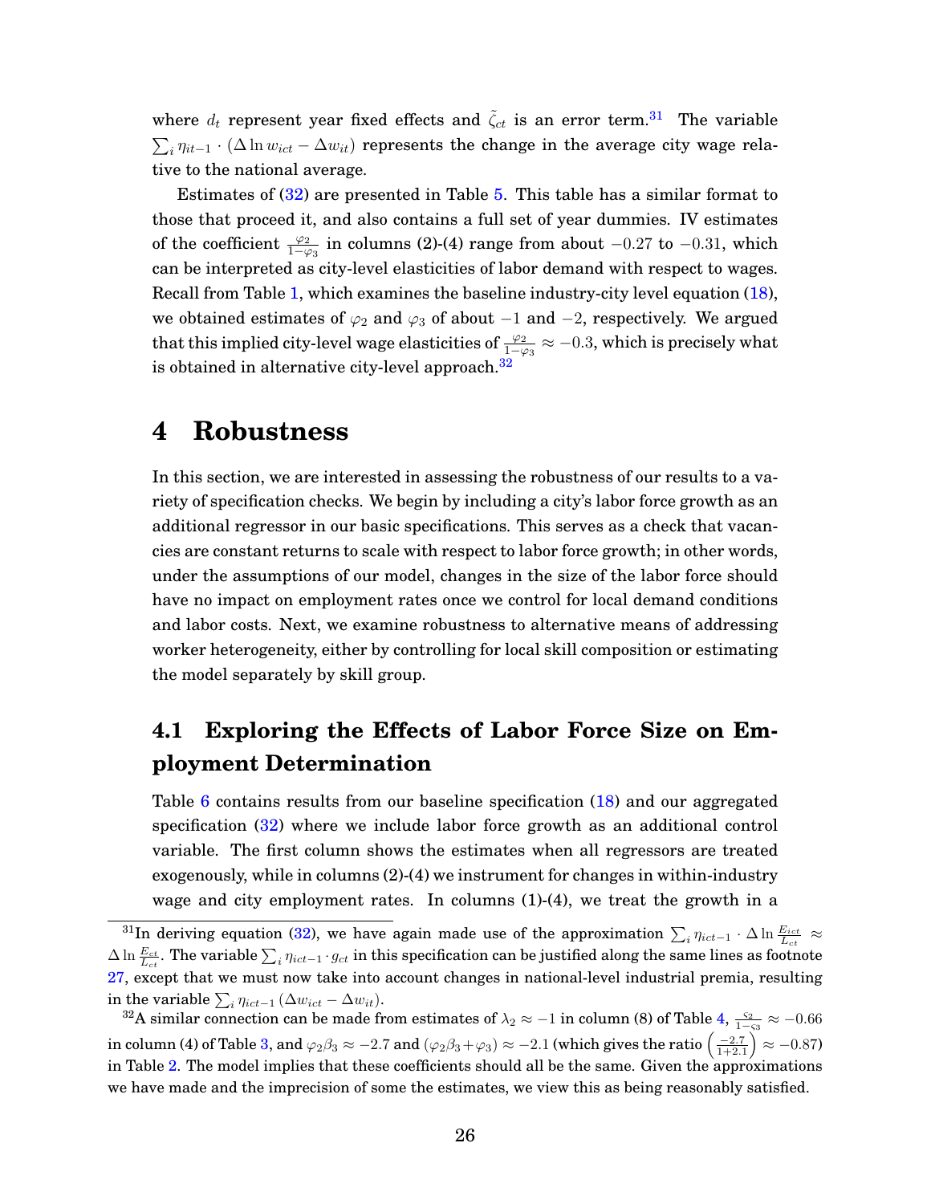where $d_t$ represent year fixed effects and $\tilde{\zeta}_{ct}$ is an error term.[31] The variable $\sum_i \eta_{it-1} \cdot (\Delta \ln w_{ict} - \Delta w_{it})$ represents the change in the average city wage relative to the national average.

Estimates of (32) are presented in Table 5. This table has a similar format to those that proceed it, and also contains a full set of year dummies. IV estimates of the coefficient $\frac{\varphi_2}{1-\varphi_3}$ in columns (2)-(4) range from about $-0.27$ to $-0.31$, which can be interpreted as city-level elasticities of labor demand with respect to wages. Recall from Table 1, which examines the baseline industry-city level equation (18), we obtained estimates of $\varphi_2$ and $\varphi_3$ of about $-1$ and $-2$, respectively. We argued that this implied city-level wage elasticities of $\frac{\varphi_2}{1-\varphi_3} \approx -0.3$, which is precisely what is obtained in alternative city-level approach.[32]

# 4 Robustness

In this section, we are interested in assessing the robustness of our results to a variety of specification checks. We begin by including a city's labor force growth as an additional regressor in our basic specifications. This serves as a check that vacancies are constant returns to scale with respect to labor force growth; in other words, under the assumptions of our model, changes in the size of the labor force should have no impact on employment rates once we control for local demand conditions and labor costs. Next, we examine robustness to alternative means of addressing worker heterogeneity, either by controlling for local skill composition or estimating the model separately by skill group.

## 4.1 Exploring the Effects of Labor Force Size on Employment Determination

Table 6 contains results from our baseline specification (18) and our aggregated specification (32) where we include labor force growth as an additional control variable. The first column shows the estimates when all regressors are treated exogenously, while in columns (2)-(4) we instrument for changes in within-industry wage and city employment rates. In columns (1)-(4), we treat the growth in a

---

[31] In deriving equation (32), we have again made use of the approximation $\sum_i \eta_{ict-1} \cdot \Delta \ln \frac{E_{ict}}{L_{ct}} \approx \Delta \ln \frac{E_{ct}}{L_{ct}}$. The variable $\sum_i \eta_{ict-1} \cdot g_{ct}$ in this specification can be justified along the same lines as footnote 27, except that we must now take into account changes in national-level industrial premia, resulting in the variable $\sum_i \eta_{ict-1} (\Delta w_{ict} - \Delta w_{it})$.

[32] A similar connection can be made from estimates of $\lambda_2 \approx -1$ in column (8) of Table 4, $\frac{\varsigma_2}{1-\varsigma_3} \approx -0.66$ in column (4) of Table 3, and $\varphi_2\beta_3 \approx -2.7$ and $(\varphi_2\beta_3 + \varphi_3) \approx -2.1$ (which gives the ratio $\left(\frac{-2.7}{1+2.1}\right) \approx -0.87$) in Table 2. The model implies that these coefficients should all be the same. Given the approximations we have made and the imprecision of some the estimates, we view this as being reasonably satisfied.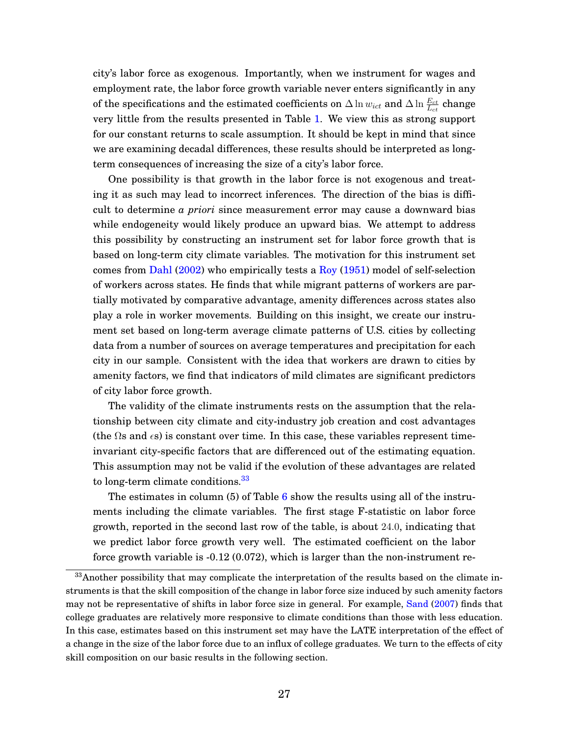city's labor force as exogenous. Importantly, when we instrument for wages and employment rate, the labor force growth variable never enters significantly in any of the specifications and the estimated coefficients on $\Delta \ln w_{ict}$ and $\Delta \ln \frac{E_{ct}}{L_{ct}}$ change very little from the results presented in Table 1. We view this as strong support for our constant returns to scale assumption. It should be kept in mind that since we are examining decadal differences, these results should be interpreted as long-term consequences of increasing the size of a city's labor force.

One possibility is that growth in the labor force is not exogenous and treating it as such may lead to incorrect inferences. The direction of the bias is difficult to determine *a priori* since measurement error may cause a downward bias while endogeneity would likely produce an upward bias. We attempt to address this possibility by constructing an instrument set for labor force growth that is based on long-term city climate variables. The motivation for this instrument set comes from Dahl (2002) who empirically tests a Roy (1951) model of self-selection of workers across states. He finds that while migrant patterns of workers are partially motivated by comparative advantage, amenity differences across states also play a role in worker movements. Building on this insight, we create our instrument set based on long-term average climate patterns of U.S. cities by collecting data from a number of sources on average temperatures and precipitation for each city in our sample. Consistent with the idea that workers are drawn to cities by amenity factors, we find that indicators of mild climates are significant predictors of city labor force growth.

The validity of the climate instruments rests on the assumption that the relationship between city climate and city-industry job creation and cost advantages (the $\Omega$s and $\epsilon$s) is constant over time. In this case, these variables represent time-invariant city-specific factors that are differenced out of the estimating equation. This assumption may not be valid if the evolution of these advantages are related to long-term climate conditions.[33]

The estimates in column (5) of Table 6 show the results using all of the instruments including the climate variables. The first stage F-statistic on labor force growth, reported in the second last row of the table, is about 24.0, indicating that we predict labor force growth very well. The estimated coefficient on the labor force growth variable is -0.12 (0.072), which is larger than the non-instrument re-

[33] Another possibility that may complicate the interpretation of the results based on the climate instruments is that the skill composition of the change in labor force size induced by such amenity factors may not be representative of shifts in labor force size in general. For example, Sand (2007) finds that college graduates are relatively more responsive to climate conditions than those with less education. In this case, estimates based on this instrument set may have the LATE interpretation of the effect of a change in the size of the labor force due to an influx of college graduates. We turn to the effects of city skill composition on our basic results in the following section.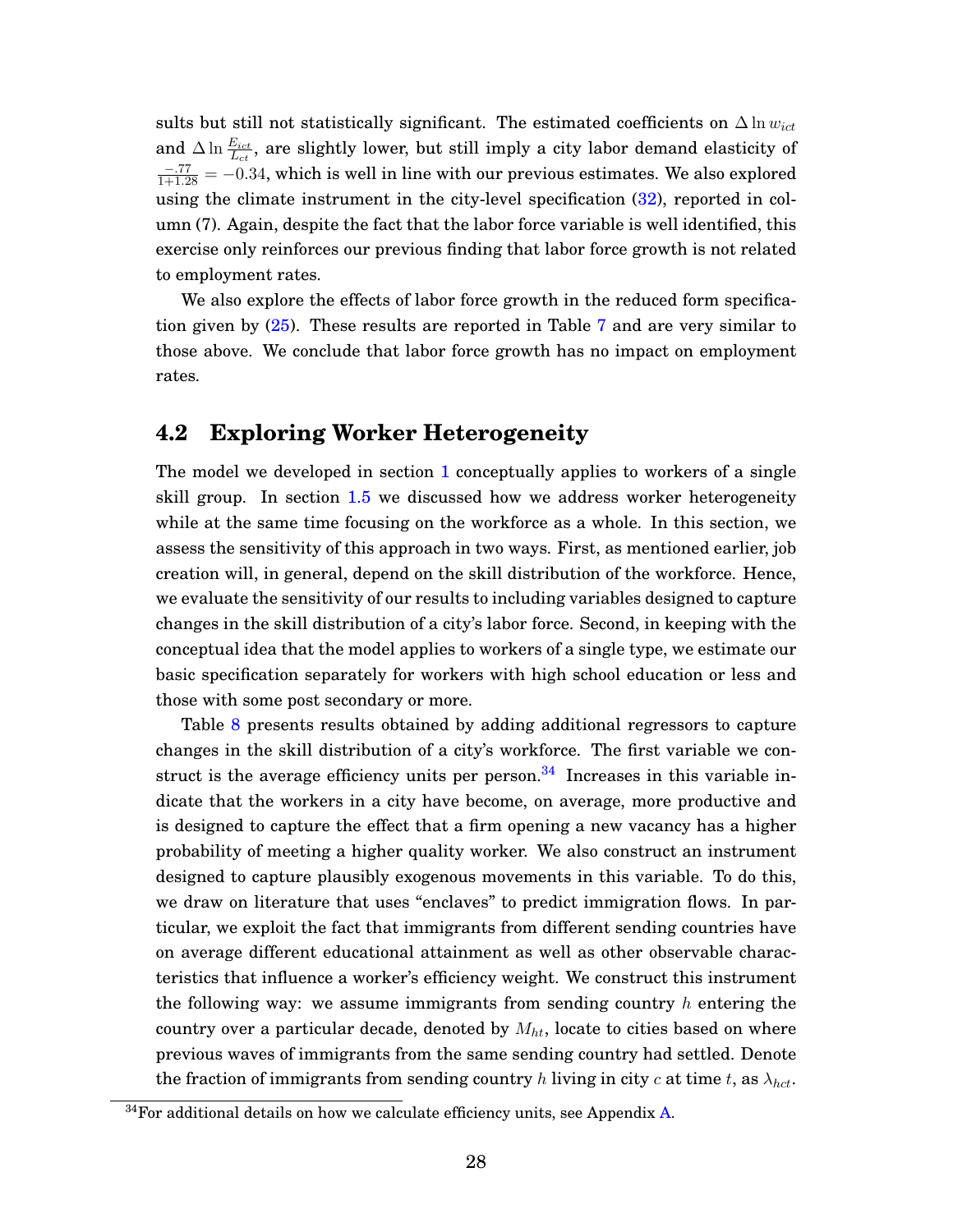sults but still not statistically significant. The estimated coefficients on $\Delta \ln w_{ict}$ and $\Delta \ln \frac{E_{ict}}{L_{ct}}$, are slightly lower, but still imply a city labor demand elasticity of $\frac{-.77}{1+1.28} = -0.34$, which is well in line with our previous estimates. We also explored using the climate instrument in the city-level specification (32), reported in column (7). Again, despite the fact that the labor force variable is well identified, this exercise only reinforces our previous finding that labor force growth is not related to employment rates.

We also explore the effects of labor force growth in the reduced form specification given by (25). These results are reported in Table 7 and are very similar to those above. We conclude that labor force growth has no impact on employment rates.

## 4.2 Exploring Worker Heterogeneity

The model we developed in section 1 conceptually applies to workers of a single skill group. In section 1.5 we discussed how we address worker heterogeneity while at the same time focusing on the workforce as a whole. In this section, we assess the sensitivity of this approach in two ways. First, as mentioned earlier, job creation will, in general, depend on the skill distribution of the workforce. Hence, we evaluate the sensitivity of our results to including variables designed to capture changes in the skill distribution of a city's labor force. Second, in keeping with the conceptual idea that the model applies to workers of a single type, we estimate our basic specification separately for workers with high school education or less and those with some post secondary or more.

Table 8 presents results obtained by adding additional regressors to capture changes in the skill distribution of a city's workforce. The first variable we construct is the average efficiency units per person.[34] Increases in this variable indicate that the workers in a city have become, on average, more productive and is designed to capture the effect that a firm opening a new vacancy has a higher probability of meeting a higher quality worker. We also construct an instrument designed to capture plausibly exogenous movements in this variable. To do this, we draw on literature that uses "enclaves" to predict immigration flows. In particular, we exploit the fact that immigrants from different sending countries have on average different educational attainment as well as other observable characteristics that influence a worker's efficiency weight. We construct this instrument the following way: we assume immigrants from sending country $h$ entering the country over a particular decade, denoted by $M_{ht}$, locate to cities based on where previous waves of immigrants from the same sending country had settled. Denote the fraction of immigrants from sending country $h$ living in city $c$ at time $t$, as $\lambda_{hct}$.

[34] For additional details on how we calculate efficiency units, see Appendix A.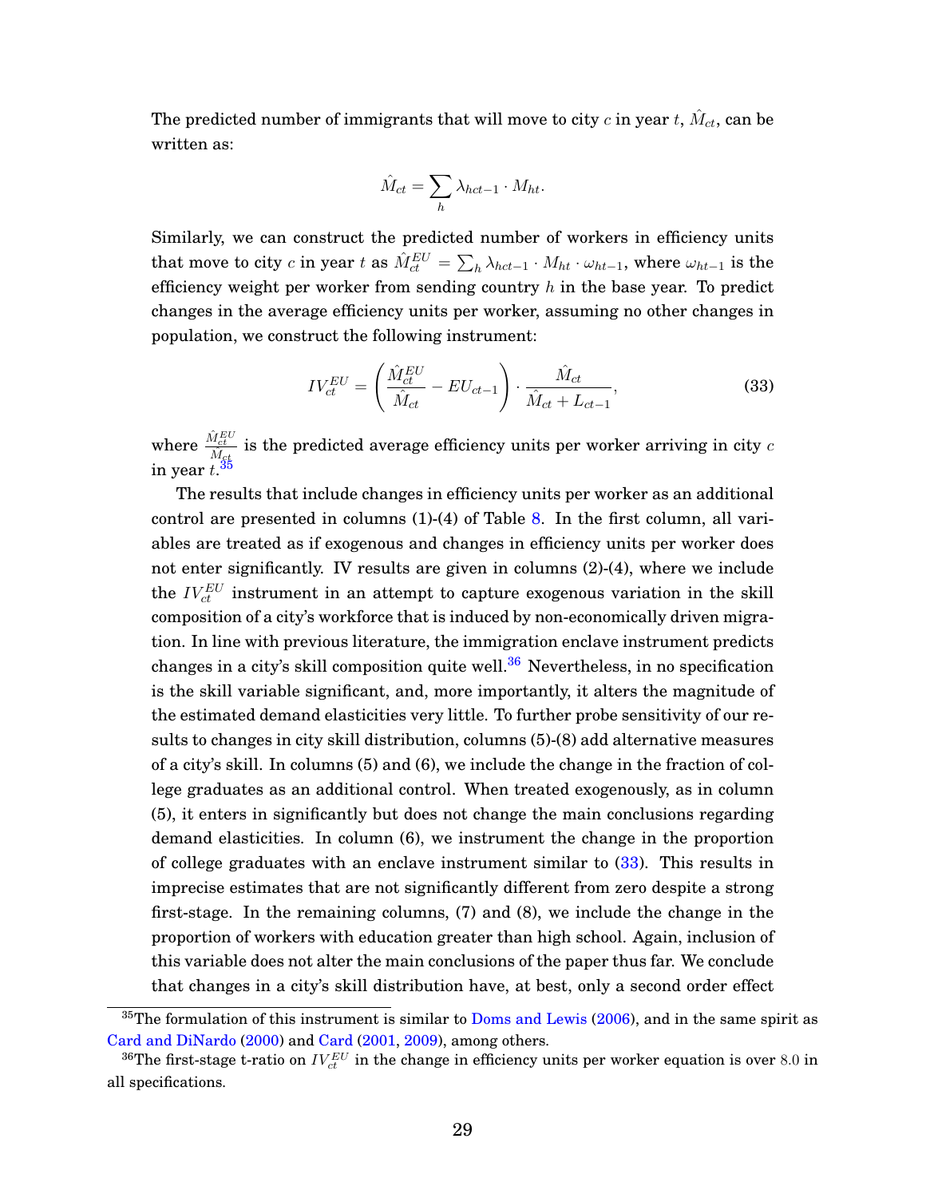The predicted number of immigrants that will move to city $c$ in year $t$, $\hat{M}_{ct}$, can be written as:

$$\hat{M}_{ct} = \sum_h \lambda_{hct-1} \cdot M_{ht}.$$

Similarly, we can construct the predicted number of workers in efficiency units that move to city $c$ in year $t$ as $\hat{M}_{ct}^{EU} = \sum_h \lambda_{hct-1} \cdot M_{ht} \cdot \omega_{ht-1}$, where $\omega_{ht-1}$ is the efficiency weight per worker from sending country $h$ in the base year. To predict changes in the average efficiency units per worker, assuming no other changes in population, we construct the following instrument:

$$IV_{ct}^{EU} = \left( \frac{\hat{M}_{ct}^{EU}}{\hat{M}_{ct}} - EU_{ct-1} \right) \cdot \frac{\hat{M}_{ct}}{\hat{M}_{ct} + L_{ct-1}}, \tag{33}$$

where $\frac{\hat{M}_{ct}^{EU}}{\hat{M}_{ct}}$ is the predicted average efficiency units per worker arriving in city $c$ in year $t$.[35]

The results that include changes in efficiency units per worker as an additional control are presented in columns (1)-(4) of Table 8. In the first column, all variables are treated as if exogenous and changes in efficiency units per worker does not enter significantly. IV results are given in columns (2)-(4), where we include the $IV_{ct}^{EU}$ instrument in an attempt to capture exogenous variation in the skill composition of a city's workforce that is induced by non-economically driven migration. In line with previous literature, the immigration enclave instrument predicts changes in a city's skill composition quite well.[36] Nevertheless, in no specification is the skill variable significant, and, more importantly, it alters the magnitude of the estimated demand elasticities very little. To further probe sensitivity of our results to changes in city skill distribution, columns (5)-(8) add alternative measures of a city's skill. In columns (5) and (6), we include the change in the fraction of college graduates as an additional control. When treated exogenously, as in column (5), it enters in significantly but does not change the main conclusions regarding demand elasticities. In column (6), we instrument the change in the proportion of college graduates with an enclave instrument similar to (33). This results in imprecise estimates that are not significantly different from zero despite a strong first-stage. In the remaining columns, (7) and (8), we include the change in the proportion of workers with education greater than high school. Again, inclusion of this variable does not alter the main conclusions of the paper thus far. We conclude that changes in a city's skill distribution have, at best, only a second order effect

[35]The formulation of this instrument is similar to Doms and Lewis (2006), and in the same spirit as Card and DiNardo (2000) and Card (2001, 2009), among others.

[36]The first-stage t-ratio on $IV_{ct}^{EU}$ in the change in efficiency units per worker equation is over 8.0 in all specifications.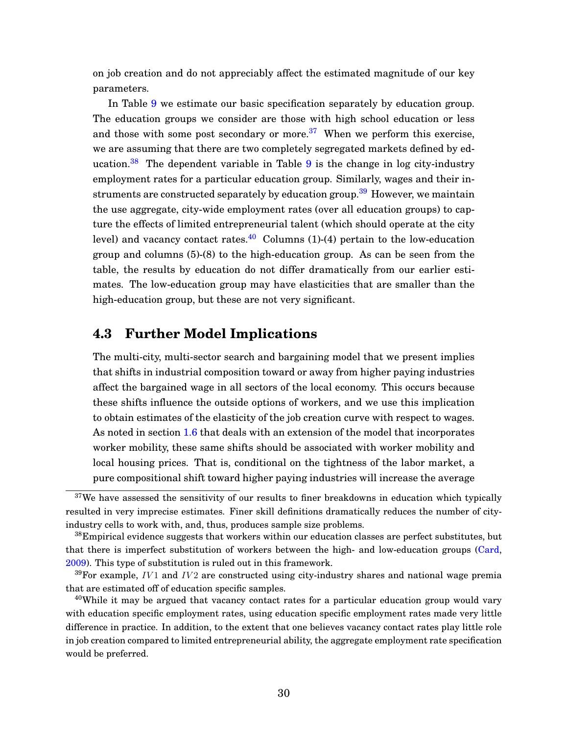on job creation and do not appreciably affect the estimated magnitude of our key parameters.

In Table 9 we estimate our basic specification separately by education group. The education groups we consider are those with high school education or less and those with some post secondary or more.[37] When we perform this exercise, we are assuming that there are two completely segregated markets defined by education.[38] The dependent variable in Table 9 is the change in log city-industry employment rates for a particular education group. Similarly, wages and their instruments are constructed separately by education group.[39] However, we maintain the use aggregate, city-wide employment rates (over all education groups) to capture the effects of limited entrepreneurial talent (which should operate at the city level) and vacancy contact rates.[40] Columns (1)-(4) pertain to the low-education group and columns (5)-(8) to the high-education group. As can be seen from the table, the results by education do not differ dramatically from our earlier estimates. The low-education group may have elasticities that are smaller than the high-education group, but these are not very significant.

## 4.3 Further Model Implications

The multi-city, multi-sector search and bargaining model that we present implies that shifts in industrial composition toward or away from higher paying industries affect the bargained wage in all sectors of the local economy. This occurs because these shifts influence the outside options of workers, and we use this implication to obtain estimates of the elasticity of the job creation curve with respect to wages. As noted in section 1.6 that deals with an extension of the model that incorporates worker mobility, these same shifts should be associated with worker mobility and local housing prices. That is, conditional on the tightness of the labor market, a pure compositional shift toward higher paying industries will increase the average

---

[37] We have assessed the sensitivity of our results to finer breakdowns in education which typically resulted in very imprecise estimates. Finer skill definitions dramatically reduces the number of city-industry cells to work with, and, thus, produces sample size problems.

[38] Empirical evidence suggests that workers within our education classes are perfect substitutes, but that there is imperfect substitution of workers between the high- and low-education groups (Card, 2009). This type of substitution is ruled out in this framework.

[39] For example, $IV1$ and $IV2$ are constructed using city-industry shares and national wage premia that are estimated off of education specific samples.

[40] While it may be argued that vacancy contact rates for a particular education group would vary with education specific employment rates, using education specific employment rates made very little difference in practice. In addition, to the extent that one believes vacancy contact rates play little role in job creation compared to limited entrepreneurial ability, the aggregate employment rate specification would be preferred.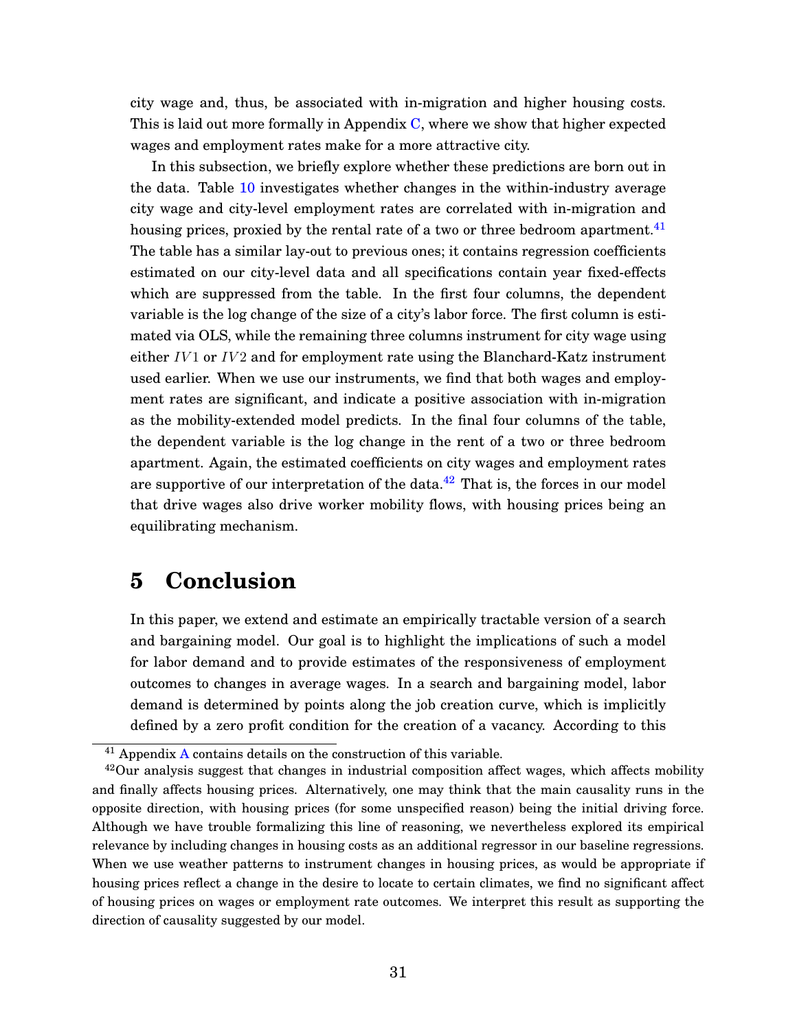city wage and, thus, be associated with in-migration and higher housing costs. This is laid out more formally in Appendix C, where we show that higher expected wages and employment rates make for a more attractive city.

In this subsection, we briefly explore whether these predictions are born out in the data. Table 10 investigates whether changes in the within-industry average city wage and city-level employment rates are correlated with in-migration and housing prices, proxied by the rental rate of a two or three bedroom apartment.[41] The table has a similar lay-out to previous ones; it contains regression coefficients estimated on our city-level data and all specifications contain year fixed-effects which are suppressed from the table. In the first four columns, the dependent variable is the log change of the size of a city's labor force. The first column is estimated via OLS, while the remaining three columns instrument for city wage using either $IV1$ or $IV2$ and for employment rate using the Blanchard-Katz instrument used earlier. When we use our instruments, we find that both wages and employment rates are significant, and indicate a positive association with in-migration as the mobility-extended model predicts. In the final four columns of the table, the dependent variable is the log change in the rent of a two or three bedroom apartment. Again, the estimated coefficients on city wages and employment rates are supportive of our interpretation of the data.[42] That is, the forces in our model that drive wages also drive worker mobility flows, with housing prices being an equilibrating mechanism.

# 5 Conclusion

In this paper, we extend and estimate an empirically tractable version of a search and bargaining model. Our goal is to highlight the implications of such a model for labor demand and to provide estimates of the responsiveness of employment outcomes to changes in average wages. In a search and bargaining model, labor demand is determined by points along the job creation curve, which is implicitly defined by a zero profit condition for the creation of a vacancy. According to this

[41] Appendix A contains details on the construction of this variable.

[42] Our analysis suggest that changes in industrial composition affect wages, which affects mobility and finally affects housing prices. Alternatively, one may think that the main causality runs in the opposite direction, with housing prices (for some unspecified reason) being the initial driving force. Although we have trouble formalizing this line of reasoning, we nevertheless explored its empirical relevance by including changes in housing costs as an additional regressor in our baseline regressions. When we use weather patterns to instrument changes in housing prices, as would be appropriate if housing prices reflect a change in the desire to locate to certain climates, we find no significant affect of housing prices on wages or employment rate outcomes. We interpret this result as supporting the direction of causality suggested by our model.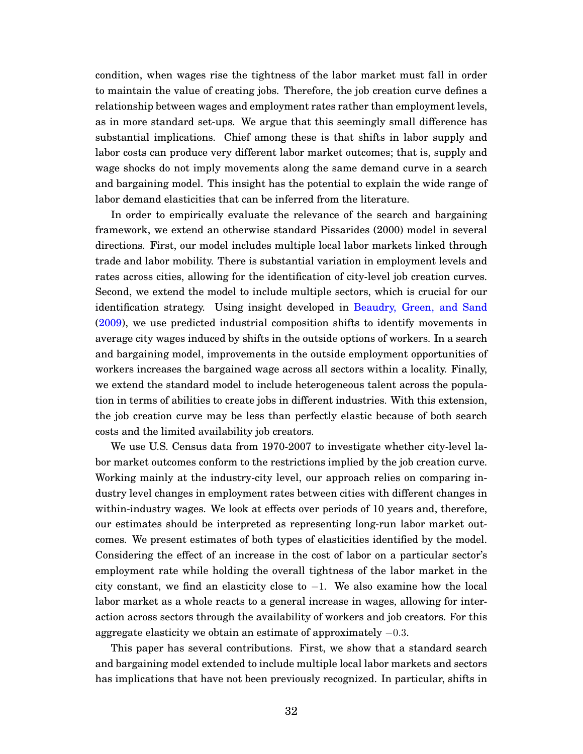condition, when wages rise the tightness of the labor market must fall in order to maintain the value of creating jobs. Therefore, the job creation curve defines a relationship between wages and employment rates rather than employment levels, as in more standard set-ups. We argue that this seemingly small difference has substantial implications. Chief among these is that shifts in labor supply and labor costs can produce very different labor market outcomes; that is, supply and wage shocks do not imply movements along the same demand curve in a search and bargaining model. This insight has the potential to explain the wide range of labor demand elasticities that can be inferred from the literature.

In order to empirically evaluate the relevance of the search and bargaining framework, we extend an otherwise standard Pissarides (2000) model in several directions. First, our model includes multiple local labor markets linked through trade and labor mobility. There is substantial variation in employment levels and rates across cities, allowing for the identification of city-level job creation curves. Second, we extend the model to include multiple sectors, which is crucial for our identification strategy. Using insight developed in Beaudry, Green, and Sand (2009), we use predicted industrial composition shifts to identify movements in average city wages induced by shifts in the outside options of workers. In a search and bargaining model, improvements in the outside employment opportunities of workers increases the bargained wage across all sectors within a locality. Finally, we extend the standard model to include heterogeneous talent across the population in terms of abilities to create jobs in different industries. With this extension, the job creation curve may be less than perfectly elastic because of both search costs and the limited availability job creators.

We use U.S. Census data from 1970-2007 to investigate whether city-level labor market outcomes conform to the restrictions implied by the job creation curve. Working mainly at the industry-city level, our approach relies on comparing industry level changes in employment rates between cities with different changes in within-industry wages. We look at effects over periods of 10 years and, therefore, our estimates should be interpreted as representing long-run labor market outcomes. We present estimates of both types of elasticities identified by the model. Considering the effect of an increase in the cost of labor on a particular sector's employment rate while holding the overall tightness of the labor market in the city constant, we find an elasticity close to $-1$. We also examine how the local labor market as a whole reacts to a general increase in wages, allowing for interaction across sectors through the availability of workers and job creators. For this aggregate elasticity we obtain an estimate of approximately $-0.3$.

This paper has several contributions. First, we show that a standard search and bargaining model extended to include multiple local labor markets and sectors has implications that have not been previously recognized. In particular, shifts in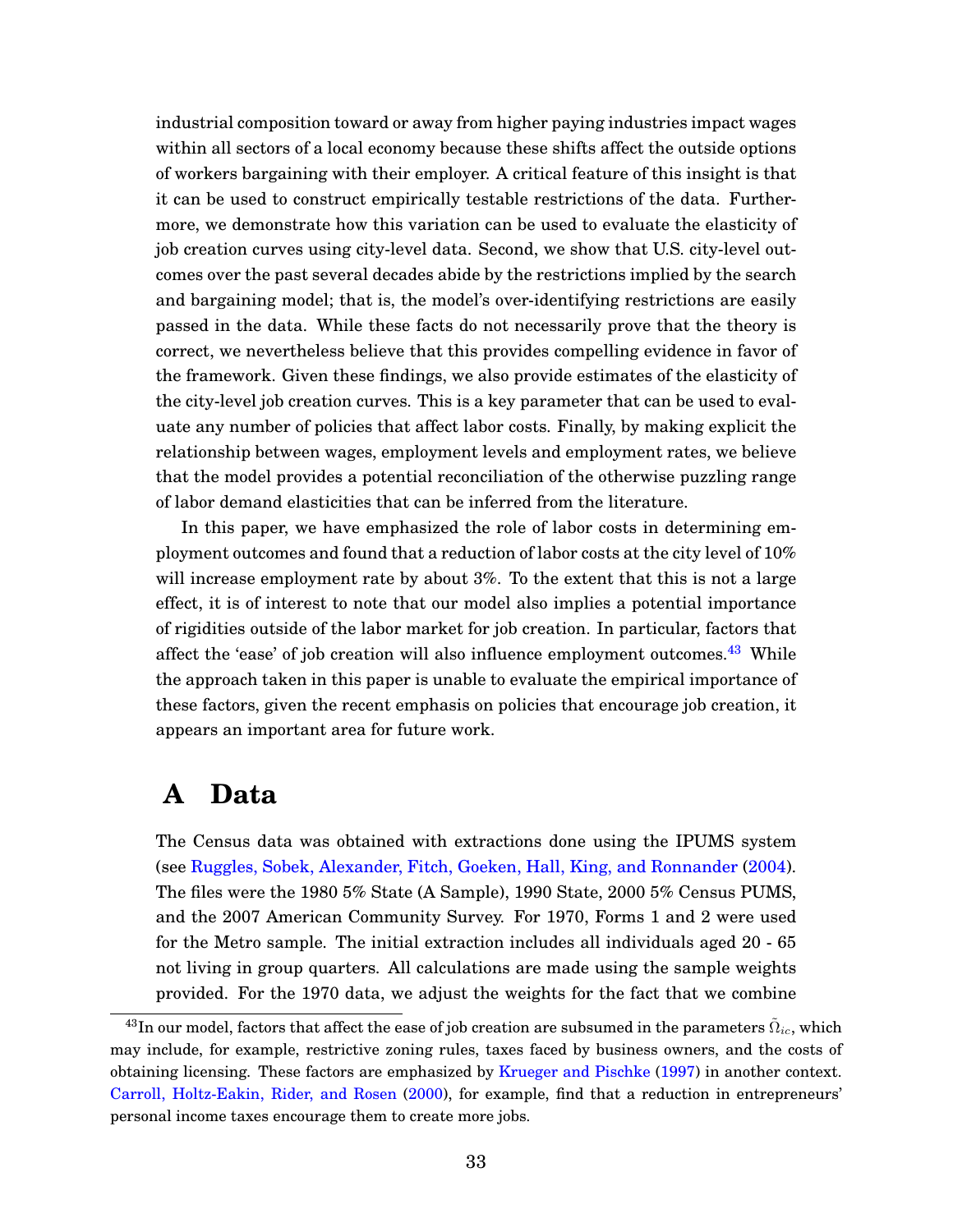industrial composition toward or away from higher paying industries impact wages within all sectors of a local economy because these shifts affect the outside options of workers bargaining with their employer. A critical feature of this insight is that it can be used to construct empirically testable restrictions of the data. Furthermore, we demonstrate how this variation can be used to evaluate the elasticity of job creation curves using city-level data. Second, we show that U.S. city-level outcomes over the past several decades abide by the restrictions implied by the search and bargaining model; that is, the model's over-identifying restrictions are easily passed in the data. While these facts do not necessarily prove that the theory is correct, we nevertheless believe that this provides compelling evidence in favor of the framework. Given these findings, we also provide estimates of the elasticity of the city-level job creation curves. This is a key parameter that can be used to evaluate any number of policies that affect labor costs. Finally, by making explicit the relationship between wages, employment levels and employment rates, we believe that the model provides a potential reconciliation of the otherwise puzzling range of labor demand elasticities that can be inferred from the literature.

In this paper, we have emphasized the role of labor costs in determining employment outcomes and found that a reduction of labor costs at the city level of 10% will increase employment rate by about 3%. To the extent that this is not a large effect, it is of interest to note that our model also implies a potential importance of rigidities outside of the labor market for job creation. In particular, factors that affect the 'ease' of job creation will also influence employment outcomes.[43] While the approach taken in this paper is unable to evaluate the empirical importance of these factors, given the recent emphasis on policies that encourage job creation, it appears an important area for future work.

# A Data

The Census data was obtained with extractions done using the IPUMS system (see Ruggles, Sobek, Alexander, Fitch, Goeken, Hall, King, and Ronnander (2004). The files were the 1980 5% State (A Sample), 1990 State, 2000 5% Census PUMS, and the 2007 American Community Survey. For 1970, Forms 1 and 2 were used for the Metro sample. The initial extraction includes all individuals aged 20 - 65 not living in group quarters. All calculations are made using the sample weights provided. For the 1970 data, we adjust the weights for the fact that we combine

[43] In our model, factors that affect the ease of job creation are subsumed in the parameters $\tilde{\Omega}_{ic}$, which may include, for example, restrictive zoning rules, taxes faced by business owners, and the costs of obtaining licensing. These factors are emphasized by Krueger and Pischke (1997) in another context. Carroll, Holtz-Eakin, Rider, and Rosen (2000), for example, find that a reduction in entrepreneurs' personal income taxes encourage them to create more jobs.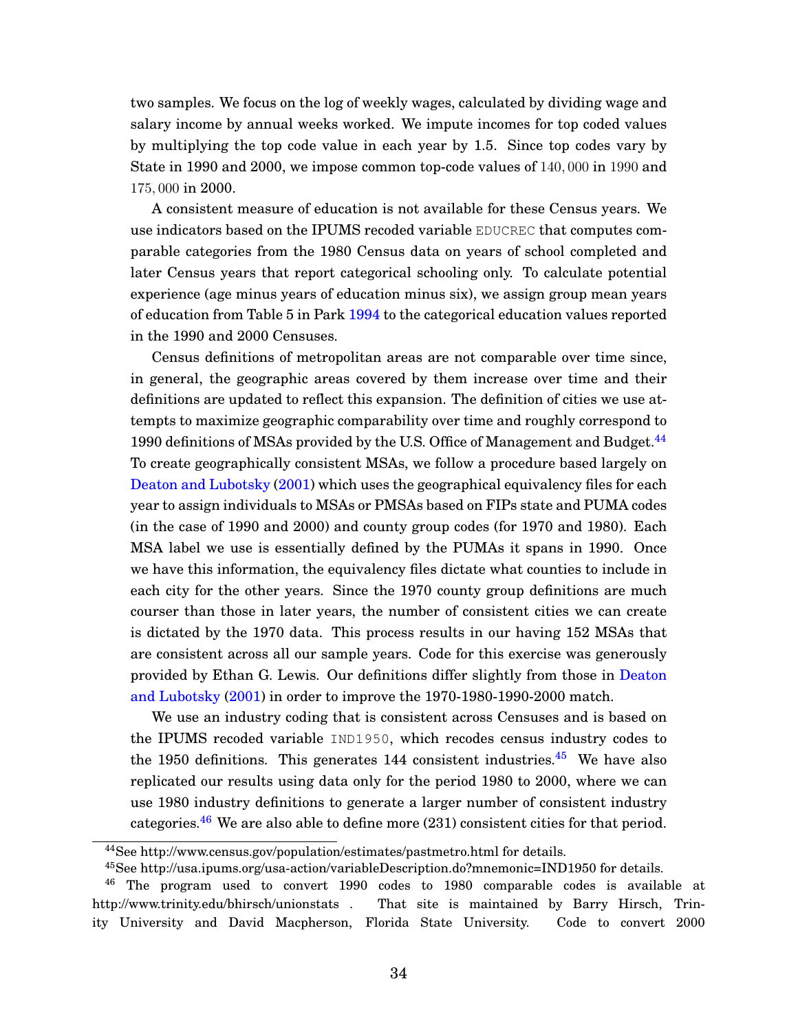two samples. We focus on the log of weekly wages, calculated by dividing wage and salary income by annual weeks worked. We impute incomes for top coded values by multiplying the top code value in each year by 1.5. Since top codes vary by State in 1990 and 2000, we impose common top-code values of $140,000$ in $1990$ and $175,000$ in 2000.

A consistent measure of education is not available for these Census years. We use indicators based on the IPUMS recoded variable `EDUCREC` that computes comparable categories from the 1980 Census data on years of school completed and later Census years that report categorical schooling only. To calculate potential experience (age minus years of education minus six), we assign group mean years of education from Table 5 in Park 1994 to the categorical education values reported in the 1990 and 2000 Censuses.

Census definitions of metropolitan areas are not comparable over time since, in general, the geographic areas covered by them increase over time and their definitions are updated to reflect this expansion. The definition of cities we use attempts to maximize geographic comparability over time and roughly correspond to 1990 definitions of MSAs provided by the U.S. Office of Management and Budget.[44] To create geographically consistent MSAs, we follow a procedure based largely on Deaton and Lubotsky (2001) which uses the geographical equivalency files for each year to assign individuals to MSAs or PMSAs based on FIPs state and PUMA codes (in the case of 1990 and 2000) and county group codes (for 1970 and 1980). Each MSA label we use is essentially defined by the PUMAs it spans in 1990. Once we have this information, the equivalency files dictate what counties to include in each city for the other years. Since the 1970 county group definitions are much courser than those in later years, the number of consistent cities we can create is dictated by the 1970 data. This process results in our having 152 MSAs that are consistent across all our sample years. Code for this exercise was generously provided by Ethan G. Lewis. Our definitions differ slightly from those in Deaton and Lubotsky (2001) in order to improve the 1970-1980-1990-2000 match.

We use an industry coding that is consistent across Censuses and is based on the IPUMS recoded variable `IND1950`, which recodes census industry codes to the 1950 definitions. This generates 144 consistent industries.[45] We have also replicated our results using data only for the period 1980 to 2000, where we can use 1980 industry definitions to generate a larger number of consistent industry categories.[46] We are also able to define more (231) consistent cities for that period.

[44] See http://www.census.gov/population/estimates/pastmetro.html for details.

[45] See http://usa.ipums.org/usa-action/variableDescription.do?mnemonic=IND1950 for details.

[46] The program used to convert 1990 codes to 1980 comparable codes is available at http://www.trinity.edu/bhirsch/unionstats . That site is maintained by Barry Hirsch, Trinity University and David Macpherson, Florida State University. Code to convert 2000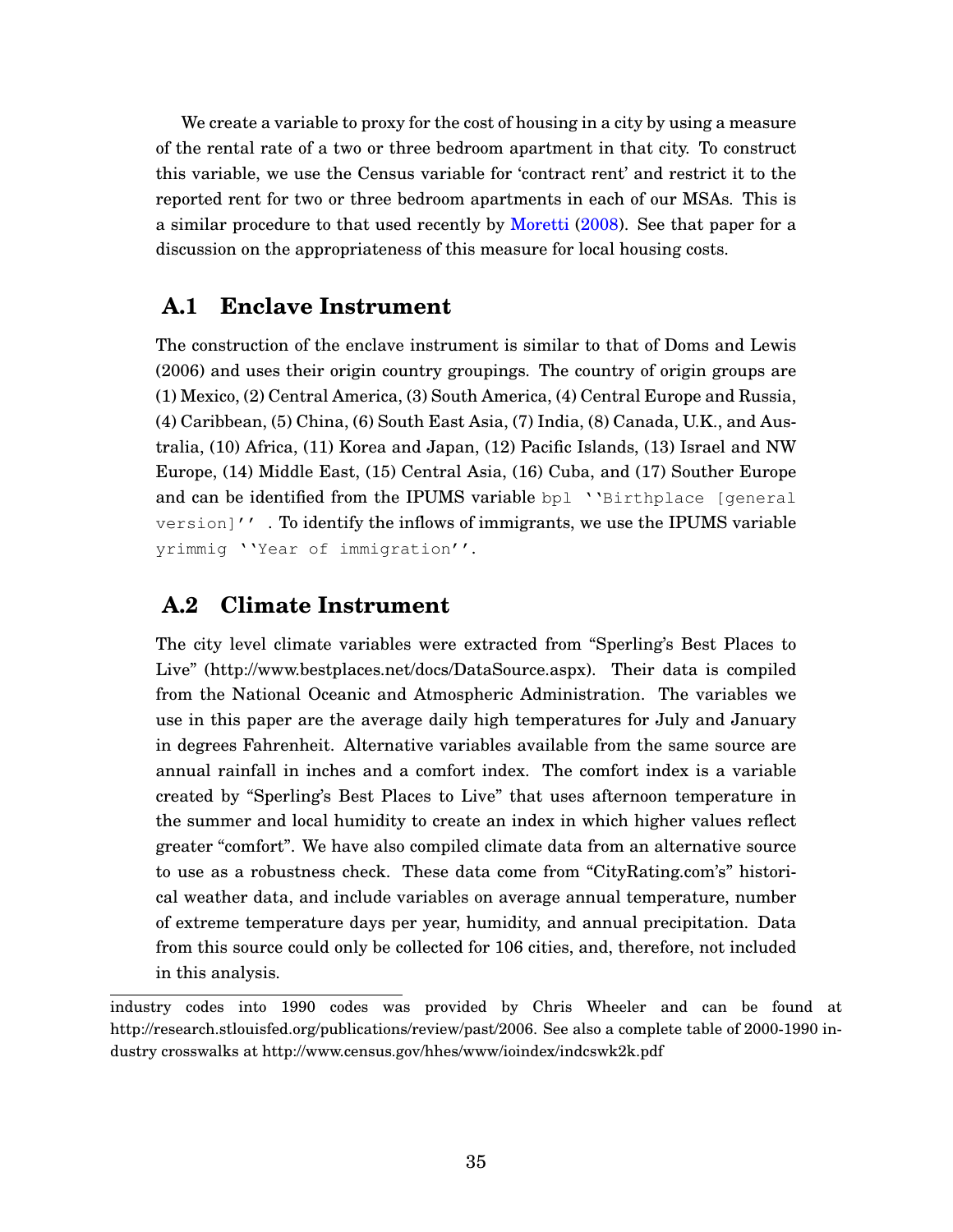We create a variable to proxy for the cost of housing in a city by using a measure of the rental rate of a two or three bedroom apartment in that city. To construct this variable, we use the Census variable for 'contract rent' and restrict it to the reported rent for two or three bedroom apartments in each of our MSAs. This is a similar procedure to that used recently by Moretti (2008). See that paper for a discussion on the appropriateness of this measure for local housing costs.

## A.1 Enclave Instrument

The construction of the enclave instrument is similar to that of Doms and Lewis (2006) and uses their origin country groupings. The country of origin groups are (1) Mexico, (2) Central America, (3) South America, (4) Central Europe and Russia, (4) Caribbean, (5) China, (6) South East Asia, (7) India, (8) Canada, U.K., and Australia, (10) Africa, (11) Korea and Japan, (12) Pacific Islands, (13) Israel and NW Europe, (14) Middle East, (15) Central Asia, (16) Cuba, and (17) Souther Europe and can be identified from the IPUMS variable `bpl ''Birthplace [general version]''`. To identify the inflows of immigrants, we use the IPUMS variable `yrimmig ''Year of immigration''`.

## A.2 Climate Instrument

The city level climate variables were extracted from "Sperling's Best Places to Live" (http://www.bestplaces.net/docs/DataSource.aspx). Their data is compiled from the National Oceanic and Atmospheric Administration. The variables we use in this paper are the average daily high temperatures for July and January in degrees Fahrenheit. Alternative variables available from the same source are annual rainfall in inches and a comfort index. The comfort index is a variable created by "Sperling's Best Places to Live" that uses afternoon temperature in the summer and local humidity to create an index in which higher values reflect greater "comfort". We have also compiled climate data from an alternative source to use as a robustness check. These data come from "CityRating.com's" historical weather data, and include variables on average annual temperature, number of extreme temperature days per year, humidity, and annual precipitation. Data from this source could only be collected for 106 cities, and, therefore, not included in this analysis.

industry codes into 1990 codes was provided by Chris Wheeler and can be found at http://research.stlouisfed.org/publications/review/past/2006. See also a complete table of 2000-1990 industry crosswalks at http://www.census.gov/hhes/www/ioindex/indcswk2k.pdf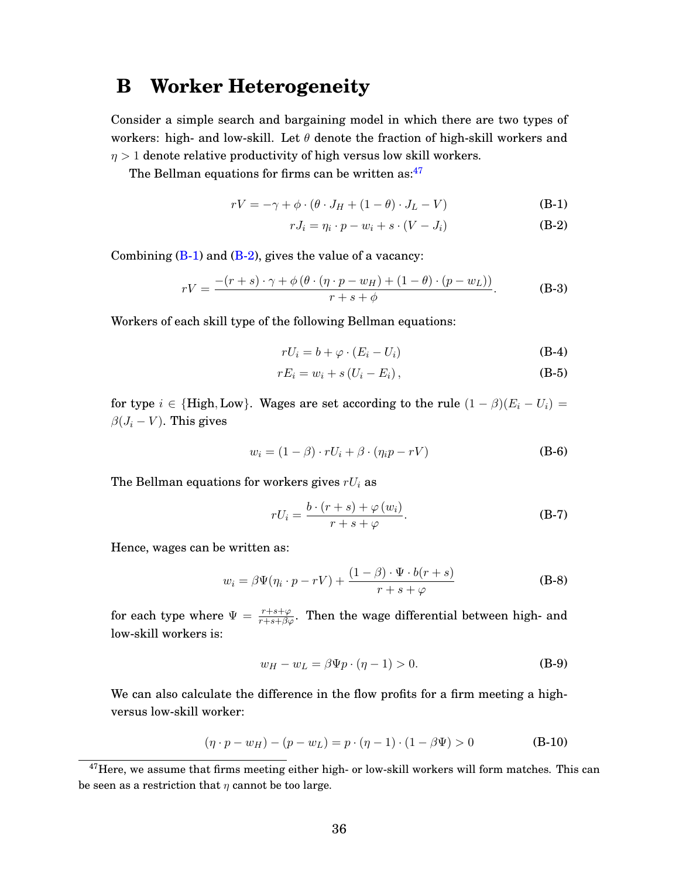# B Worker Heterogeneity

Consider a simple search and bargaining model in which there are two types of workers: high- and low-skill. Let $\theta$ denote the fraction of high-skill workers and $\eta > 1$ denote relative productivity of high versus low skill workers.

The Bellman equations for firms can be written as:[47]

$$rV = -\gamma + \phi \cdot (\theta \cdot J_H + (1-\theta) \cdot J_L - V) \tag{B-1}$$

$$rJ_i = \eta_i \cdot p - w_i + s \cdot (V - J_i) \tag{B-2}$$

Combining (B-1) and (B-2), gives the value of a vacancy:

$$rV = \frac{-(r+s) \cdot \gamma + \phi \left(\theta \cdot (\eta \cdot p - w_H) + (1-\theta) \cdot (p - w_L)\right)}{r+s+\phi}. \tag{B-3}$$

Workers of each skill type of the following Bellman equations:

$$rU_i = b + \varphi \cdot (E_i - U_i) \tag{B-4}$$

$$rE_i = w_i + s\,(U_i - E_i)\,, \tag{B-5}$$

for type $i \in \{\text{High}, \text{Low}\}$. Wages are set according to the rule $(1-\beta)(E_i - U_i) = \beta(J_i - V)$. This gives

$$w_i = (1-\beta) \cdot rU_i + \beta \cdot (\eta_i p - rV) \tag{B-6}$$

The Bellman equations for workers gives $rU_i$ as

$$rU_i = \frac{b \cdot (r+s) + \varphi\,(w_i)}{r+s+\varphi}. \tag{B-7}$$

Hence, wages can be written as:

$$w_i = \beta\Psi(\eta_i \cdot p - rV) + \frac{(1-\beta) \cdot \Psi \cdot b(r+s)}{r+s+\varphi} \tag{B-8}$$

for each type where $\Psi = \frac{r+s+\varphi}{r+s+\beta\varphi}$. Then the wage differential between high- and low-skill workers is:

$$w_H - w_L = \beta\Psi p \cdot (\eta - 1) > 0. \tag{B-9}$$

We can also calculate the difference in the flow profits for a firm meeting a high-versus low-skill worker:

$$(\eta \cdot p - w_H) - (p - w_L) = p \cdot (\eta - 1) \cdot (1 - \beta\Psi) > 0 \tag{B-10}$$

[47] Here, we assume that firms meeting either high- or low-skill workers will form matches. This can be seen as a restriction that $\eta$ cannot be too large.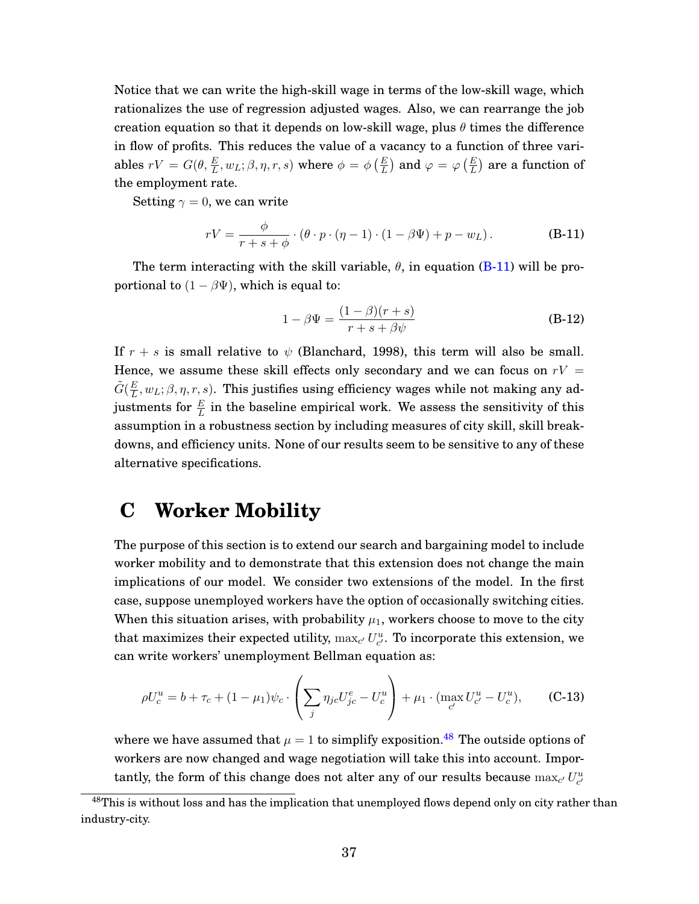Notice that we can write the high-skill wage in terms of the low-skill wage, which rationalizes the use of regression adjusted wages. Also, we can rearrange the job creation equation so that it depends on low-skill wage, plus $\theta$ times the difference in flow of profits. This reduces the value of a vacancy to a function of three variables $rV = G(\theta, \frac{E}{L}, w_L; \beta, \eta, r, s)$ where $\phi = \phi\left(\frac{E}{L}\right)$ and $\varphi = \varphi\left(\frac{E}{L}\right)$ are a function of the employment rate.

Setting $\gamma = 0$, we can write

$$rV = \frac{\phi}{r + s + \phi} \cdot (\theta \cdot p \cdot (\eta - 1) \cdot (1 - \beta\Psi) + p - w_L)\,. \tag{B-11}$$

The term interacting with the skill variable, $\theta$, in equation (B-11) will be proportional to $(1 - \beta\Psi)$, which is equal to:

$$1 - \beta\Psi = \frac{(1 - \beta)(r + s)}{r + s + \beta\psi} \tag{B-12}$$

If $r + s$ is small relative to $\psi$ (Blanchard, 1998), this term will also be small. Hence, we assume these skill effects only secondary and we can focus on $rV = \tilde{G}(\frac{E}{L}, w_L; \beta, \eta, r, s)$. This justifies using efficiency wages while not making any adjustments for $\frac{E}{L}$ in the baseline empirical work. We assess the sensitivity of this assumption in a robustness section by including measures of city skill, skill breakdowns, and efficiency units. None of our results seem to be sensitive to any of these alternative specifications.

# C Worker Mobility

The purpose of this section is to extend our search and bargaining model to include worker mobility and to demonstrate that this extension does not change the main implications of our model. We consider two extensions of the model. In the first case, suppose unemployed workers have the option of occasionally switching cities. When this situation arises, with probability $\mu_1$, workers choose to move to the city that maximizes their expected utility, $\max_{c'} U^u_{c'}$. To incorporate this extension, we can write workers' unemployment Bellman equation as:

$$\rho U^u_c = b + \tau_c + (1 - \mu_1)\psi_c \cdot \left(\sum_j \eta_{jc} U^e_{jc} - U^u_c\right) + \mu_1 \cdot (\max_{c'} U^u_{c'} - U^u_c), \tag{C-13}$$

where we have assumed that $\mu = 1$ to simplify exposition.[48] The outside options of workers are now changed and wage negotiation will take this into account. Importantly, the form of this change does not alter any of our results because $\max_{c'} U^u_{c'}$

[48] This is without loss and has the implication that unemployed flows depend only on city rather than industry-city.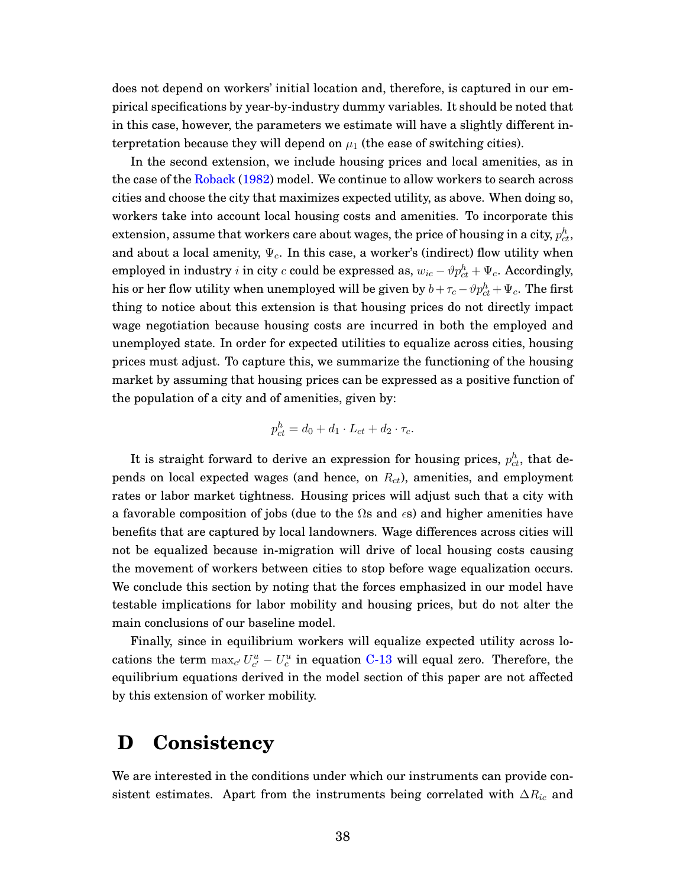does not depend on workers' initial location and, therefore, is captured in our empirical specifications by year-by-industry dummy variables. It should be noted that in this case, however, the parameters we estimate will have a slightly different interpretation because they will depend on $\mu_1$ (the ease of switching cities).

In the second extension, we include housing prices and local amenities, as in the case of the Roback (1982) model. We continue to allow workers to search across cities and choose the city that maximizes expected utility, as above. When doing so, workers take into account local housing costs and amenities. To incorporate this extension, assume that workers care about wages, the price of housing in a city, $p^h_{ct}$, and about a local amenity, $\Psi_c$. In this case, a worker's (indirect) flow utility when employed in industry $i$ in city $c$ could be expressed as, $w_{ic} - \vartheta p^h_{ct} + \Psi_c$. Accordingly, his or her flow utility when unemployed will be given by $b + \tau_c - \vartheta p^h_{ct} + \Psi_c$. The first thing to notice about this extension is that housing prices do not directly impact wage negotiation because housing costs are incurred in both the employed and unemployed state. In order for expected utilities to equalize across cities, housing prices must adjust. To capture this, we summarize the functioning of the housing market by assuming that housing prices can be expressed as a positive function of the population of a city and of amenities, given by:

$$p^h_{ct} = d_0 + d_1 \cdot L_{ct} + d_2 \cdot \tau_c.$$

It is straight forward to derive an expression for housing prices, $p^h_{ct}$, that depends on local expected wages (and hence, on $R_{ct}$), amenities, and employment rates or labor market tightness. Housing prices will adjust such that a city with a favorable composition of jobs (due to the $\Omega$s and $\epsilon$s) and higher amenities have benefits that are captured by local landowners. Wage differences across cities will not be equalized because in-migration will drive of local housing costs causing the movement of workers between cities to stop before wage equalization occurs. We conclude this section by noting that the forces emphasized in our model have testable implications for labor mobility and housing prices, but do not alter the main conclusions of our baseline model.

Finally, since in equilibrium workers will equalize expected utility across locations the term $\max_{c'} U^u_{c'} - U^u_c$ in equation C-13 will equal zero. Therefore, the equilibrium equations derived in the model section of this paper are not affected by this extension of worker mobility.

# D Consistency

We are interested in the conditions under which our instruments can provide consistent estimates. Apart from the instruments being correlated with $\Delta R_{ic}$ and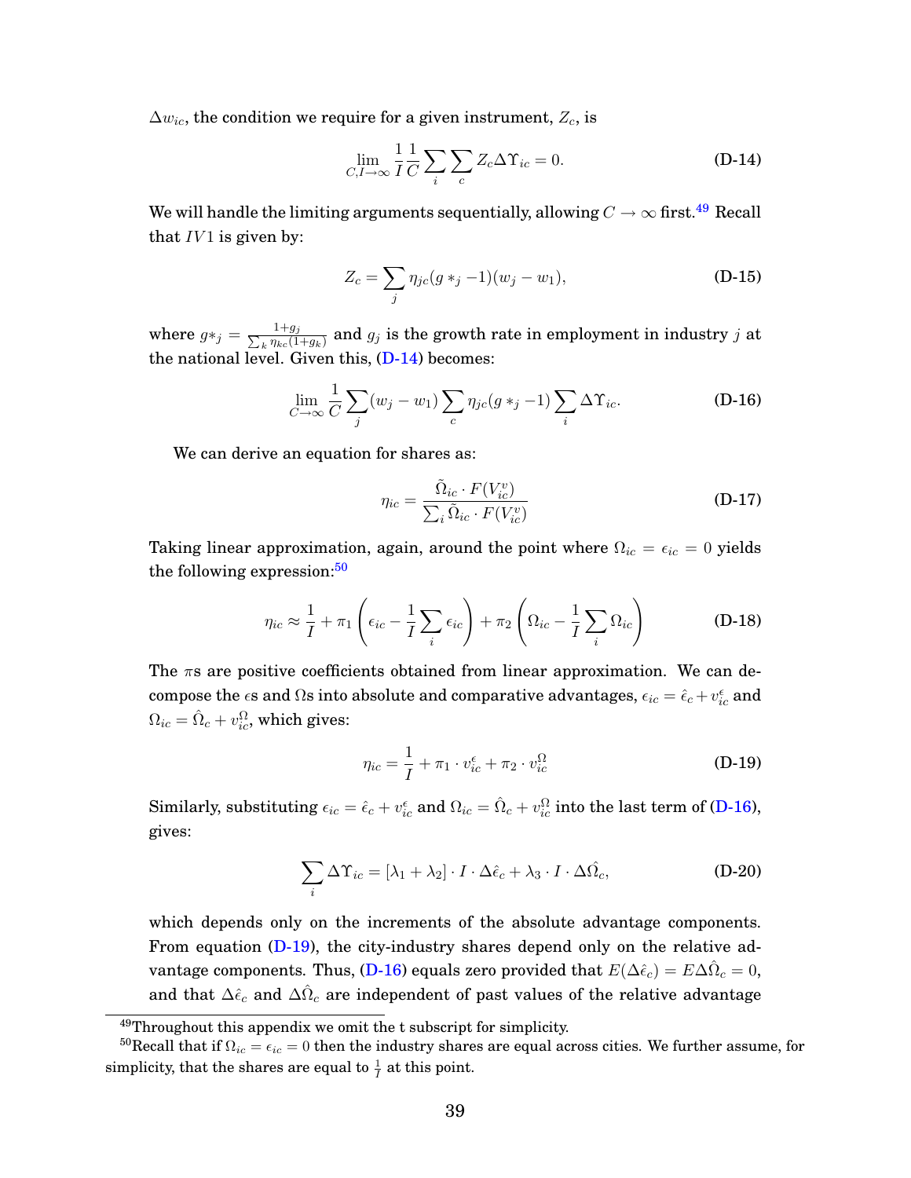$\Delta w_{ic}$, the condition we require for a given instrument, $Z_c$, is

$$\lim_{C,I\to\infty} \frac{1}{I}\frac{1}{C}\sum_i \sum_c Z_c \Delta\Upsilon_{ic} = 0. \tag{D-14}$$

We will handle the limiting arguments sequentially, allowing $C \to \infty$ first.[49] Recall that $IV1$ is given by:

$$Z_c = \sum_j \eta_{jc}(g*_j - 1)(w_j - w_1), \tag{D-15}$$

where $g*_j = \frac{1+g_j}{\sum_k \eta_{kc}(1+g_k)}$ and $g_j$ is the growth rate in employment in industry $j$ at the national level. Given this, (D-14) becomes:

$$\lim_{C\to\infty} \frac{1}{C}\sum_j (w_j - w_1)\sum_c \eta_{jc}(g*_j - 1)\sum_i \Delta\Upsilon_{ic}. \tag{D-16}$$

We can derive an equation for shares as:

$$\eta_{ic} = \frac{\tilde{\Omega}_{ic}\cdot F(V^v_{ic})}{\sum_i \tilde{\Omega}_{ic}\cdot F(V^v_{ic})} \tag{D-17}$$

Taking linear approximation, again, around the point where $\Omega_{ic} = \epsilon_{ic} = 0$ yields the following expression:[50]

$$\eta_{ic} \approx \frac{1}{I} + \pi_1\left(\epsilon_{ic} - \frac{1}{I}\sum_i \epsilon_{ic}\right) + \pi_2\left(\Omega_{ic} - \frac{1}{I}\sum_i \Omega_{ic}\right) \tag{D-18}$$

The $\pi$s are positive coefficients obtained from linear approximation. We can decompose the $\epsilon$s and $\Omega$s into absolute and comparative advantages, $\epsilon_{ic} = \hat{\epsilon}_c + v^{\epsilon}_{ic}$ and $\Omega_{ic} = \hat{\Omega}_c + v^{\Omega}_{ic}$, which gives:

$$\eta_{ic} = \frac{1}{I} + \pi_1 \cdot v^{\epsilon}_{ic} + \pi_2 \cdot v^{\Omega}_{ic} \tag{D-19}$$

Similarly, substituting $\epsilon_{ic} = \hat{\epsilon}_c + v^{\epsilon}_{ic}$ and $\Omega_{ic} = \hat{\Omega}_c + v^{\Omega}_{ic}$ into the last term of (D-16), gives:

$$\sum_i \Delta\Upsilon_{ic} = [\lambda_1 + \lambda_2]\cdot I \cdot \Delta\hat{\epsilon}_c + \lambda_3 \cdot I \cdot \Delta\hat{\Omega}_c, \tag{D-20}$$

which depends only on the increments of the absolute advantage components. From equation (D-19), the city-industry shares depend only on the relative advantage components. Thus, (D-16) equals zero provided that $E(\Delta\hat{\epsilon}_c) = E\Delta\hat{\Omega}_c = 0$, and that $\Delta\hat{\epsilon}_c$ and $\Delta\hat{\Omega}_c$ are independent of past values of the relative advantage

[49] Throughout this appendix we omit the t subscript for simplicity.

[50] Recall that if $\Omega_{ic} = \epsilon_{ic} = 0$ then the industry shares are equal across cities. We further assume, for simplicity, that the shares are equal to $\frac{1}{I}$ at this point.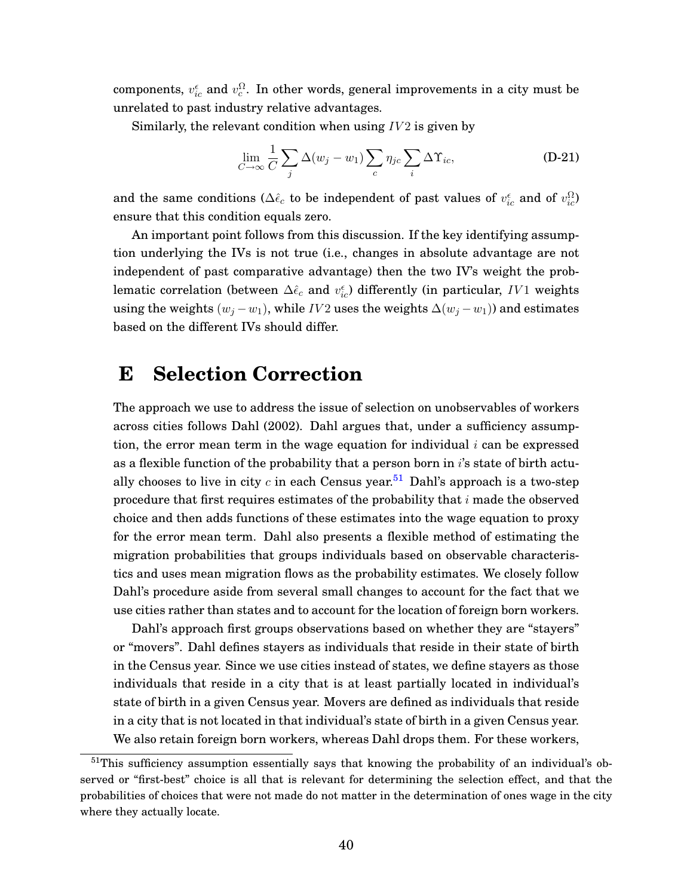components, $v^{\epsilon}_{ic}$ and $v^{\Omega}_{c}$. In other words, general improvements in a city must be unrelated to past industry relative advantages.

Similarly, the relevant condition when using $IV2$ is given by

$$\lim_{C\to\infty} \frac{1}{C} \sum_j \Delta(w_j - w_1) \sum_c \eta_{jc} \sum_i \Delta\Upsilon_{ic}, \tag{D-21}$$

and the same conditions ($\Delta\hat{\epsilon}_c$ to be independent of past values of $v^{\epsilon}_{ic}$ and of $v^{\Omega}_{ic}$) ensure that this condition equals zero.

An important point follows from this discussion. If the key identifying assumption underlying the IVs is not true (i.e., changes in absolute advantage are not independent of past comparative advantage) then the two IV's weight the problematic correlation (between $\Delta\hat{\epsilon}_c$ and $v^{\epsilon}_{ic}$) differently (in particular, $IV1$ weights using the weights $(w_j - w_1)$, while $IV2$ uses the weights $\Delta(w_j - w_1)$) and estimates based on the different IVs should differ.

# E Selection Correction

The approach we use to address the issue of selection on unobservables of workers across cities follows Dahl (2002). Dahl argues that, under a sufficiency assumption, the error mean term in the wage equation for individual $i$ can be expressed as a flexible function of the probability that a person born in $i$'s state of birth actually chooses to live in city $c$ in each Census year.[51] Dahl's approach is a two-step procedure that first requires estimates of the probability that $i$ made the observed choice and then adds functions of these estimates into the wage equation to proxy for the error mean term. Dahl also presents a flexible method of estimating the migration probabilities that groups individuals based on observable characteristics and uses mean migration flows as the probability estimates. We closely follow Dahl's procedure aside from several small changes to account for the fact that we use cities rather than states and to account for the location of foreign born workers.

Dahl's approach first groups observations based on whether they are "stayers" or "movers". Dahl defines stayers as individuals that reside in their state of birth in the Census year. Since we use cities instead of states, we define stayers as those individuals that reside in a city that is at least partially located in individual's state of birth in a given Census year. Movers are defined as individuals that reside in a city that is not located in that individual's state of birth in a given Census year. We also retain foreign born workers, whereas Dahl drops them. For these workers,

[51] This sufficiency assumption essentially says that knowing the probability of an individual's observed or "first-best" choice is all that is relevant for determining the selection effect, and that the probabilities of choices that were not made do not matter in the determination of ones wage in the city where they actually locate.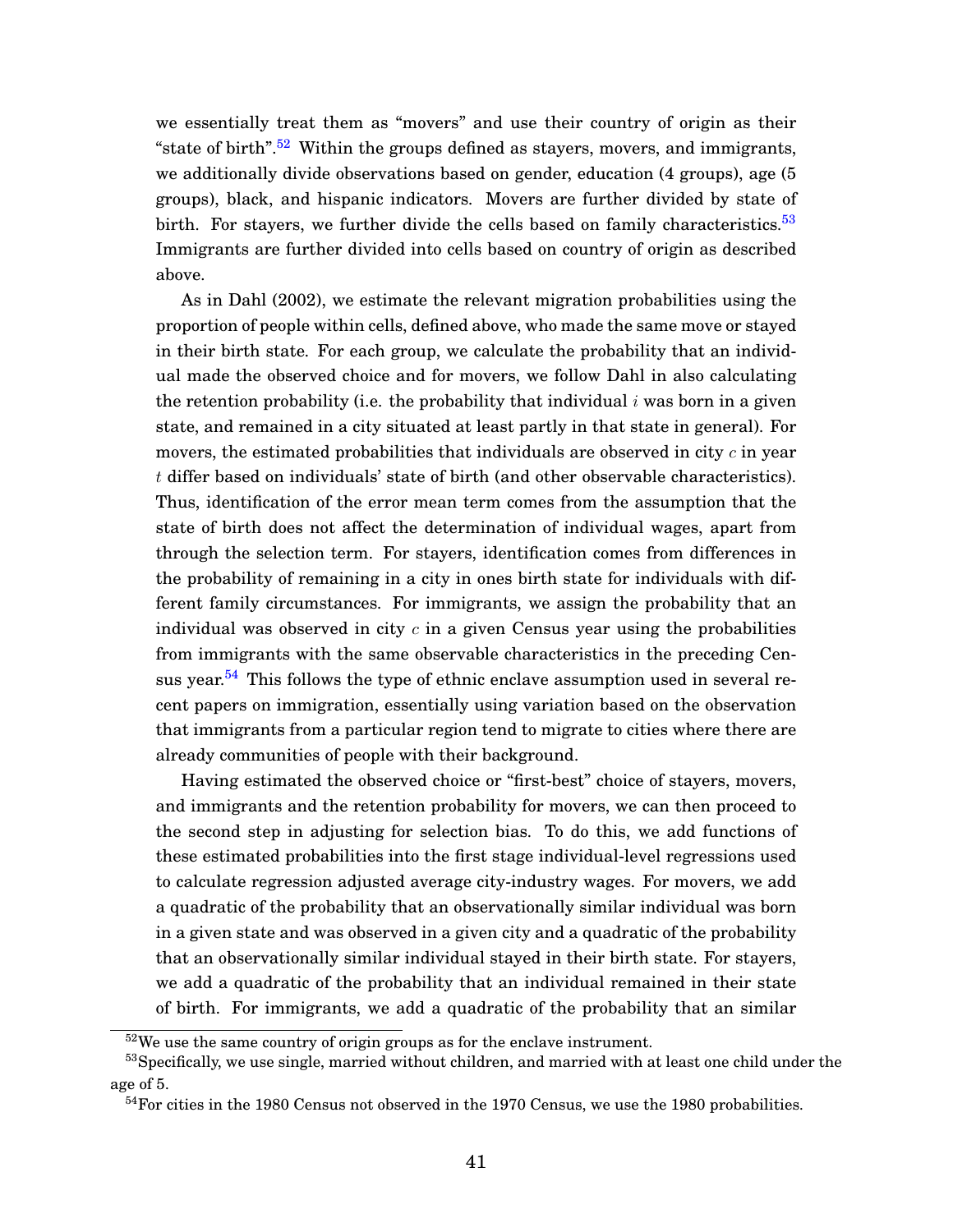we essentially treat them as "movers" and use their country of origin as their "state of birth".[52] Within the groups defined as stayers, movers, and immigrants, we additionally divide observations based on gender, education (4 groups), age (5 groups), black, and hispanic indicators. Movers are further divided by state of birth. For stayers, we further divide the cells based on family characteristics.[53] Immigrants are further divided into cells based on country of origin as described above.

As in Dahl (2002), we estimate the relevant migration probabilities using the proportion of people within cells, defined above, who made the same move or stayed in their birth state. For each group, we calculate the probability that an individual made the observed choice and for movers, we follow Dahl in also calculating the retention probability (i.e. the probability that individual $i$ was born in a given state, and remained in a city situated at least partly in that state in general). For movers, the estimated probabilities that individuals are observed in city $c$ in year $t$ differ based on individuals' state of birth (and other observable characteristics). Thus, identification of the error mean term comes from the assumption that the state of birth does not affect the determination of individual wages, apart from through the selection term. For stayers, identification comes from differences in the probability of remaining in a city in ones birth state for individuals with different family circumstances. For immigrants, we assign the probability that an individual was observed in city $c$ in a given Census year using the probabilities from immigrants with the same observable characteristics in the preceding Census year.[54] This follows the type of ethnic enclave assumption used in several recent papers on immigration, essentially using variation based on the observation that immigrants from a particular region tend to migrate to cities where there are already communities of people with their background.

Having estimated the observed choice or "first-best" choice of stayers, movers, and immigrants and the retention probability for movers, we can then proceed to the second step in adjusting for selection bias. To do this, we add functions of these estimated probabilities into the first stage individual-level regressions used to calculate regression adjusted average city-industry wages. For movers, we add a quadratic of the probability that an observationally similar individual was born in a given state and was observed in a given city and a quadratic of the probability that an observationally similar individual stayed in their birth state. For stayers, we add a quadratic of the probability that an individual remained in their state of birth. For immigrants, we add a quadratic of the probability that an similar

[52] We use the same country of origin groups as for the enclave instrument.

[53] Specifically, we use single, married without children, and married with at least one child under the age of 5.

[54] For cities in the 1980 Census not observed in the 1970 Census, we use the 1980 probabilities.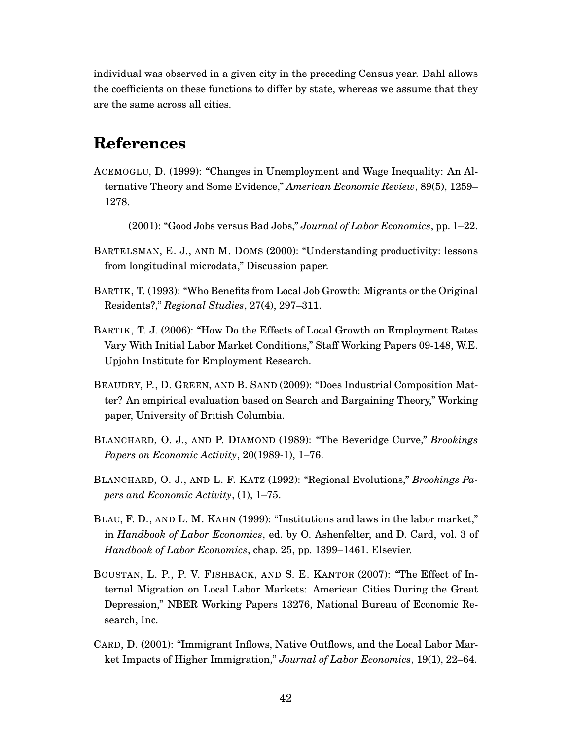individual was observed in a given city in the preceding Census year. Dahl allows the coefficients on these functions to differ by state, whereas we assume that they are the same across all cities.

# References

ACEMOGLU, D. (1999): "Changes in Unemployment and Wage Inequality: An Alternative Theory and Some Evidence," *American Economic Review*, 89(5), 1259–1278.

——— (2001): "Good Jobs versus Bad Jobs," *Journal of Labor Economics*, pp. 1–22.

BARTELSMAN, E. J., AND M. DOMS (2000): "Understanding productivity: lessons from longitudinal microdata," Discussion paper.

BARTIK, T. (1993): "Who Benefits from Local Job Growth: Migrants or the Original Residents?," *Regional Studies*, 27(4), 297–311.

BARTIK, T. J. (2006): "How Do the Effects of Local Growth on Employment Rates Vary With Initial Labor Market Conditions," Staff Working Papers 09-148, W.E. Upjohn Institute for Employment Research.

BEAUDRY, P., D. GREEN, AND B. SAND (2009): "Does Industrial Composition Matter? An empirical evaluation based on Search and Bargaining Theory," Working paper, University of British Columbia.

BLANCHARD, O. J., AND P. DIAMOND (1989): "The Beveridge Curve," *Brookings Papers on Economic Activity*, 20(1989-1), 1–76.

BLANCHARD, O. J., AND L. F. KATZ (1992): "Regional Evolutions," *Brookings Papers and Economic Activity*, (1), 1–75.

BLAU, F. D., AND L. M. KAHN (1999): "Institutions and laws in the labor market," in *Handbook of Labor Economics*, ed. by O. Ashenfelter, and D. Card, vol. 3 of *Handbook of Labor Economics*, chap. 25, pp. 1399–1461. Elsevier.

BOUSTAN, L. P., P. V. FISHBACK, AND S. E. KANTOR (2007): "The Effect of Internal Migration on Local Labor Markets: American Cities During the Great Depression," NBER Working Papers 13276, National Bureau of Economic Research, Inc.

CARD, D. (2001): "Immigrant Inflows, Native Outflows, and the Local Labor Market Impacts of Higher Immigration," *Journal of Labor Economics*, 19(1), 22–64.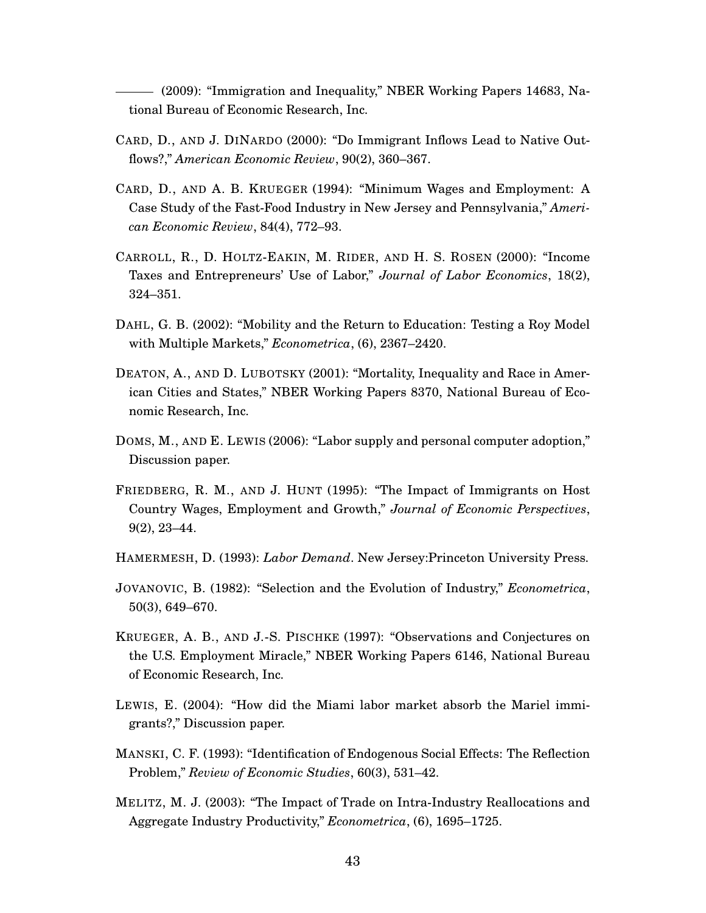——— (2009): "Immigration and Inequality," NBER Working Papers 14683, National Bureau of Economic Research, Inc.

Card, D., and J. DiNardo (2000): "Do Immigrant Inflows Lead to Native Outflows?," *American Economic Review*, 90(2), 360–367.

Card, D., and A. B. Krueger (1994): "Minimum Wages and Employment: A Case Study of the Fast-Food Industry in New Jersey and Pennsylvania," *American Economic Review*, 84(4), 772–93.

Carroll, R., D. Holtz-Eakin, M. Rider, and H. S. Rosen (2000): "Income Taxes and Entrepreneurs' Use of Labor," *Journal of Labor Economics*, 18(2), 324–351.

Dahl, G. B. (2002): "Mobility and the Return to Education: Testing a Roy Model with Multiple Markets," *Econometrica*, (6), 2367–2420.

Deaton, A., and D. Lubotsky (2001): "Mortality, Inequality and Race in American Cities and States," NBER Working Papers 8370, National Bureau of Economic Research, Inc.

Doms, M., and E. Lewis (2006): "Labor supply and personal computer adoption," Discussion paper.

Friedberg, R. M., and J. Hunt (1995): "The Impact of Immigrants on Host Country Wages, Employment and Growth," *Journal of Economic Perspectives*, 9(2), 23–44.

Hamermesh, D. (1993): *Labor Demand*. New Jersey:Princeton University Press.

Jovanovic, B. (1982): "Selection and the Evolution of Industry," *Econometrica*, 50(3), 649–670.

Krueger, A. B., and J.-S. Pischke (1997): "Observations and Conjectures on the U.S. Employment Miracle," NBER Working Papers 6146, National Bureau of Economic Research, Inc.

Lewis, E. (2004): "How did the Miami labor market absorb the Mariel immigrants?," Discussion paper.

Manski, C. F. (1993): "Identification of Endogenous Social Effects: The Reflection Problem," *Review of Economic Studies*, 60(3), 531–42.

Melitz, M. J. (2003): "The Impact of Trade on Intra-Industry Reallocations and Aggregate Industry Productivity," *Econometrica*, (6), 1695–1725.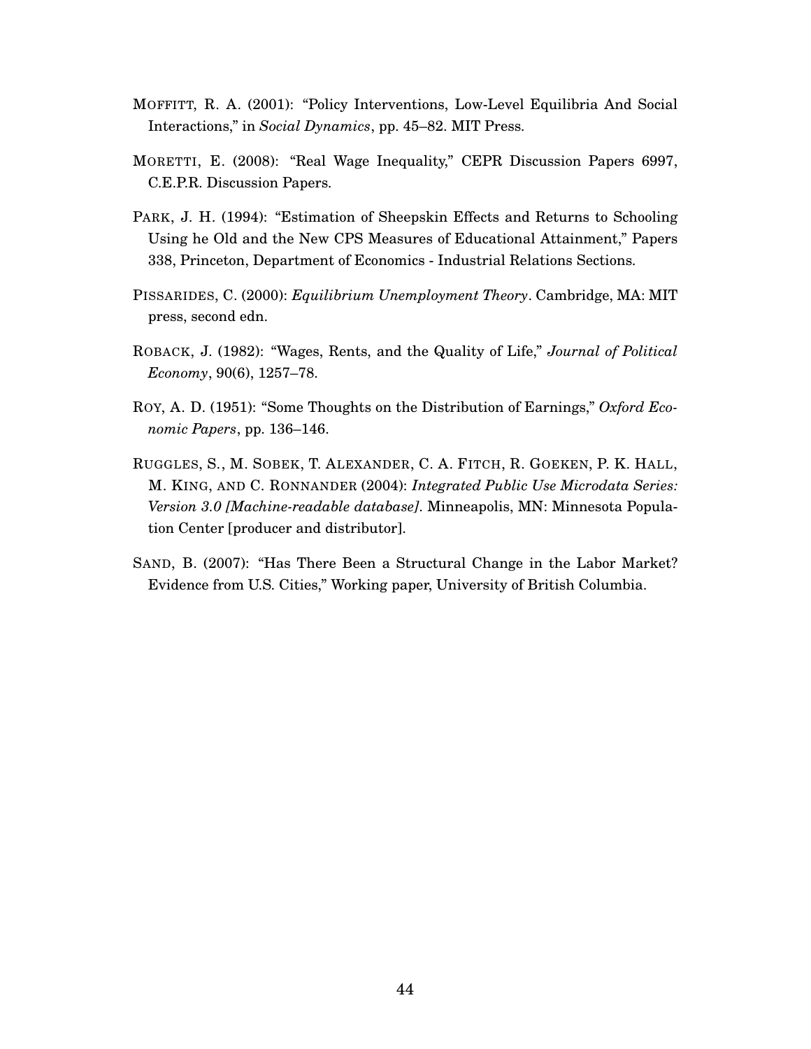MOFFITT, R. A. (2001): "Policy Interventions, Low-Level Equilibria And Social Interactions," in *Social Dynamics*, pp. 45–82. MIT Press.

MORETTI, E. (2008): "Real Wage Inequality," CEPR Discussion Papers 6997, C.E.P.R. Discussion Papers.

PARK, J. H. (1994): "Estimation of Sheepskin Effects and Returns to Schooling Using he Old and the New CPS Measures of Educational Attainment," Papers 338, Princeton, Department of Economics - Industrial Relations Sections.

PISSARIDES, C. (2000): *Equilibrium Unemployment Theory*. Cambridge, MA: MIT press, second edn.

ROBACK, J. (1982): "Wages, Rents, and the Quality of Life," *Journal of Political Economy*, 90(6), 1257–78.

ROY, A. D. (1951): "Some Thoughts on the Distribution of Earnings," *Oxford Economic Papers*, pp. 136–146.

RUGGLES, S., M. SOBEK, T. ALEXANDER, C. A. FITCH, R. GOEKEN, P. K. HALL, M. KING, AND C. RONNANDER (2004): *Integrated Public Use Microdata Series: Version 3.0 [Machine-readable database]*. Minneapolis, MN: Minnesota Population Center [producer and distributor].

SAND, B. (2007): "Has There Been a Structural Change in the Labor Market? Evidence from U.S. Cities," Working paper, University of British Columbia.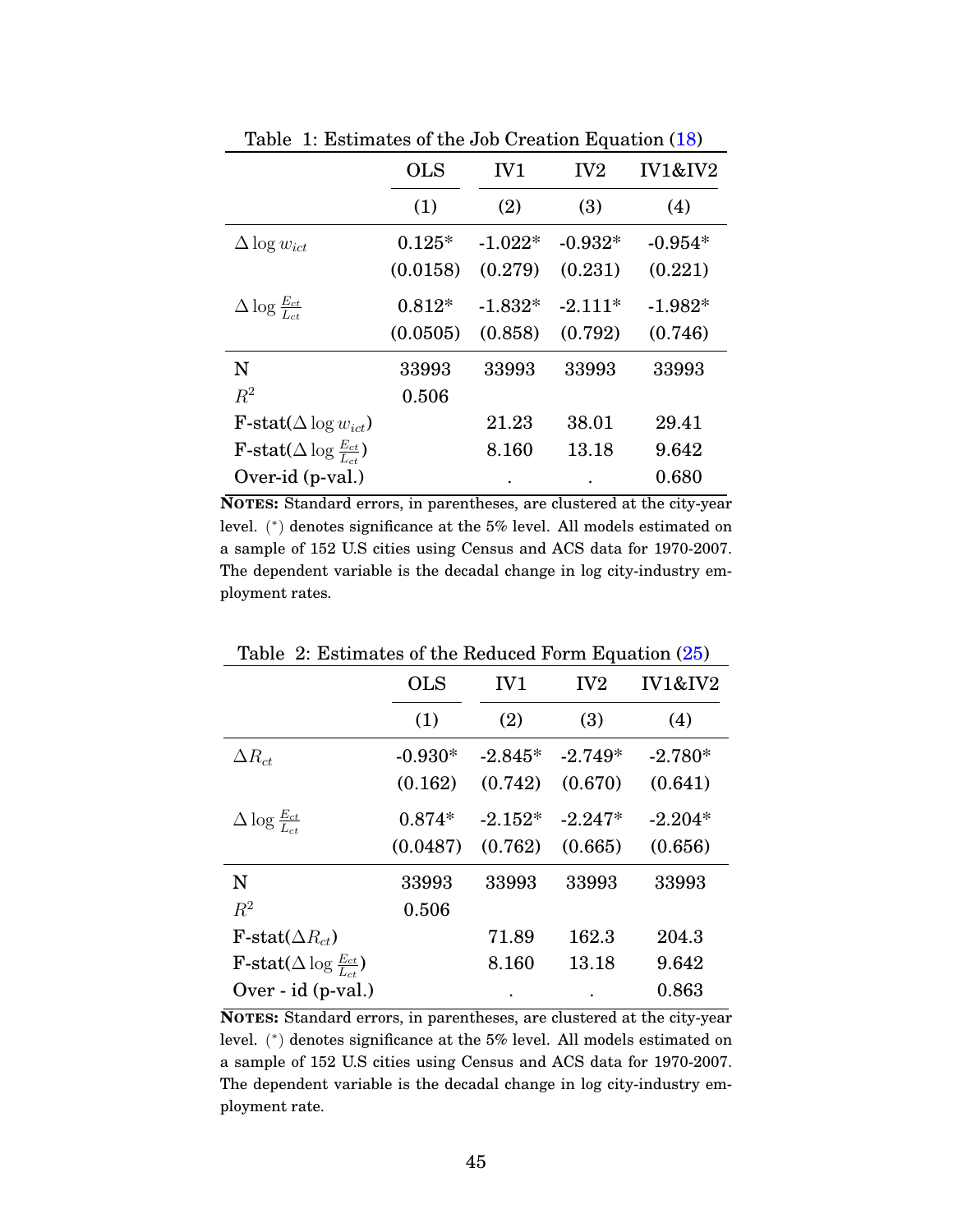Table 1: Estimates of the Job Creation Equation (18)

| | OLS | IV1 | IV2 | IV1&IV2 |
|---|---|---|---|---|
| | (1) | (2) | (3) | (4) |
| $\Delta \log w_{ict}$ | 0.125* | -1.022* | -0.932* | -0.954* |
| | (0.0158) | (0.279) | (0.231) | (0.221) |
| $\Delta \log \frac{E_{ct}}{L_{ct}}$ | 0.812* | -1.832* | -2.111* | -1.982* |
| | (0.0505) | (0.858) | (0.792) | (0.746) |
| N | 33993 | 33993 | 33993 | 33993 |
| $R^2$ | 0.506 | | | |
| F-stat($\Delta \log w_{ict}$) | | 21.23 | 38.01 | 29.41 |
| F-stat($\Delta \log \frac{E_{ct}}{L_{ct}}$) | | 8.160 | 13.18 | 9.642 |
| Over-id (p-val.) | | . | . | 0.680 |

**NOTES:** Standard errors, in parentheses, are clustered at the city-year level. (*) denotes significance at the 5% level. All models estimated on a sample of 152 U.S cities using Census and ACS data for 1970-2007. The dependent variable is the decadal change in log city-industry employment rates.

Table 2: Estimates of the Reduced Form Equation (25)

| | OLS | IV1 | IV2 | IV1&IV2 |
|---|---|---|---|---|
| | (1) | (2) | (3) | (4) |
| $\Delta R_{ct}$ | -0.930* | -2.845* | -2.749* | -2.780* |
| | (0.162) | (0.742) | (0.670) | (0.641) |
| $\Delta \log \frac{E_{ct}}{L_{ct}}$ | 0.874* | -2.152* | -2.247* | -2.204* |
| | (0.0487) | (0.762) | (0.665) | (0.656) |
| N | 33993 | 33993 | 33993 | 33993 |
| $R^2$ | 0.506 | | | |
| F-stat($\Delta R_{ct}$) | | 71.89 | 162.3 | 204.3 |
| F-stat($\Delta \log \frac{E_{ct}}{L_{ct}}$) | | 8.160 | 13.18 | 9.642 |
| Over - id (p-val.) | | . | . | 0.863 |

**NOTES:** Standard errors, in parentheses, are clustered at the city-year level. (*) denotes significance at the 5% level. All models estimated on a sample of 152 U.S cities using Census and ACS data for 1970-2007. The dependent variable is the decadal change in log city-industry employment rate.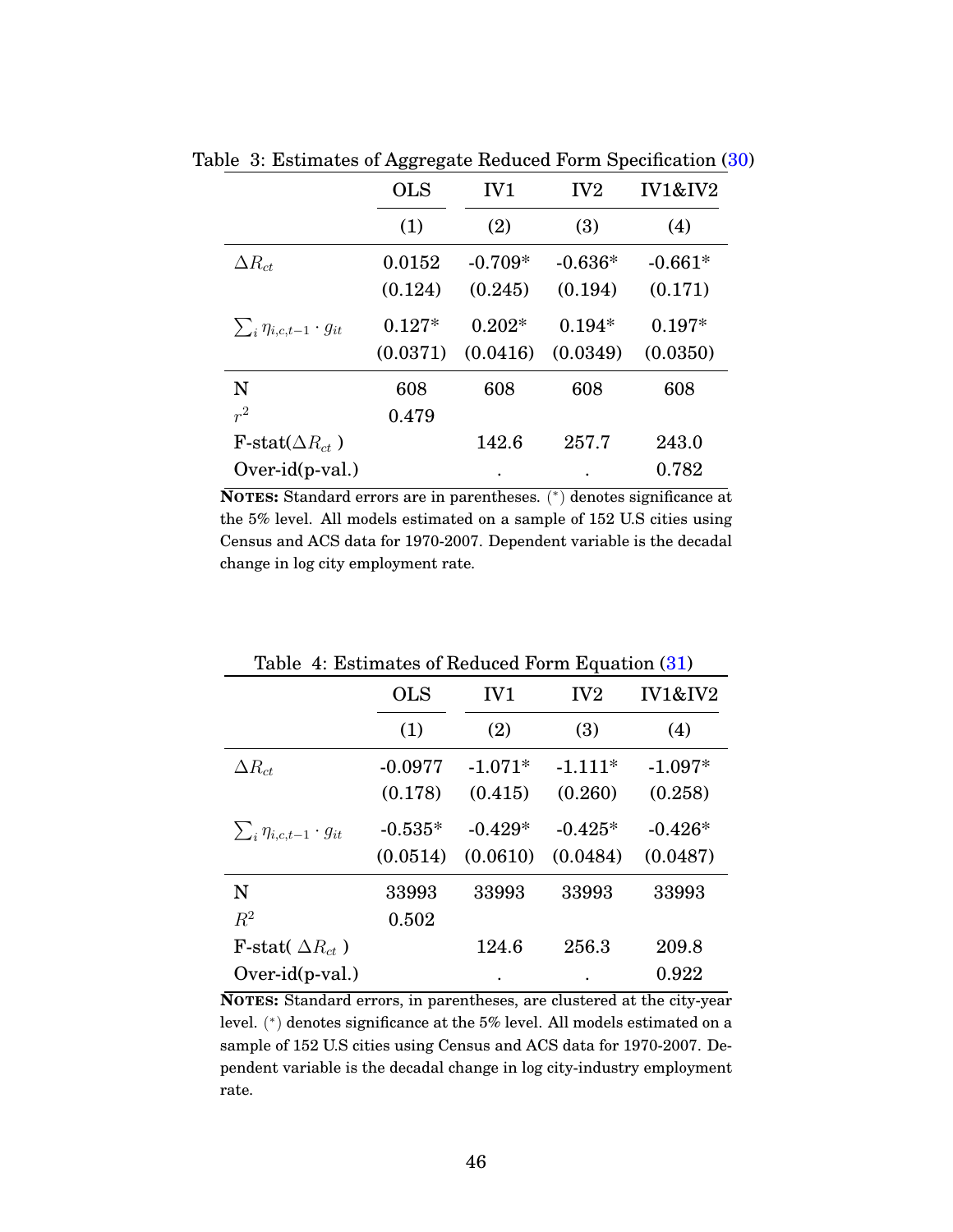Table 3: Estimates of Aggregate Reduced Form Specification (30)

| | OLS | IV1 | IV2 | IV1&IV2 |
|---|---|---|---|---|
| | (1) | (2) | (3) | (4) |
| $\Delta R_{ct}$ | 0.0152 | -0.709* | -0.636* | -0.661* |
| | (0.124) | (0.245) | (0.194) | (0.171) |
| $\sum_i \eta_{i,c,t-1} \cdot g_{it}$ | 0.127* | 0.202* | 0.194* | 0.197* |
| | (0.0371) | (0.0416) | (0.0349) | (0.0350) |
| N | 608 | 608 | 608 | 608 |
| $r^2$ | 0.479 | | | |
| F-stat($\Delta R_{ct}$ ) | | 142.6 | 257.7 | 243.0 |
| Over-id(p-val.) | | . | . | 0.782 |

**Notes:** Standard errors are in parentheses. (*) denotes significance at the 5% level. All models estimated on a sample of 152 U.S cities using Census and ACS data for 1970-2007. Dependent variable is the decadal change in log city employment rate.

Table 4: Estimates of Reduced Form Equation (31)

| | OLS | IV1 | IV2 | IV1&IV2 |
|---|---|---|---|---|
| | (1) | (2) | (3) | (4) |
| $\Delta R_{ct}$ | -0.0977 | -1.071* | -1.111* | -1.097* |
| | (0.178) | (0.415) | (0.260) | (0.258) |
| $\sum_i \eta_{i,c,t-1} \cdot g_{it}$ | -0.535* | -0.429* | -0.425* | -0.426* |
| | (0.0514) | (0.0610) | (0.0484) | (0.0487) |
| N | 33993 | 33993 | 33993 | 33993 |
| $R^2$ | 0.502 | | | |
| F-stat( $\Delta R_{ct}$ ) | | 124.6 | 256.3 | 209.8 |
| Over-id(p-val.) | | . | . | 0.922 |

**Notes:** Standard errors, in parentheses, are clustered at the city-year level. (*) denotes significance at the 5% level. All models estimated on a sample of 152 U.S cities using Census and ACS data for 1970-2007. Dependent variable is the decadal change in log city-industry employment rate.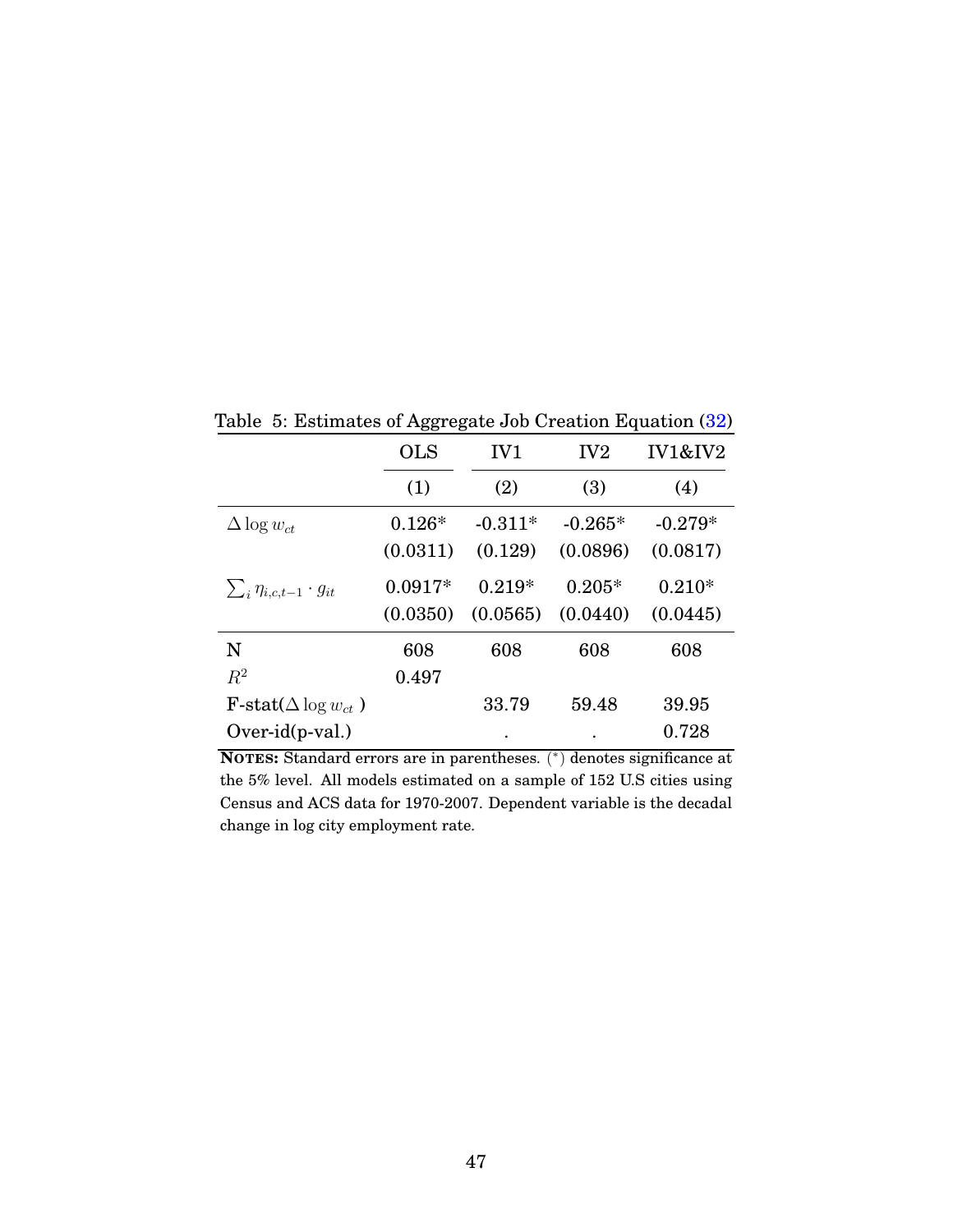Table 5: Estimates of Aggregate Job Creation Equation (32)

| | OLS | IV1 | IV2 | IV1&IV2 |
|---|---|---|---|---|
| | (1) | (2) | (3) | (4) |
| $\Delta \log w_{ct}$ | 0.126* | -0.311* | -0.265* | -0.279* |
| | (0.0311) | (0.129) | (0.0896) | (0.0817) |
| $\sum_i \eta_{i,c,t-1} \cdot g_{it}$ | 0.0917* | 0.219* | 0.205* | 0.210* |
| | (0.0350) | (0.0565) | (0.0440) | (0.0445) |
| N | 608 | 608 | 608 | 608 |
| $R^2$ | 0.497 | | | |
| F-stat($\Delta \log w_{ct}$ ) | | 33.79 | 59.48 | 39.95 |
| Over-id(p-val.) | | . | . | 0.728 |

**NOTES:** Standard errors are in parentheses. (*) denotes significance at the 5% level. All models estimated on a sample of 152 U.S cities using Census and ACS data for 1970-2007. Dependent variable is the decadal change in log city employment rate.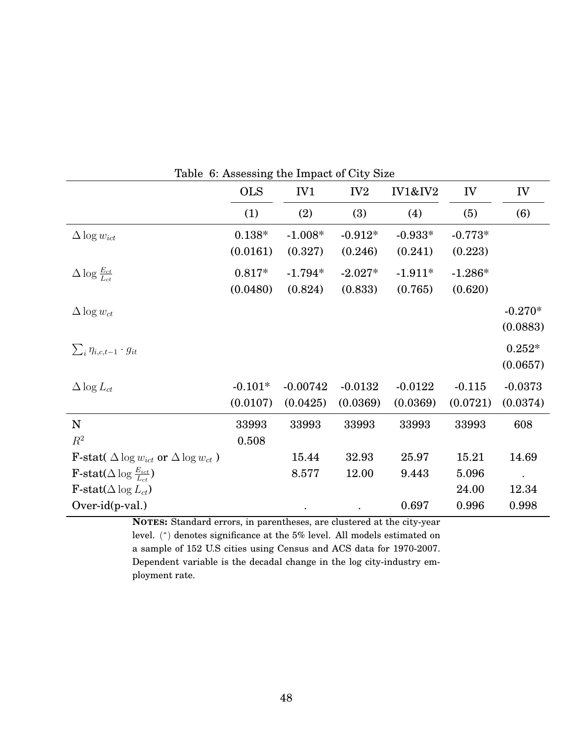Table 6: Assessing the Impact of City Size

| | OLS | IV1 | IV2 | IV1&IV2 | IV | IV |
|---|---|---|---|---|---|---|
| | (1) | (2) | (3) | (4) | (5) | (6) |
| $\Delta \log w_{ict}$ | 0.138* | -1.008* | -0.912* | -0.933* | -0.773* | |
| | (0.0161) | (0.327) | (0.246) | (0.241) | (0.223) | |
| $\Delta \log \frac{E_{ct}}{L_{ct}}$ | 0.817* | -1.794* | -2.027* | -1.911* | -1.286* | |
| | (0.0480) | (0.824) | (0.833) | (0.765) | (0.620) | |
| $\Delta \log w_{ct}$ | | | | | | -0.270* |
| | | | | | | (0.0883) |
| $\sum_i \eta_{i,c,t-1} \cdot g_{it}$ | | | | | | 0.252* |
| | | | | | | (0.0657) |
| $\Delta \log L_{ct}$ | -0.101* | -0.00742 | -0.0132 | -0.0122 | -0.115 | -0.0373 |
| | (0.0107) | (0.0425) | (0.0369) | (0.0369) | (0.0721) | (0.0374) |
| N | 33993 | 33993 | 33993 | 33993 | 33993 | 608 |
| $R^2$ | 0.508 | | | | | |
| F-stat( $\Delta \log w_{ict}$ or $\Delta \log w_{ct}$ ) | | 15.44 | 32.93 | 25.97 | 15.21 | 14.69 |
| F-stat($\Delta \log \frac{E_{ict}}{L_{ct}}$) | | 8.577 | 12.00 | 9.443 | 5.096 | . |
| F-stat($\Delta \log L_{ct}$) | | | | | 24.00 | 12.34 |
| Over-id(p-val.) | | . | . | 0.697 | 0.996 | 0.998 |

**NOTES:** Standard errors, in parentheses, are clustered at the city-year level. (*) denotes significance at the 5% level. All models estimated on a sample of 152 U.S cities using Census and ACS data for 1970-2007. Dependent variable is the decadal change in the log city-industry employment rate.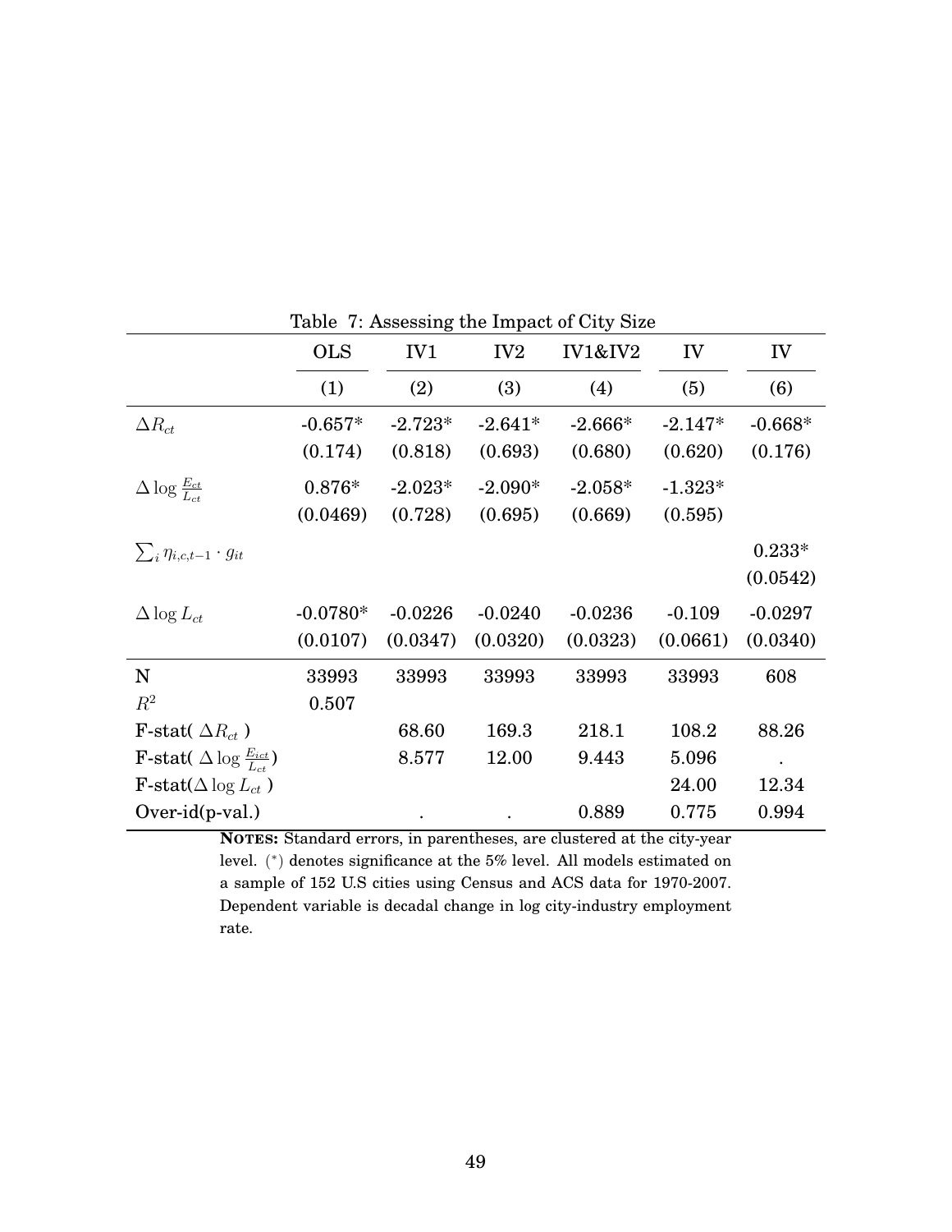Table 7: Assessing the Impact of City Size

| | OLS | IV1 | IV2 | IV1&IV2 | IV | IV |
|---|---|---|---|---|---|---|
| | (1) | (2) | (3) | (4) | (5) | (6) |
| $\Delta R_{ct}$ | -0.657* | -2.723* | -2.641* | -2.666* | -2.147* | -0.668* |
| | (0.174) | (0.818) | (0.693) | (0.680) | (0.620) | (0.176) |
| $\Delta \log \frac{E_{ct}}{L_{ct}}$ | 0.876* | -2.023* | -2.090* | -2.058* | -1.323* | |
| | (0.0469) | (0.728) | (0.695) | (0.669) | (0.595) | |
| $\sum_i \eta_{i,c,t-1} \cdot g_{it}$ | | | | | | 0.233* |
| | | | | | | (0.0542) |
| $\Delta \log L_{ct}$ | -0.0780* | -0.0226 | -0.0240 | -0.0236 | -0.109 | -0.0297 |
| | (0.0107) | (0.0347) | (0.0320) | (0.0323) | (0.0661) | (0.0340) |
| N | 33993 | 33993 | 33993 | 33993 | 33993 | 608 |
| $R^2$ | 0.507 | | | | | |
| F-stat( $\Delta R_{ct}$ ) | | 68.60 | 169.3 | 218.1 | 108.2 | 88.26 |
| F-stat( $\Delta \log \frac{E_{ict}}{L_{ct}}$) | | 8.577 | 12.00 | 9.443 | 5.096 | . |
| F-stat($\Delta \log L_{ct}$ ) | | | | | 24.00 | 12.34 |
| Over-id(p-val.) | | . | . | 0.889 | 0.775 | 0.994 |

**NOTES:** Standard errors, in parentheses, are clustered at the city-year level. (*) denotes significance at the 5% level. All models estimated on a sample of 152 U.S cities using Census and ACS data for 1970-2007. Dependent variable is decadal change in log city-industry employment rate.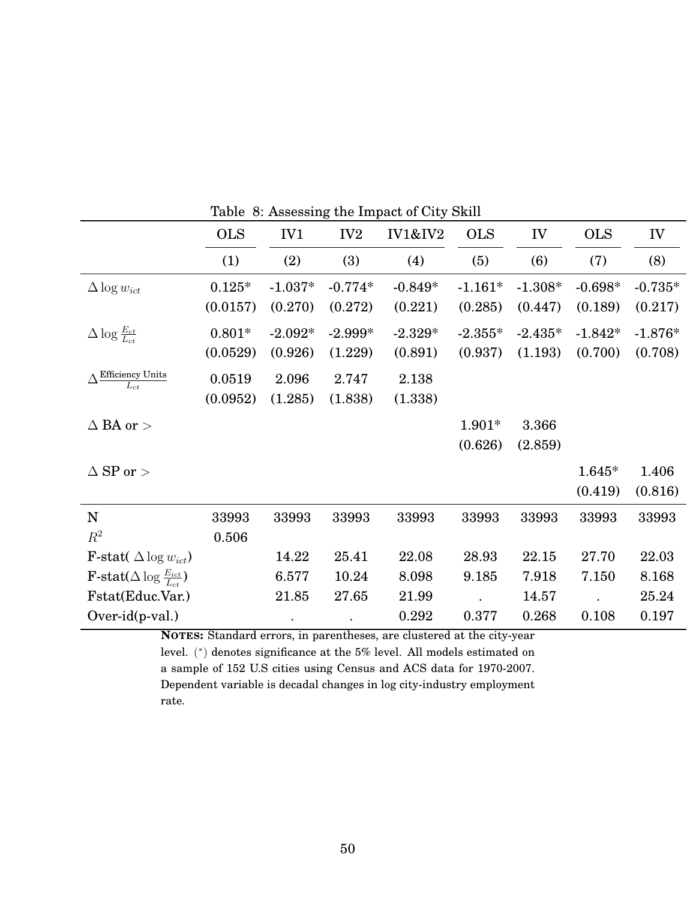Table 8: Assessing the Impact of City Skill

| | OLS | IV1 | IV2 | IV1&IV2 | OLS | IV | OLS | IV |
|---|---|---|---|---|---|---|---|---|
| | (1) | (2) | (3) | (4) | (5) | (6) | (7) | (8) |
| $\Delta \log w_{ict}$ | 0.125* | -1.037* | -0.774* | -0.849* | -1.161* | -1.308* | -0.698* | -0.735* |
| | (0.0157) | (0.270) | (0.272) | (0.221) | (0.285) | (0.447) | (0.189) | (0.217) |
| $\Delta \log \frac{E_{ct}}{L_{ct}}$ | 0.801* | -2.092* | -2.999* | -2.329* | -2.355* | -2.435* | -1.842* | -1.876* |
| | (0.0529) | (0.926) | (1.229) | (0.891) | (0.937) | (1.193) | (0.700) | (0.708) |
| $\Delta \frac{\text{Efficiency Units}}{L_{ct}}$ | 0.0519 | 2.096 | 2.747 | 2.138 | | | | |
| | (0.0952) | (1.285) | (1.838) | (1.338) | | | | |
| $\Delta$ BA or $>$ | | | | | 1.901* | 3.366 | | |
| | | | | | (0.626) | (2.859) | | |
| $\Delta$ SP or $>$ | | | | | | | 1.645* | 1.406 |
| | | | | | | | (0.419) | (0.816) |
| N | 33993 | 33993 | 33993 | 33993 | 33993 | 33993 | 33993 | 33993 |
| $R^2$ | 0.506 | | | | | | | |
| F-stat( $\Delta \log w_{ict}$) | | 14.22 | 25.41 | 22.08 | 28.93 | 22.15 | 27.70 | 22.03 |
| F-stat($\Delta \log \frac{E_{ict}}{L_{ct}}$) | | 6.577 | 10.24 | 8.098 | 9.185 | 7.918 | 7.150 | 8.168 |
| Fstat(Educ.Var.) | | 21.85 | 27.65 | 21.99 | . | 14.57 | . | 25.24 |
| Over-id(p-val.) | | . | . | 0.292 | 0.377 | 0.268 | 0.108 | 0.197 |

**NOTES:** Standard errors, in parentheses, are clustered at the city-year level. (*) denotes significance at the 5% level. All models estimated on a sample of 152 U.S cities using Census and ACS data for 1970-2007. Dependent variable is decadal changes in log city-industry employment rate.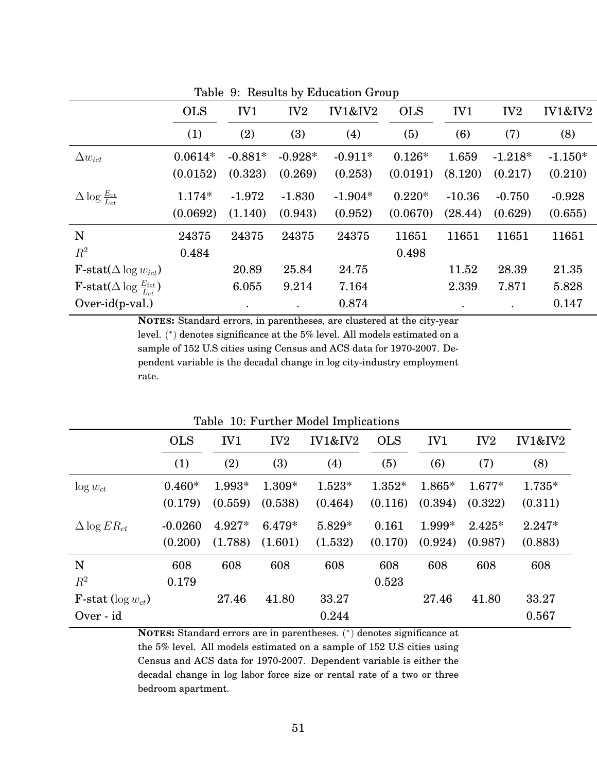Table 9: Results by Education Group

| | OLS | IV1 | IV2 | IV1&IV2 | OLS | IV1 | IV2 | IV1&IV2 |
|---|---|---|---|---|---|---|---|---|
| | (1) | (2) | (3) | (4) | (5) | (6) | (7) | (8) |
| $\Delta w_{ict}$ | 0.0614* | -0.881* | -0.928* | -0.911* | 0.126* | 1.659 | -1.218* | -1.150* |
| | (0.0152) | (0.323) | (0.269) | (0.253) | (0.0191) | (8.120) | (0.217) | (0.210) |
| $\Delta \log \frac{E_{ct}}{L_{ct}}$ | 1.174* | -1.972 | -1.830 | -1.904* | 0.220* | -10.36 | -0.750 | -0.928 |
| | (0.0692) | (1.140) | (0.943) | (0.952) | (0.0670) | (28.44) | (0.629) | (0.655) |
| N | 24375 | 24375 | 24375 | 24375 | 11651 | 11651 | 11651 | 11651 |
| $R^2$ | 0.484 | | | | 0.498 | | | |
| F-stat($\Delta \log w_{ict}$) | | 20.89 | 25.84 | 24.75 | | 11.52 | 28.39 | 21.35 |
| F-stat($\Delta \log \frac{E_{ict}}{L_{ct}}$) | | 6.055 | 9.214 | 7.164 | | 2.339 | 7.871 | 5.828 |
| Over-id(p-val.) | | . | . | 0.874 | | . | . | 0.147 |

**NOTES:** Standard errors, in parentheses, are clustered at the city-year level. (*) denotes significance at the 5% level. All models estimated on a sample of 152 U.S cities using Census and ACS data for 1970-2007. Dependent variable is the decadal change in log city-industry employment rate.

Table 10: Further Model Implications

| | OLS | IV1 | IV2 | IV1&IV2 | OLS | IV1 | IV2 | IV1&IV2 |
|---|---|---|---|---|---|---|---|---|
| | (1) | (2) | (3) | (4) | (5) | (6) | (7) | (8) |
| $\log w_{ct}$ | 0.460* | 1.993* | 1.309* | 1.523* | 1.352* | 1.865* | 1.677* | 1.735* |
| | (0.179) | (0.559) | (0.538) | (0.464) | (0.116) | (0.394) | (0.322) | (0.311) |
| $\Delta \log ER_{ct}$ | -0.0260 | 4.927* | 6.479* | 5.829* | 0.161 | 1.999* | 2.425* | 2.247* |
| | (0.200) | (1.788) | (1.601) | (1.532) | (0.170) | (0.924) | (0.987) | (0.883) |
| N | 608 | 608 | 608 | 608 | 608 | 608 | 608 | 608 |
| $R^2$ | 0.179 | | | | 0.523 | | | |
| F-stat ($\log w_{ct}$) | | 27.46 | 41.80 | 33.27 | | 27.46 | 41.80 | 33.27 |
| Over - id | | | | 0.244 | | | | 0.567 |

**NOTES:** Standard errors are in parentheses. (*) denotes significance at the 5% level. All models estimated on a sample of 152 U.S cities using Census and ACS data for 1970-2007. Dependent variable is either the decadal change in log labor force size or rental rate of a two or three bedroom apartment.